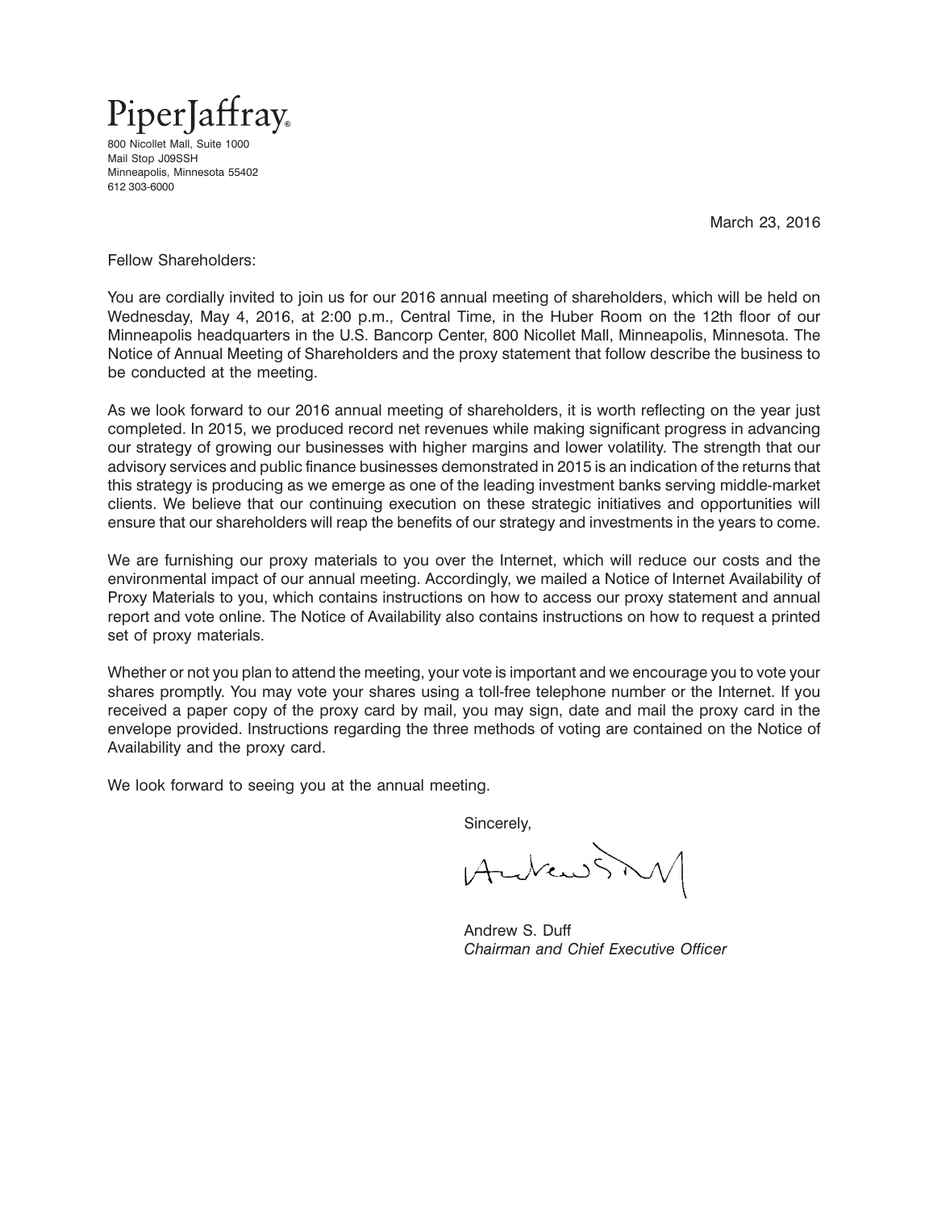# PiperJaffray®

800 Nicollet Mall, Suite 1000
Mail Stop J09SSH
Minneapolis, Minnesota 55402
612 303-6000

March 23, 2016

Fellow Shareholders:

You are cordially invited to join us for our 2016 annual meeting of shareholders, which will be held on Wednesday, May 4, 2016, at 2:00 p.m., Central Time, in the Huber Room on the 12th floor of our Minneapolis headquarters in the U.S. Bancorp Center, 800 Nicollet Mall, Minneapolis, Minnesota. The Notice of Annual Meeting of Shareholders and the proxy statement that follow describe the business to be conducted at the meeting.

As we look forward to our 2016 annual meeting of shareholders, it is worth reflecting on the year just completed. In 2015, we produced record net revenues while making significant progress in advancing our strategy of growing our businesses with higher margins and lower volatility. The strength that our advisory services and public finance businesses demonstrated in 2015 is an indication of the returns that this strategy is producing as we emerge as one of the leading investment banks serving middle-market clients. We believe that our continuing execution on these strategic initiatives and opportunities will ensure that our shareholders will reap the benefits of our strategy and investments in the years to come.

We are furnishing our proxy materials to you over the Internet, which will reduce our costs and the environmental impact of our annual meeting. Accordingly, we mailed a Notice of Internet Availability of Proxy Materials to you, which contains instructions on how to access our proxy statement and annual report and vote online. The Notice of Availability also contains instructions on how to request a printed set of proxy materials.

Whether or not you plan to attend the meeting, your vote is important and we encourage you to vote your shares promptly. You may vote your shares using a toll-free telephone number or the Internet. If you received a paper copy of the proxy card by mail, you may sign, date and mail the proxy card in the envelope provided. Instructions regarding the three methods of voting are contained on the Notice of Availability and the proxy card.

We look forward to seeing you at the annual meeting.

Sincerely,

Andrew S. Duff
*Chairman and Chief Executive Officer*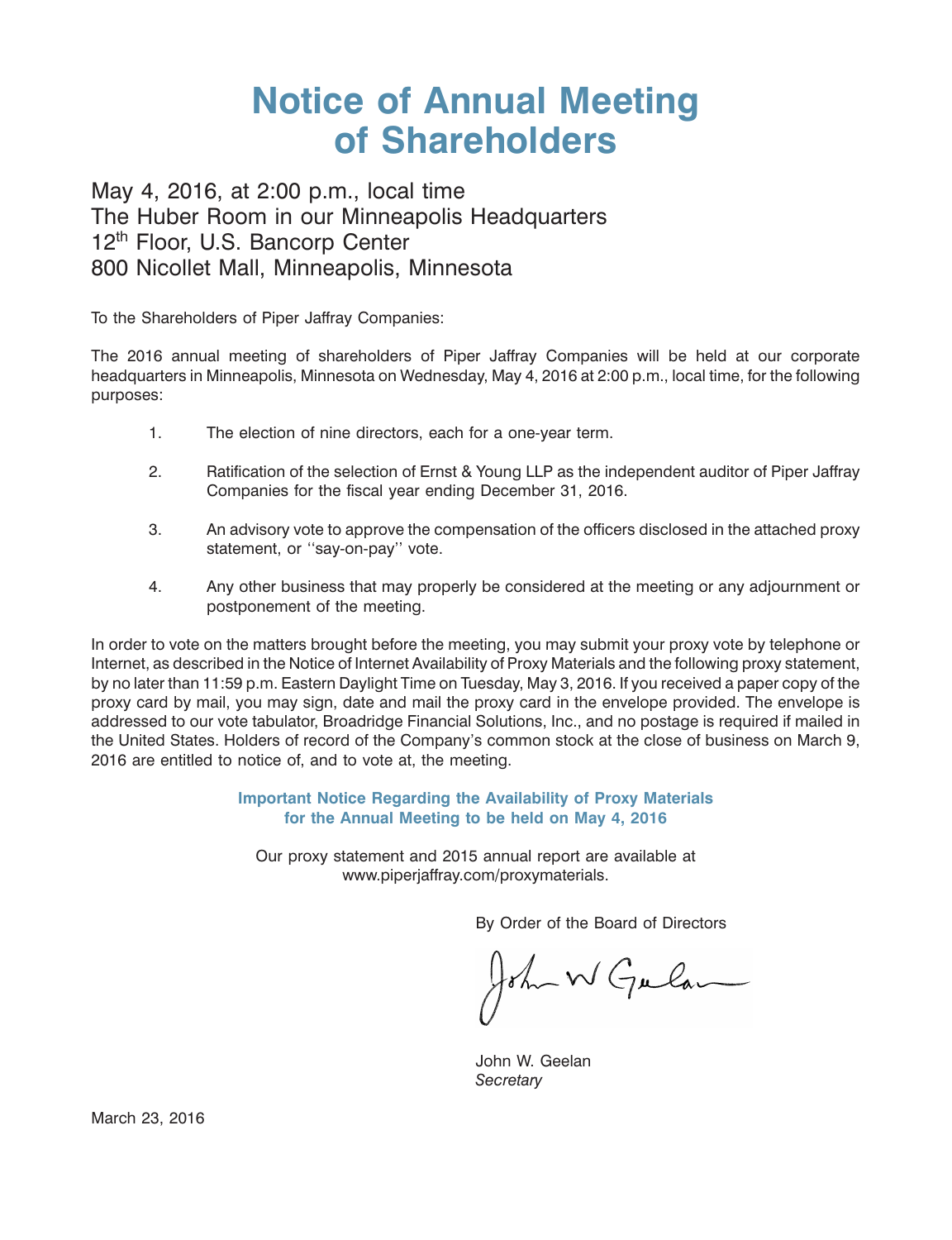# Notice of Annual Meeting of Shareholders

May 4, 2016, at 2:00 p.m., local time
The Huber Room in our Minneapolis Headquarters
12th Floor, U.S. Bancorp Center
800 Nicollet Mall, Minneapolis, Minnesota

To the Shareholders of Piper Jaffray Companies:

The 2016 annual meeting of shareholders of Piper Jaffray Companies will be held at our corporate headquarters in Minneapolis, Minnesota on Wednesday, May 4, 2016 at 2:00 p.m., local time, for the following purposes:

1. The election of nine directors, each for a one-year term.

2. Ratification of the selection of Ernst & Young LLP as the independent auditor of Piper Jaffray Companies for the fiscal year ending December 31, 2016.

3. An advisory vote to approve the compensation of the officers disclosed in the attached proxy statement, or ''say-on-pay'' vote.

4. Any other business that may properly be considered at the meeting or any adjournment or postponement of the meeting.

In order to vote on the matters brought before the meeting, you may submit your proxy vote by telephone or Internet, as described in the Notice of Internet Availability of Proxy Materials and the following proxy statement, by no later than 11:59 p.m. Eastern Daylight Time on Tuesday, May 3, 2016. If you received a paper copy of the proxy card by mail, you may sign, date and mail the proxy card in the envelope provided. The envelope is addressed to our vote tabulator, Broadridge Financial Solutions, Inc., and no postage is required if mailed in the United States. Holders of record of the Company's common stock at the close of business on March 9, 2016 are entitled to notice of, and to vote at, the meeting.

**Important Notice Regarding the Availability of Proxy Materials for the Annual Meeting to be held on May 4, 2016**

Our proxy statement and 2015 annual report are available at www.piperjaffray.com/proxymaterials.

By Order of the Board of Directors

John W. Geelan
*Secretary*

March 23, 2016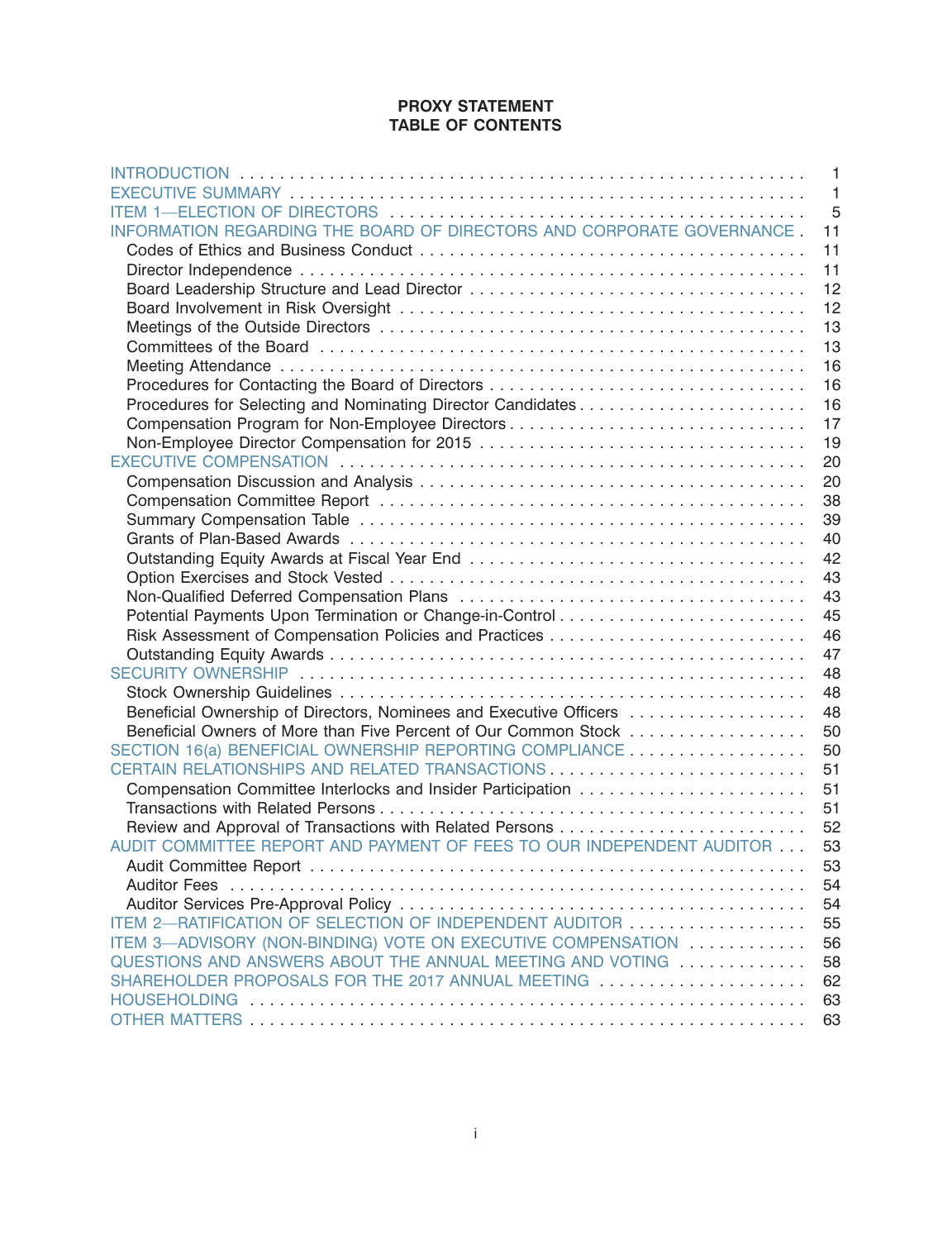# PROXY STATEMENT
## TABLE OF CONTENTS

| | |
|---|---|
| INTRODUCTION | 1 |
| EXECUTIVE SUMMARY | 1 |
| ITEM 1—ELECTION OF DIRECTORS | 5 |
| INFORMATION REGARDING THE BOARD OF DIRECTORS AND CORPORATE GOVERNANCE | 11 |
| Codes of Ethics and Business Conduct | 11 |
| Director Independence | 11 |
| Board Leadership Structure and Lead Director | 12 |
| Board Involvement in Risk Oversight | 12 |
| Meetings of the Outside Directors | 13 |
| Committees of the Board | 13 |
| Meeting Attendance | 16 |
| Procedures for Contacting the Board of Directors | 16 |
| Procedures for Selecting and Nominating Director Candidates | 16 |
| Compensation Program for Non-Employee Directors | 17 |
| Non-Employee Director Compensation for 2015 | 19 |
| EXECUTIVE COMPENSATION | 20 |
| Compensation Discussion and Analysis | 20 |
| Compensation Committee Report | 38 |
| Summary Compensation Table | 39 |
| Grants of Plan-Based Awards | 40 |
| Outstanding Equity Awards at Fiscal Year End | 42 |
| Option Exercises and Stock Vested | 43 |
| Non-Qualified Deferred Compensation Plans | 43 |
| Potential Payments Upon Termination or Change-in-Control | 45 |
| Risk Assessment of Compensation Policies and Practices | 46 |
| Outstanding Equity Awards | 47 |
| SECURITY OWNERSHIP | 48 |
| Stock Ownership Guidelines | 48 |
| Beneficial Ownership of Directors, Nominees and Executive Officers | 48 |
| Beneficial Owners of More than Five Percent of Our Common Stock | 50 |
| SECTION 16(a) BENEFICIAL OWNERSHIP REPORTING COMPLIANCE | 50 |
| CERTAIN RELATIONSHIPS AND RELATED TRANSACTIONS | 51 |
| Compensation Committee Interlocks and Insider Participation | 51 |
| Transactions with Related Persons | 51 |
| Review and Approval of Transactions with Related Persons | 52 |
| AUDIT COMMITTEE REPORT AND PAYMENT OF FEES TO OUR INDEPENDENT AUDITOR | 53 |
| Audit Committee Report | 53 |
| Auditor Fees | 54 |
| Auditor Services Pre-Approval Policy | 54 |
| ITEM 2—RATIFICATION OF SELECTION OF INDEPENDENT AUDITOR | 55 |
| ITEM 3—ADVISORY (NON-BINDING) VOTE ON EXECUTIVE COMPENSATION | 56 |
| QUESTIONS AND ANSWERS ABOUT THE ANNUAL MEETING AND VOTING | 58 |
| SHAREHOLDER PROPOSALS FOR THE 2017 ANNUAL MEETING | 62 |
| HOUSEHOLDING | 63 |
| OTHER MATTERS | 63 |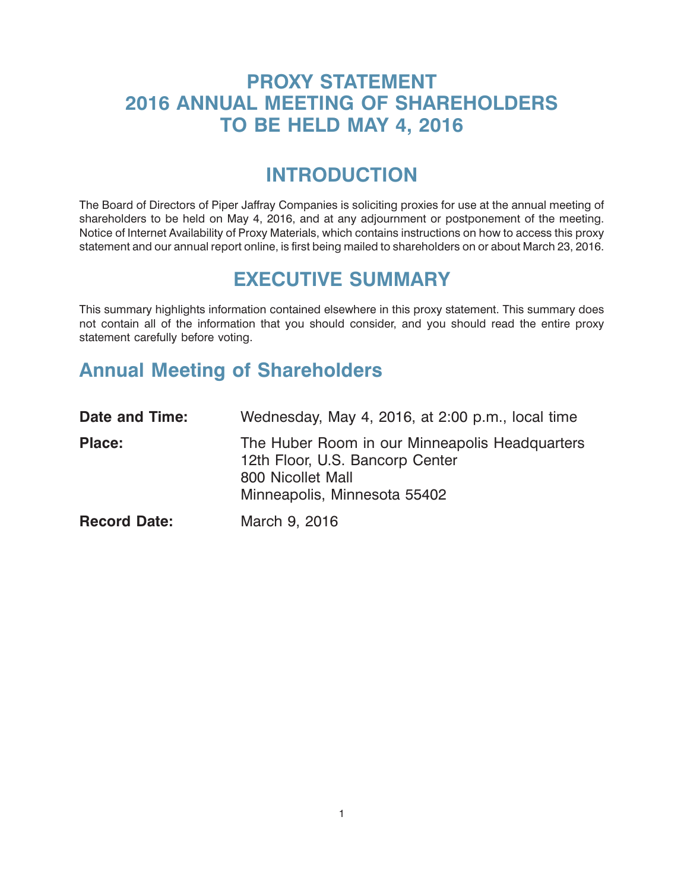# PROXY STATEMENT
# 2016 ANNUAL MEETING OF SHAREHOLDERS
# TO BE HELD MAY 4, 2016

## INTRODUCTION

The Board of Directors of Piper Jaffray Companies is soliciting proxies for use at the annual meeting of shareholders to be held on May 4, 2016, and at any adjournment or postponement of the meeting. Notice of Internet Availability of Proxy Materials, which contains instructions on how to access this proxy statement and our annual report online, is first being mailed to shareholders on or about March 23, 2016.

## EXECUTIVE SUMMARY

This summary highlights information contained elsewhere in this proxy statement. This summary does not contain all of the information that you should consider, and you should read the entire proxy statement carefully before voting.

### Annual Meeting of Shareholders

| | |
|---|---|
| **Date and Time:** | Wednesday, May 4, 2016, at 2:00 p.m., local time |
| **Place:** | The Huber Room in our Minneapolis Headquarters<br>12th Floor, U.S. Bancorp Center<br>800 Nicollet Mall<br>Minneapolis, Minnesota 55402 |
| **Record Date:** | March 9, 2016 |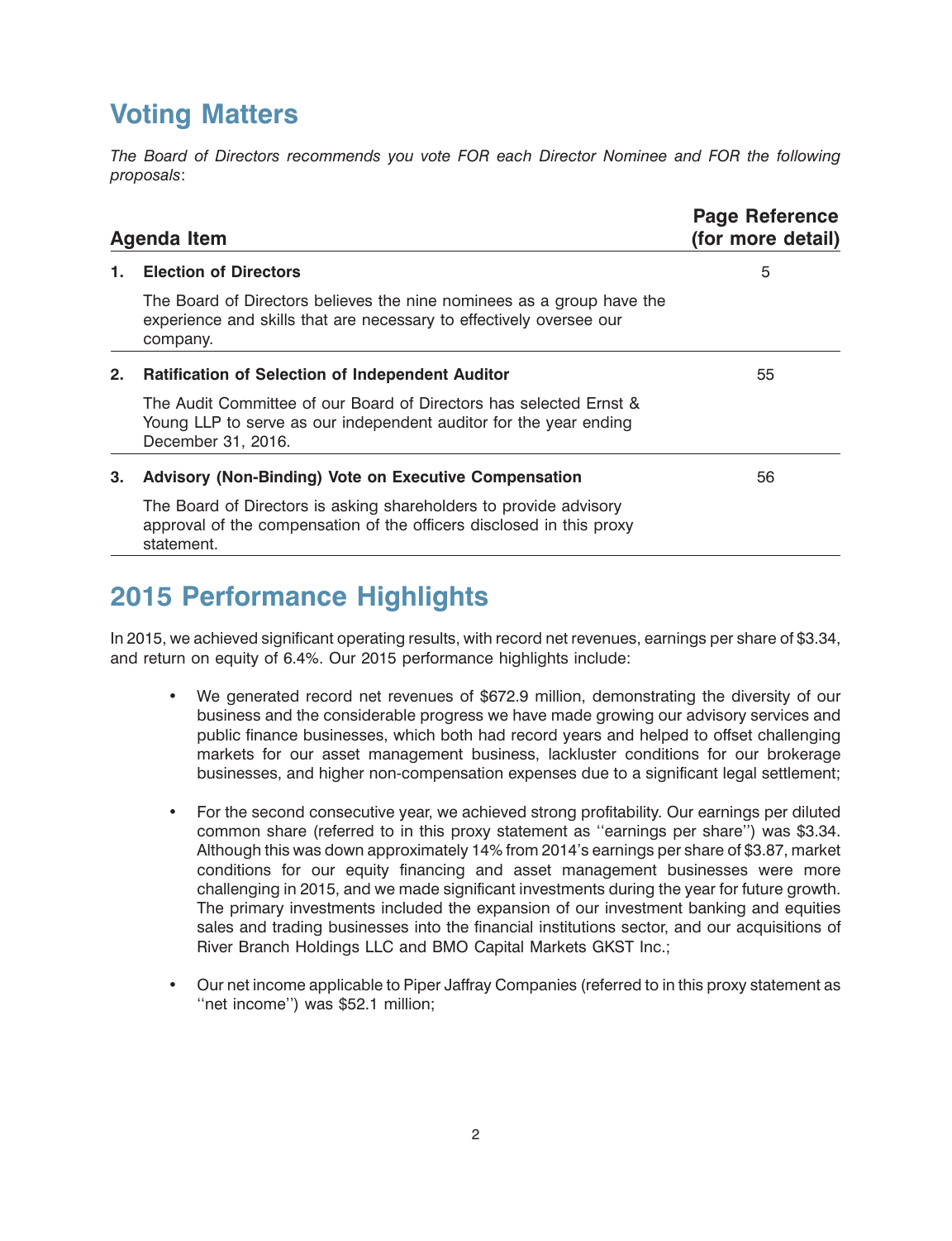## Voting Matters

*The Board of Directors recommends you vote FOR each Director Nominee and FOR the following proposals*:

| Agenda Item | Page Reference (for more detail) |
| --- | --- |
| **1. Election of Directors**<br>The Board of Directors believes the nine nominees as a group have the experience and skills that are necessary to effectively oversee our company. | 5 |
| **2. Ratification of Selection of Independent Auditor**<br>The Audit Committee of our Board of Directors has selected Ernst & Young LLP to serve as our independent auditor for the year ending December 31, 2016. | 55 |
| **3. Advisory (Non-Binding) Vote on Executive Compensation**<br>The Board of Directors is asking shareholders to provide advisory approval of the compensation of the officers disclosed in this proxy statement. | 56 |

## 2015 Performance Highlights

In 2015, we achieved significant operating results, with record net revenues, earnings per share of $3.34, and return on equity of 6.4%. Our 2015 performance highlights include:

- We generated record net revenues of $672.9 million, demonstrating the diversity of our business and the considerable progress we have made growing our advisory services and public finance businesses, which both had record years and helped to offset challenging markets for our asset management business, lackluster conditions for our brokerage businesses, and higher non-compensation expenses due to a significant legal settlement;
- For the second consecutive year, we achieved strong profitability. Our earnings per diluted common share (referred to in this proxy statement as ''earnings per share'') was $3.34. Although this was down approximately 14% from 2014's earnings per share of $3.87, market conditions for our equity financing and asset management businesses were more challenging in 2015, and we made significant investments during the year for future growth. The primary investments included the expansion of our investment banking and equities sales and trading businesses into the financial institutions sector, and our acquisitions of River Branch Holdings LLC and BMO Capital Markets GKST Inc.;
- Our net income applicable to Piper Jaffray Companies (referred to in this proxy statement as ''net income'') was $52.1 million;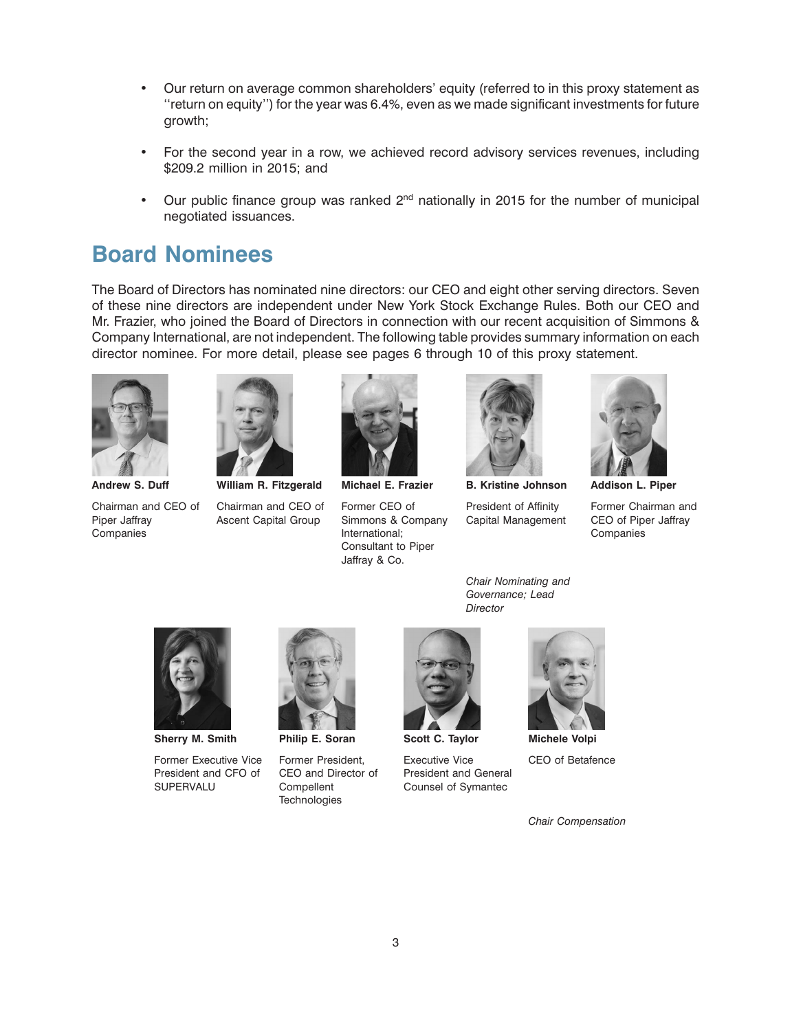- Our return on average common shareholders' equity (referred to in this proxy statement as ''return on equity'') for the year was 6.4%, even as we made significant investments for future growth;

- For the second year in a row, we achieved record advisory services revenues, including $209.2 million in 2015; and

- Our public finance group was ranked 2nd nationally in 2015 for the number of municipal negotiated issuances.

## Board Nominees

The Board of Directors has nominated nine directors: our CEO and eight other serving directors. Seven of these nine directors are independent under New York Stock Exchange Rules. Both our CEO and Mr. Frazier, who joined the Board of Directors in connection with our recent acquisition of Simmons & Company International, are not independent. The following table provides summary information on each director nominee. For more detail, please see pages 6 through 10 of this proxy statement.

**Andrew S. Duff**

Chairman and CEO of Piper Jaffray Companies

**William R. Fitzgerald**

Chairman and CEO of Ascent Capital Group

**Michael E. Frazier**

Former CEO of Simmons & Company International; Consultant to Piper Jaffray & Co.

**B. Kristine Johnson**

President of Affinity Capital Management

*Chair Nominating and Governance; Lead Director*

**Addison L. Piper**

Former Chairman and CEO of Piper Jaffray Companies

**Sherry M. Smith**

Former Executive Vice President and CFO of SUPERVALU

**Philip E. Soran**

Former President, CEO and Director of Compellent Technologies

**Scott C. Taylor**

Executive Vice President and General Counsel of Symantec

**Michele Volpi**

CEO of Betafence

*Chair Compensation*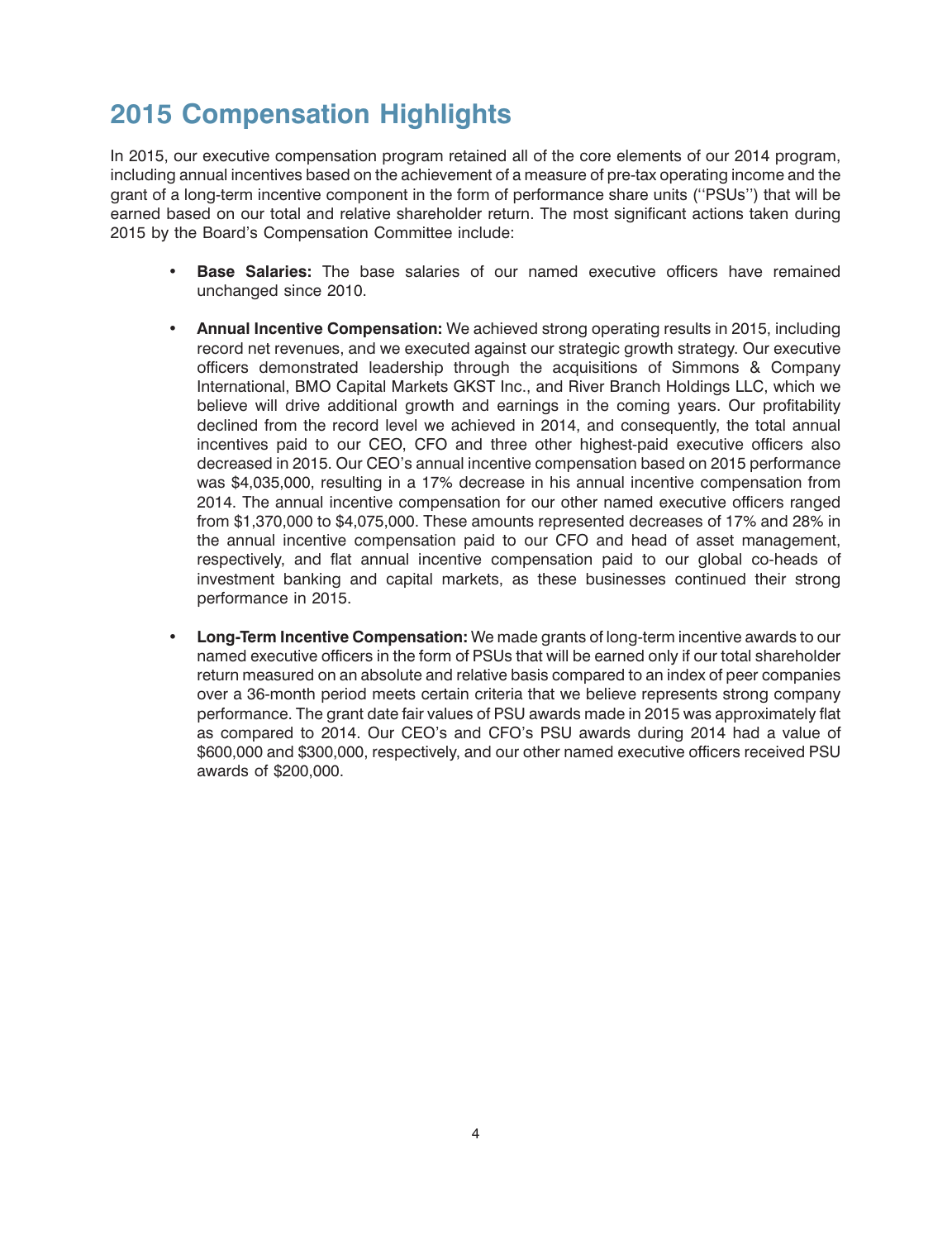# 2015 Compensation Highlights

In 2015, our executive compensation program retained all of the core elements of our 2014 program, including annual incentives based on the achievement of a measure of pre-tax operating income and the grant of a long-term incentive component in the form of performance share units (''PSUs'') that will be earned based on our total and relative shareholder return. The most significant actions taken during 2015 by the Board's Compensation Committee include:

- **Base Salaries:** The base salaries of our named executive officers have remained unchanged since 2010.

- **Annual Incentive Compensation:** We achieved strong operating results in 2015, including record net revenues, and we executed against our strategic growth strategy. Our executive officers demonstrated leadership through the acquisitions of Simmons & Company International, BMO Capital Markets GKST Inc., and River Branch Holdings LLC, which we believe will drive additional growth and earnings in the coming years. Our profitability declined from the record level we achieved in 2014, and consequently, the total annual incentives paid to our CEO, CFO and three other highest-paid executive officers also decreased in 2015. Our CEO's annual incentive compensation based on 2015 performance was $4,035,000, resulting in a 17% decrease in his annual incentive compensation from 2014. The annual incentive compensation for our other named executive officers ranged from $1,370,000 to $4,075,000. These amounts represented decreases of 17% and 28% in the annual incentive compensation paid to our CFO and head of asset management, respectively, and flat annual incentive compensation paid to our global co-heads of investment banking and capital markets, as these businesses continued their strong performance in 2015.

- **Long-Term Incentive Compensation:** We made grants of long-term incentive awards to our named executive officers in the form of PSUs that will be earned only if our total shareholder return measured on an absolute and relative basis compared to an index of peer companies over a 36-month period meets certain criteria that we believe represents strong company performance. The grant date fair values of PSU awards made in 2015 was approximately flat as compared to 2014. Our CEO's and CFO's PSU awards during 2014 had a value of $600,000 and $300,000, respectively, and our other named executive officers received PSU awards of $200,000.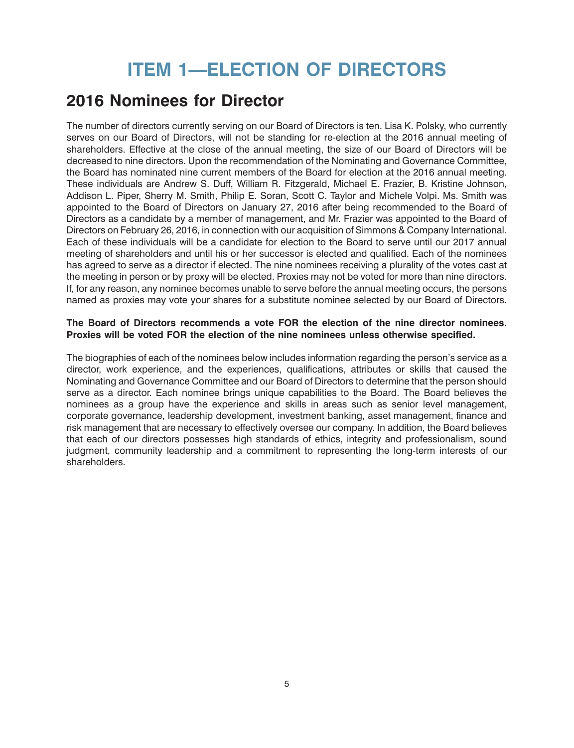# ITEM 1—ELECTION OF DIRECTORS

## 2016 Nominees for Director

The number of directors currently serving on our Board of Directors is ten. Lisa K. Polsky, who currently serves on our Board of Directors, will not be standing for re-election at the 2016 annual meeting of shareholders. Effective at the close of the annual meeting, the size of our Board of Directors will be decreased to nine directors. Upon the recommendation of the Nominating and Governance Committee, the Board has nominated nine current members of the Board for election at the 2016 annual meeting. These individuals are Andrew S. Duff, William R. Fitzgerald, Michael E. Frazier, B. Kristine Johnson, Addison L. Piper, Sherry M. Smith, Philip E. Soran, Scott C. Taylor and Michele Volpi. Ms. Smith was appointed to the Board of Directors on January 27, 2016 after being recommended to the Board of Directors as a candidate by a member of management, and Mr. Frazier was appointed to the Board of Directors on February 26, 2016, in connection with our acquisition of Simmons & Company International. Each of these individuals will be a candidate for election to the Board to serve until our 2017 annual meeting of shareholders and until his or her successor is elected and qualified. Each of the nominees has agreed to serve as a director if elected. The nine nominees receiving a plurality of the votes cast at the meeting in person or by proxy will be elected. Proxies may not be voted for more than nine directors. If, for any reason, any nominee becomes unable to serve before the annual meeting occurs, the persons named as proxies may vote your shares for a substitute nominee selected by our Board of Directors.

**The Board of Directors recommends a vote FOR the election of the nine director nominees. Proxies will be voted FOR the election of the nine nominees unless otherwise specified.**

The biographies of each of the nominees below includes information regarding the person's service as a director, work experience, and the experiences, qualifications, attributes or skills that caused the Nominating and Governance Committee and our Board of Directors to determine that the person should serve as a director. Each nominee brings unique capabilities to the Board. The Board believes the nominees as a group have the experience and skills in areas such as senior level management, corporate governance, leadership development, investment banking, asset management, finance and risk management that are necessary to effectively oversee our company. In addition, the Board believes that each of our directors possesses high standards of ethics, integrity and professionalism, sound judgment, community leadership and a commitment to representing the long-term interests of our shareholders.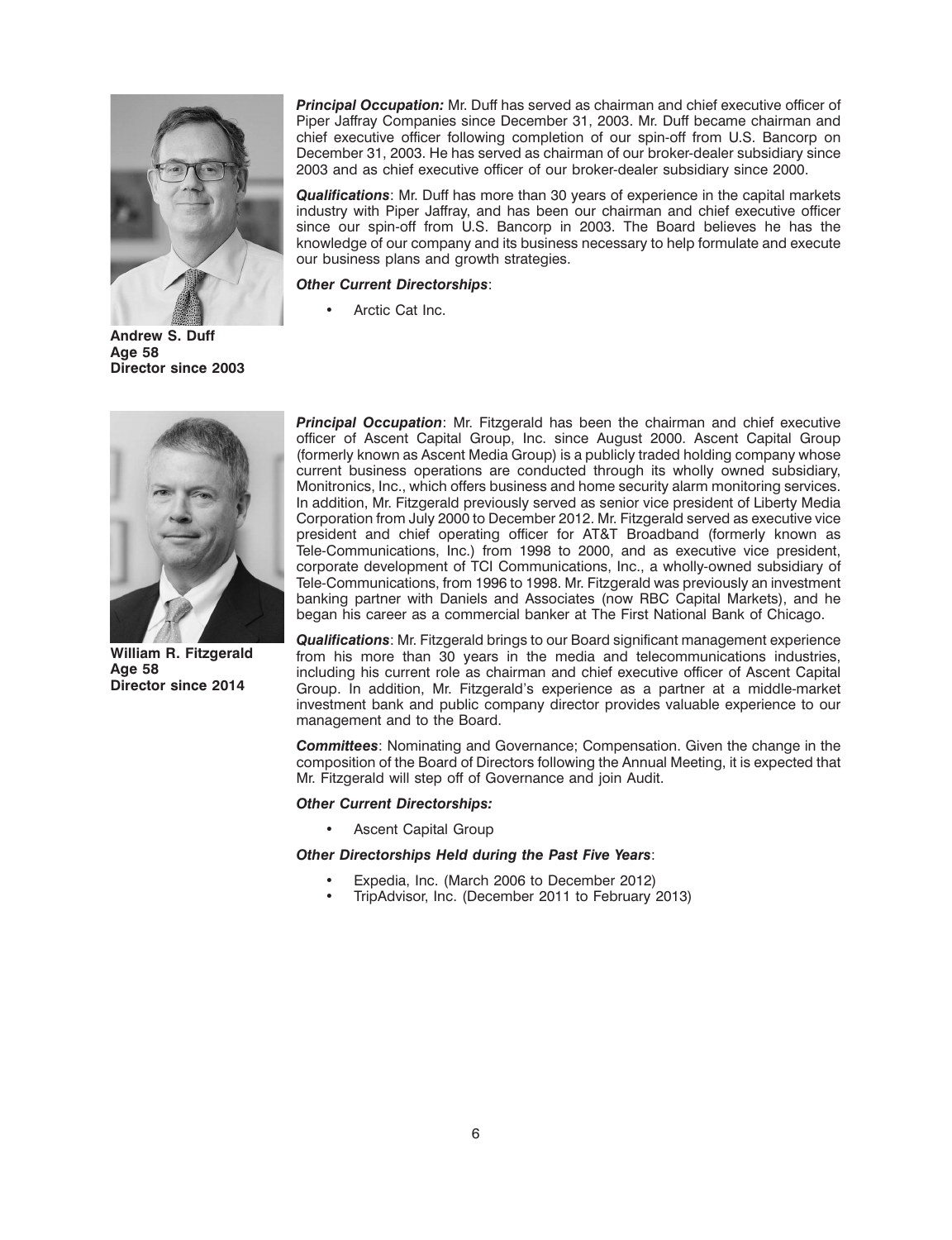**Andrew S. Duff**
**Age 58**
**Director since 2003**

***Principal Occupation:*** Mr. Duff has served as chairman and chief executive officer of Piper Jaffray Companies since December 31, 2003. Mr. Duff became chairman and chief executive officer following completion of our spin-off from U.S. Bancorp on December 31, 2003. He has served as chairman of our broker-dealer subsidiary since 2003 and as chief executive officer of our broker-dealer subsidiary since 2000.

***Qualifications***: Mr. Duff has more than 30 years of experience in the capital markets industry with Piper Jaffray, and has been our chairman and chief executive officer since our spin-off from U.S. Bancorp in 2003. The Board believes he has the knowledge of our company and its business necessary to help formulate and execute our business plans and growth strategies.

***Other Current Directorships***:

- Arctic Cat Inc.

**William R. Fitzgerald**
**Age 58**
**Director since 2014**

***Principal Occupation***: Mr. Fitzgerald has been the chairman and chief executive officer of Ascent Capital Group, Inc. since August 2000. Ascent Capital Group (formerly known as Ascent Media Group) is a publicly traded holding company whose current business operations are conducted through its wholly owned subsidiary, Monitronics, Inc., which offers business and home security alarm monitoring services. In addition, Mr. Fitzgerald previously served as senior vice president of Liberty Media Corporation from July 2000 to December 2012. Mr. Fitzgerald served as executive vice president and chief operating officer for AT&T Broadband (formerly known as Tele-Communications, Inc.) from 1998 to 2000, and as executive vice president, corporate development of TCI Communications, Inc., a wholly-owned subsidiary of Tele-Communications, from 1996 to 1998. Mr. Fitzgerald was previously an investment banking partner with Daniels and Associates (now RBC Capital Markets), and he began his career as a commercial banker at The First National Bank of Chicago.

***Qualifications***: Mr. Fitzgerald brings to our Board significant management experience from his more than 30 years in the media and telecommunications industries, including his current role as chairman and chief executive officer of Ascent Capital Group. In addition, Mr. Fitzgerald's experience as a partner at a middle-market investment bank and public company director provides valuable experience to our management and to the Board.

***Committees***: Nominating and Governance; Compensation. Given the change in the composition of the Board of Directors following the Annual Meeting, it is expected that Mr. Fitzgerald will step off of Governance and join Audit.

***Other Current Directorships:***

- Ascent Capital Group

***Other Directorships Held during the Past Five Years***:

- Expedia, Inc. (March 2006 to December 2012)
- TripAdvisor, Inc. (December 2011 to February 2013)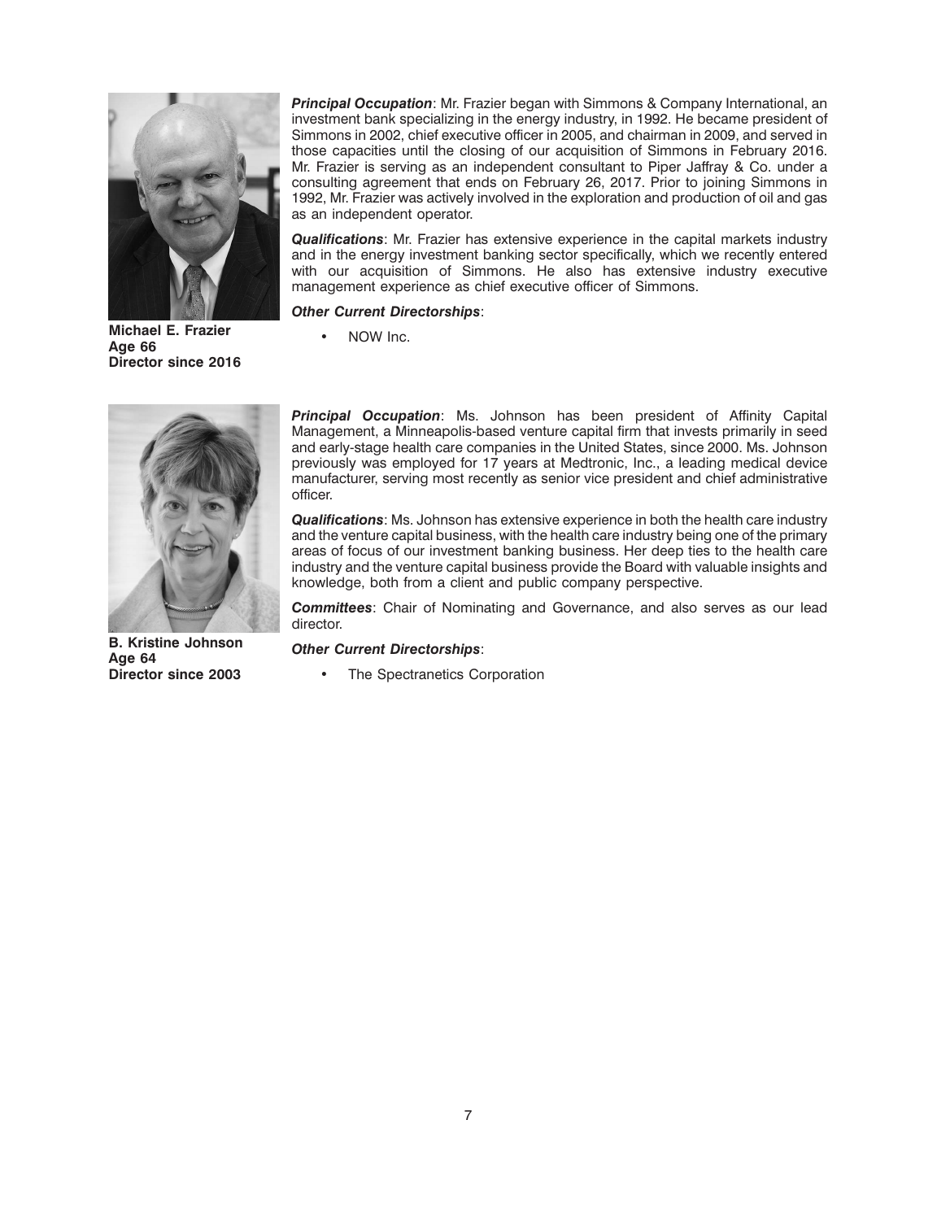**Michael E. Frazier**
**Age 66**
**Director since 2016**

***Principal Occupation***: Mr. Frazier began with Simmons & Company International, an investment bank specializing in the energy industry, in 1992. He became president of Simmons in 2002, chief executive officer in 2005, and chairman in 2009, and served in those capacities until the closing of our acquisition of Simmons in February 2016. Mr. Frazier is serving as an independent consultant to Piper Jaffray & Co. under a consulting agreement that ends on February 26, 2017. Prior to joining Simmons in 1992, Mr. Frazier was actively involved in the exploration and production of oil and gas as an independent operator.

***Qualifications***: Mr. Frazier has extensive experience in the capital markets industry and in the energy investment banking sector specifically, which we recently entered with our acquisition of Simmons. He also has extensive industry executive management experience as chief executive officer of Simmons.

***Other Current Directorships***:

- NOW Inc.

**B. Kristine Johnson**
**Age 64**
**Director since 2003**

***Principal Occupation***: Ms. Johnson has been president of Affinity Capital Management, a Minneapolis-based venture capital firm that invests primarily in seed and early-stage health care companies in the United States, since 2000. Ms. Johnson previously was employed for 17 years at Medtronic, Inc., a leading medical device manufacturer, serving most recently as senior vice president and chief administrative officer.

***Qualifications***: Ms. Johnson has extensive experience in both the health care industry and the venture capital business, with the health care industry being one of the primary areas of focus of our investment banking business. Her deep ties to the health care industry and the venture capital business provide the Board with valuable insights and knowledge, both from a client and public company perspective.

***Committees***: Chair of Nominating and Governance, and also serves as our lead director.

***Other Current Directorships***:

- The Spectranetics Corporation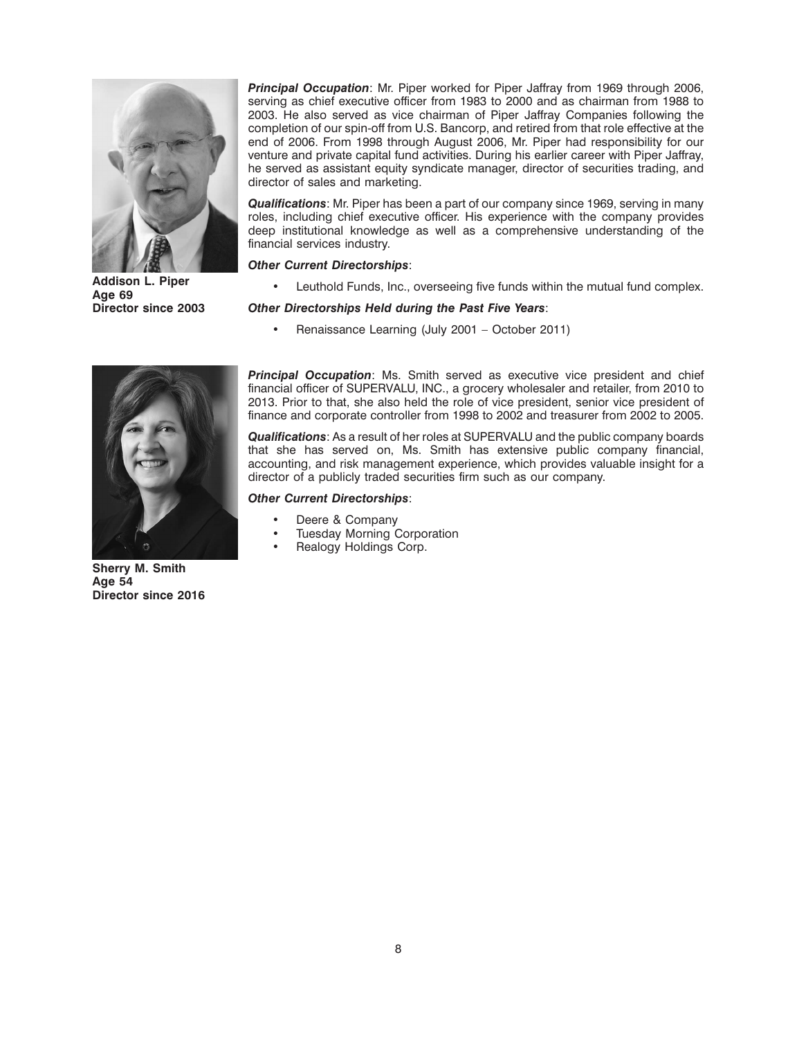**Addison L. Piper**
**Age 69**
**Director since 2003**

***Principal Occupation***: Mr. Piper worked for Piper Jaffray from 1969 through 2006, serving as chief executive officer from 1983 to 2000 and as chairman from 1988 to 2003. He also served as vice chairman of Piper Jaffray Companies following the completion of our spin-off from U.S. Bancorp, and retired from that role effective at the end of 2006. From 1998 through August 2006, Mr. Piper had responsibility for our venture and private capital fund activities. During his earlier career with Piper Jaffray, he served as assistant equity syndicate manager, director of securities trading, and director of sales and marketing.

***Qualifications***: Mr. Piper has been a part of our company since 1969, serving in many roles, including chief executive officer. His experience with the company provides deep institutional knowledge as well as a comprehensive understanding of the financial services industry.

***Other Current Directorships***:

- Leuthold Funds, Inc., overseeing five funds within the mutual fund complex.

***Other Directorships Held during the Past Five Years***:

- Renaissance Learning (July 2001 – October 2011)

**Sherry M. Smith**
**Age 54**
**Director since 2016**

***Principal Occupation***: Ms. Smith served as executive vice president and chief financial officer of SUPERVALU, INC., a grocery wholesaler and retailer, from 2010 to 2013. Prior to that, she also held the role of vice president, senior vice president of finance and corporate controller from 1998 to 2002 and treasurer from 2002 to 2005.

***Qualifications***: As a result of her roles at SUPERVALU and the public company boards that she has served on, Ms. Smith has extensive public company financial, accounting, and risk management experience, which provides valuable insight for a director of a publicly traded securities firm such as our company.

***Other Current Directorships***:

- Deere & Company
- Tuesday Morning Corporation
- Realogy Holdings Corp.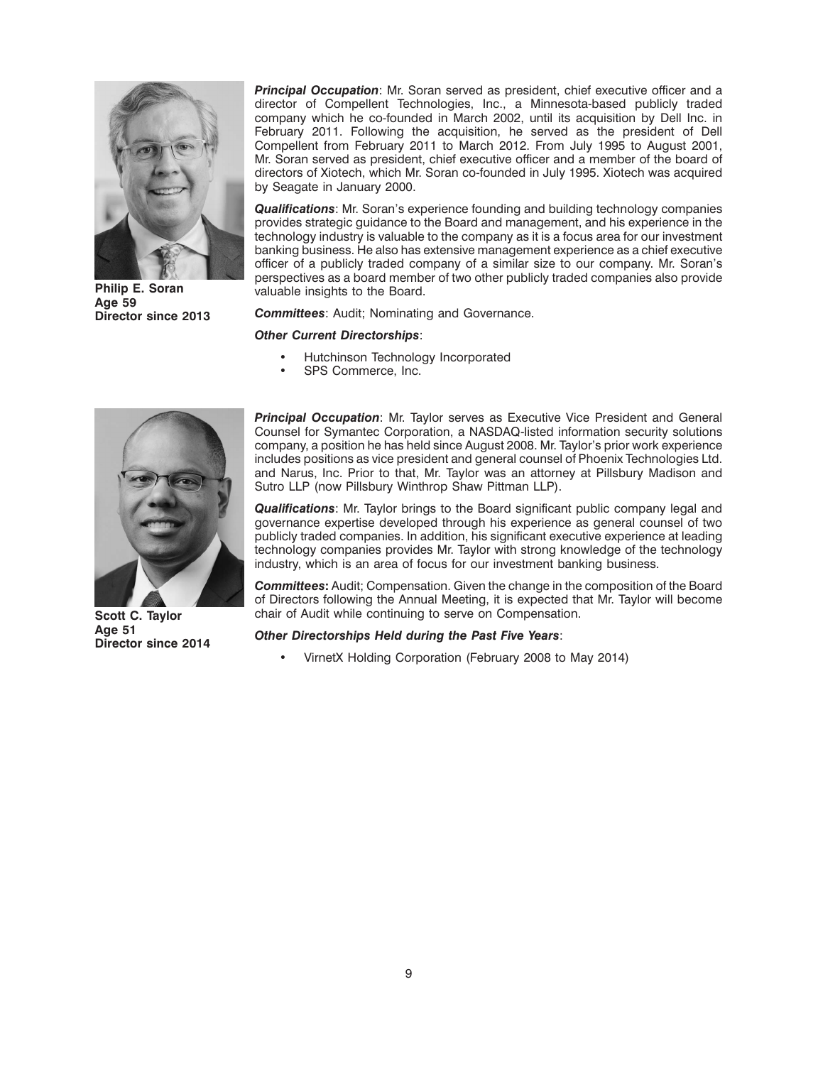**Philip E. Soran**
**Age 59**
**Director since 2013**

***Principal Occupation***: Mr. Soran served as president, chief executive officer and a director of Compellent Technologies, Inc., a Minnesota-based publicly traded company which he co-founded in March 2002, until its acquisition by Dell Inc. in February 2011. Following the acquisition, he served as the president of Dell Compellent from February 2011 to March 2012. From July 1995 to August 2001, Mr. Soran served as president, chief executive officer and a member of the board of directors of Xiotech, which Mr. Soran co-founded in July 1995. Xiotech was acquired by Seagate in January 2000.

***Qualifications***: Mr. Soran's experience founding and building technology companies provides strategic guidance to the Board and management, and his experience in the technology industry is valuable to the company as it is a focus area for our investment banking business. He also has extensive management experience as a chief executive officer of a publicly traded company of a similar size to our company. Mr. Soran's perspectives as a board member of two other publicly traded companies also provide valuable insights to the Board.

***Committees***: Audit; Nominating and Governance.

***Other Current Directorships***:

- Hutchinson Technology Incorporated
- SPS Commerce, Inc.

**Scott C. Taylor**
**Age 51**
**Director since 2014**

***Principal Occupation***: Mr. Taylor serves as Executive Vice President and General Counsel for Symantec Corporation, a NASDAQ-listed information security solutions company, a position he has held since August 2008. Mr. Taylor's prior work experience includes positions as vice president and general counsel of Phoenix Technologies Ltd. and Narus, Inc. Prior to that, Mr. Taylor was an attorney at Pillsbury Madison and Sutro LLP (now Pillsbury Winthrop Shaw Pittman LLP).

***Qualifications***: Mr. Taylor brings to the Board significant public company legal and governance expertise developed through his experience as general counsel of two publicly traded companies. In addition, his significant executive experience at leading technology companies provides Mr. Taylor with strong knowledge of the technology industry, which is an area of focus for our investment banking business.

***Committees*****:** Audit; Compensation. Given the change in the composition of the Board of Directors following the Annual Meeting, it is expected that Mr. Taylor will become chair of Audit while continuing to serve on Compensation.

***Other Directorships Held during the Past Five Years***:

- VirnetX Holding Corporation (February 2008 to May 2014)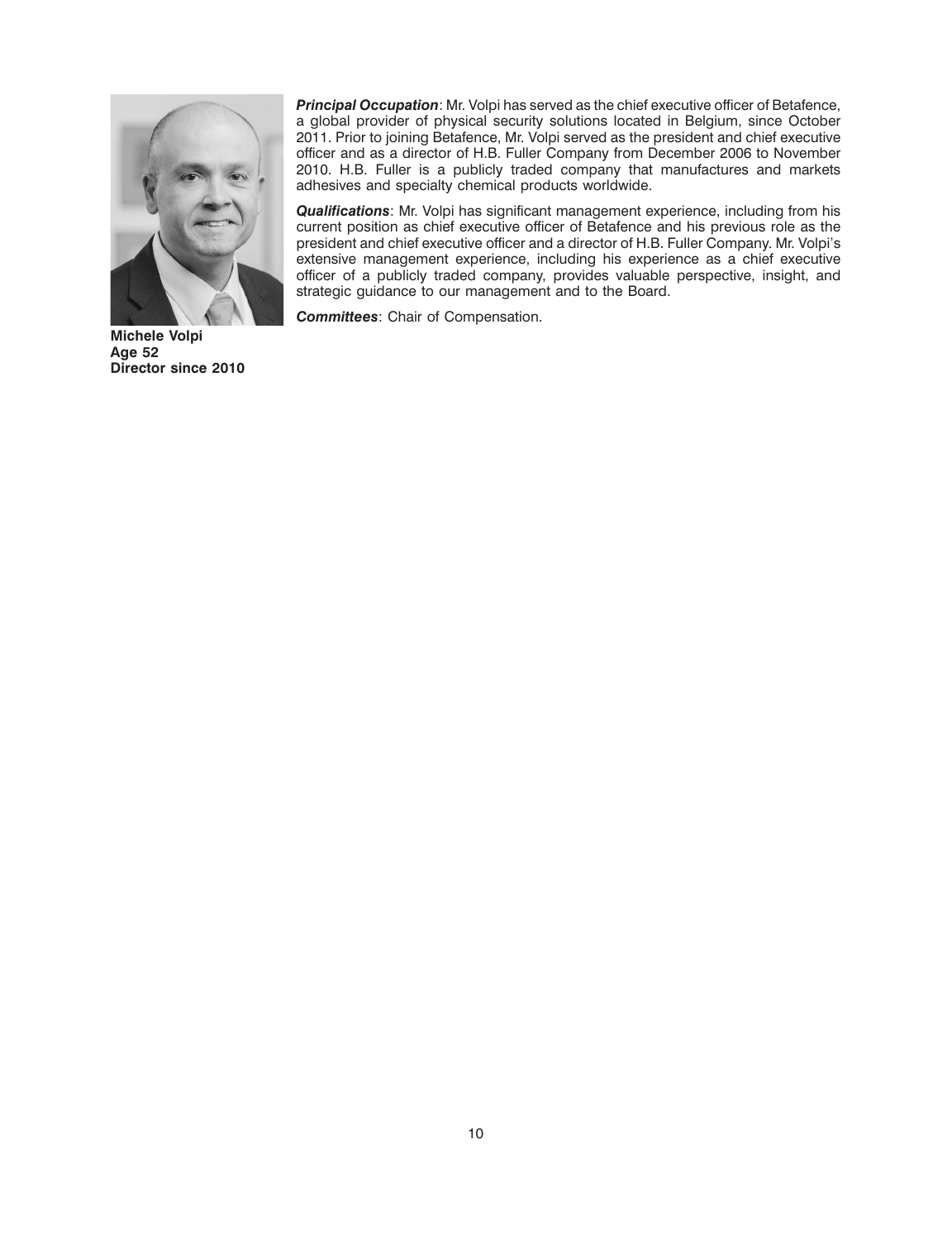**Michele Volpi**
**Age 52**
**Director since 2010**

***Principal Occupation***: Mr. Volpi has served as the chief executive officer of Betafence, a global provider of physical security solutions located in Belgium, since October 2011. Prior to joining Betafence, Mr. Volpi served as the president and chief executive officer and as a director of H.B. Fuller Company from December 2006 to November 2010. H.B. Fuller is a publicly traded company that manufactures and markets adhesives and specialty chemical products worldwide.

***Qualifications***: Mr. Volpi has significant management experience, including from his current position as chief executive officer of Betafence and his previous role as the president and chief executive officer and a director of H.B. Fuller Company. Mr. Volpi's extensive management experience, including his experience as a chief executive officer of a publicly traded company, provides valuable perspective, insight, and strategic guidance to our management and to the Board.

***Committees***: Chair of Compensation.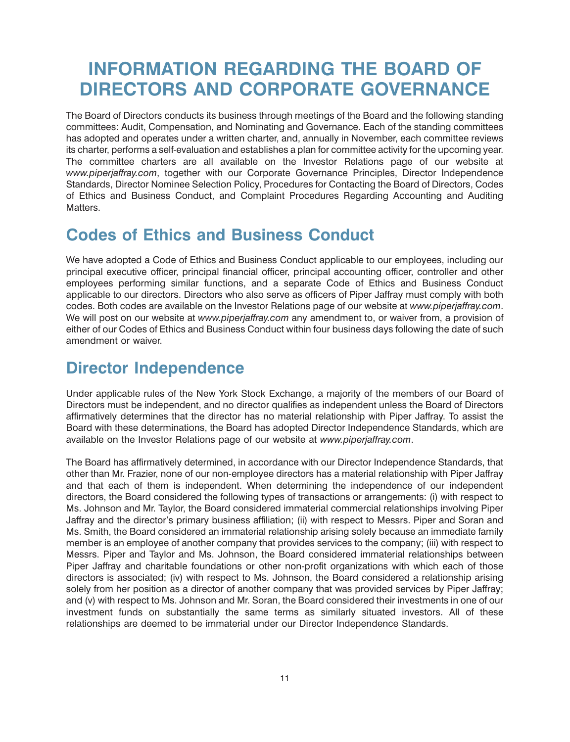# INFORMATION REGARDING THE BOARD OF DIRECTORS AND CORPORATE GOVERNANCE

The Board of Directors conducts its business through meetings of the Board and the following standing committees: Audit, Compensation, and Nominating and Governance. Each of the standing committees has adopted and operates under a written charter, and, annually in November, each committee reviews its charter, performs a self-evaluation and establishes a plan for committee activity for the upcoming year. The committee charters are all available on the Investor Relations page of our website at *www.piperjaffray.com*, together with our Corporate Governance Principles, Director Independence Standards, Director Nominee Selection Policy, Procedures for Contacting the Board of Directors, Codes of Ethics and Business Conduct, and Complaint Procedures Regarding Accounting and Auditing Matters.

## Codes of Ethics and Business Conduct

We have adopted a Code of Ethics and Business Conduct applicable to our employees, including our principal executive officer, principal financial officer, principal accounting officer, controller and other employees performing similar functions, and a separate Code of Ethics and Business Conduct applicable to our directors. Directors who also serve as officers of Piper Jaffray must comply with both codes. Both codes are available on the Investor Relations page of our website at *www.piperjaffray.com*. We will post on our website at *www.piperjaffray.com* any amendment to, or waiver from, a provision of either of our Codes of Ethics and Business Conduct within four business days following the date of such amendment or waiver.

## Director Independence

Under applicable rules of the New York Stock Exchange, a majority of the members of our Board of Directors must be independent, and no director qualifies as independent unless the Board of Directors affirmatively determines that the director has no material relationship with Piper Jaffray. To assist the Board with these determinations, the Board has adopted Director Independence Standards, which are available on the Investor Relations page of our website at *www.piperjaffray.com*.

The Board has affirmatively determined, in accordance with our Director Independence Standards, that other than Mr. Frazier, none of our non-employee directors has a material relationship with Piper Jaffray and that each of them is independent. When determining the independence of our independent directors, the Board considered the following types of transactions or arrangements: (i) with respect to Ms. Johnson and Mr. Taylor, the Board considered immaterial commercial relationships involving Piper Jaffray and the director's primary business affiliation; (ii) with respect to Messrs. Piper and Soran and Ms. Smith, the Board considered an immaterial relationship arising solely because an immediate family member is an employee of another company that provides services to the company; (iii) with respect to Messrs. Piper and Taylor and Ms. Johnson, the Board considered immaterial relationships between Piper Jaffray and charitable foundations or other non-profit organizations with which each of those directors is associated; (iv) with respect to Ms. Johnson, the Board considered a relationship arising solely from her position as a director of another company that was provided services by Piper Jaffray; and (v) with respect to Ms. Johnson and Mr. Soran, the Board considered their investments in one of our investment funds on substantially the same terms as similarly situated investors. All of these relationships are deemed to be immaterial under our Director Independence Standards.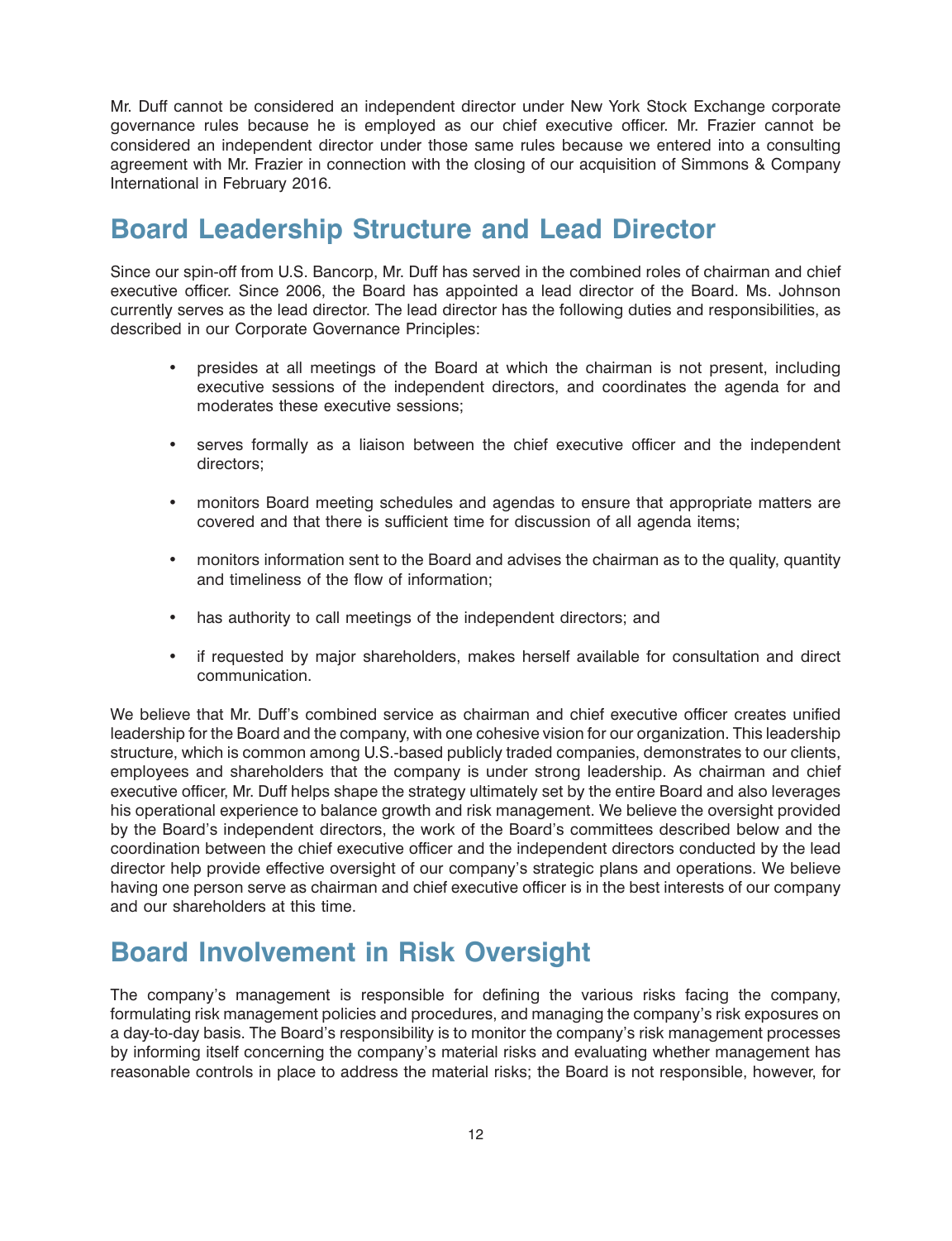Mr. Duff cannot be considered an independent director under New York Stock Exchange corporate governance rules because he is employed as our chief executive officer. Mr. Frazier cannot be considered an independent director under those same rules because we entered into a consulting agreement with Mr. Frazier in connection with the closing of our acquisition of Simmons & Company International in February 2016.

## Board Leadership Structure and Lead Director

Since our spin-off from U.S. Bancorp, Mr. Duff has served in the combined roles of chairman and chief executive officer. Since 2006, the Board has appointed a lead director of the Board. Ms. Johnson currently serves as the lead director. The lead director has the following duties and responsibilities, as described in our Corporate Governance Principles:

- presides at all meetings of the Board at which the chairman is not present, including executive sessions of the independent directors, and coordinates the agenda for and moderates these executive sessions;
- serves formally as a liaison between the chief executive officer and the independent directors;
- monitors Board meeting schedules and agendas to ensure that appropriate matters are covered and that there is sufficient time for discussion of all agenda items;
- monitors information sent to the Board and advises the chairman as to the quality, quantity and timeliness of the flow of information;
- has authority to call meetings of the independent directors; and
- if requested by major shareholders, makes herself available for consultation and direct communication.

We believe that Mr. Duff's combined service as chairman and chief executive officer creates unified leadership for the Board and the company, with one cohesive vision for our organization. This leadership structure, which is common among U.S.-based publicly traded companies, demonstrates to our clients, employees and shareholders that the company is under strong leadership. As chairman and chief executive officer, Mr. Duff helps shape the strategy ultimately set by the entire Board and also leverages his operational experience to balance growth and risk management. We believe the oversight provided by the Board's independent directors, the work of the Board's committees described below and the coordination between the chief executive officer and the independent directors conducted by the lead director help provide effective oversight of our company's strategic plans and operations. We believe having one person serve as chairman and chief executive officer is in the best interests of our company and our shareholders at this time.

## Board Involvement in Risk Oversight

The company's management is responsible for defining the various risks facing the company, formulating risk management policies and procedures, and managing the company's risk exposures on a day-to-day basis. The Board's responsibility is to monitor the company's risk management processes by informing itself concerning the company's material risks and evaluating whether management has reasonable controls in place to address the material risks; the Board is not responsible, however, for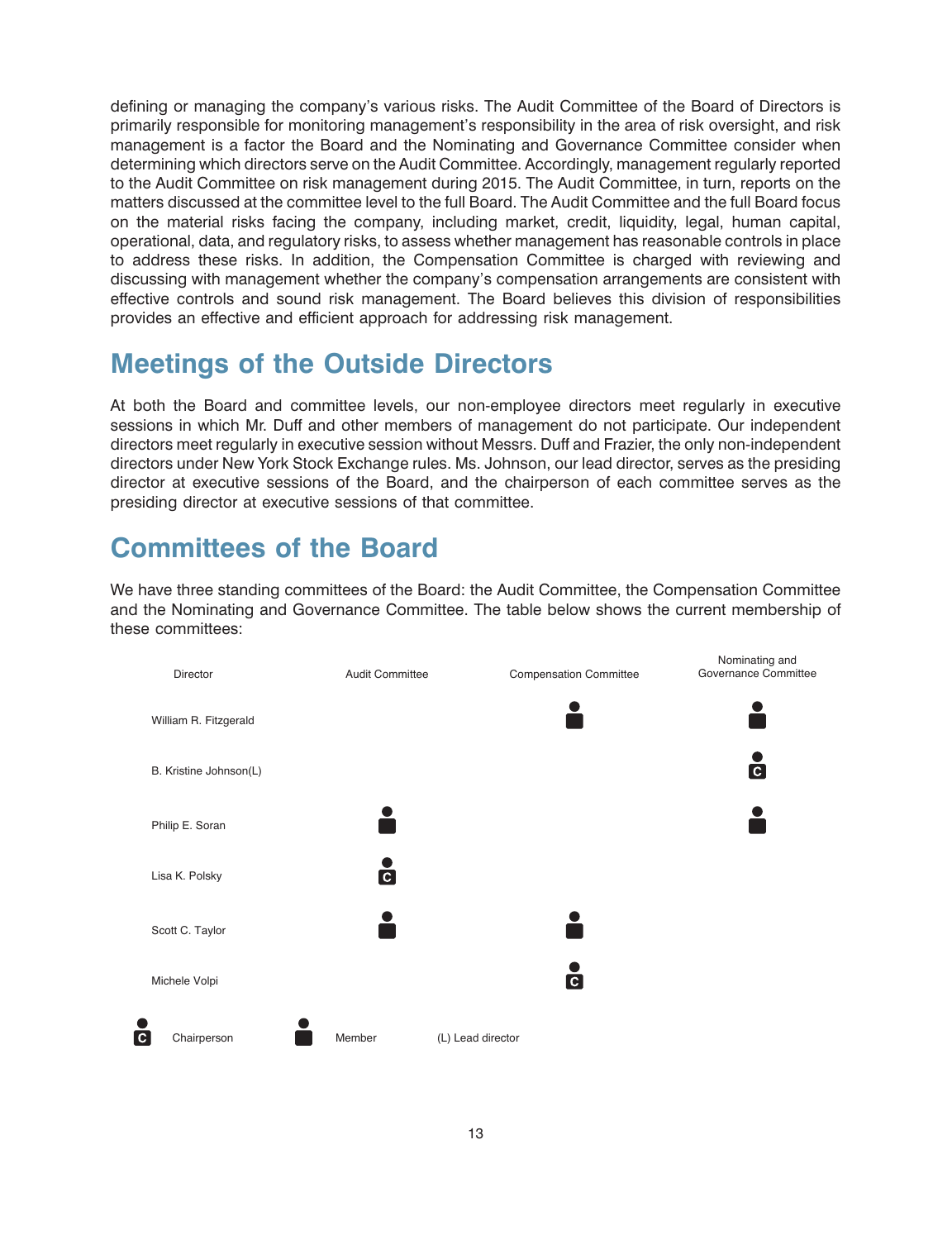defining or managing the company's various risks. The Audit Committee of the Board of Directors is primarily responsible for monitoring management's responsibility in the area of risk oversight, and risk management is a factor the Board and the Nominating and Governance Committee consider when determining which directors serve on the Audit Committee. Accordingly, management regularly reported to the Audit Committee on risk management during 2015. The Audit Committee, in turn, reports on the matters discussed at the committee level to the full Board. The Audit Committee and the full Board focus on the material risks facing the company, including market, credit, liquidity, legal, human capital, operational, data, and regulatory risks, to assess whether management has reasonable controls in place to address these risks. In addition, the Compensation Committee is charged with reviewing and discussing with management whether the company's compensation arrangements are consistent with effective controls and sound risk management. The Board believes this division of responsibilities provides an effective and efficient approach for addressing risk management.

## Meetings of the Outside Directors

At both the Board and committee levels, our non-employee directors meet regularly in executive sessions in which Mr. Duff and other members of management do not participate. Our independent directors meet regularly in executive session without Messrs. Duff and Frazier, the only non-independent directors under New York Stock Exchange rules. Ms. Johnson, our lead director, serves as the presiding director at executive sessions of the Board, and the chairperson of each committee serves as the presiding director at executive sessions of that committee.

## Committees of the Board

We have three standing committees of the Board: the Audit Committee, the Compensation Committee and the Nominating and Governance Committee. The table below shows the current membership of these committees:

| Director | Audit Committee | Compensation Committee | Nominating and Governance Committee |
| --- | --- | --- | --- |
| William R. Fitzgerald | | Member | Member |
| B. Kristine Johnson(L) | | | Chairperson |
| Philip E. Soran | Member | | Member |
| Lisa K. Polsky | Chairperson | | |
| Scott C. Taylor | Member | Member | |
| Michele Volpi | | Chairperson | |

Chairperson    Member    (L) Lead director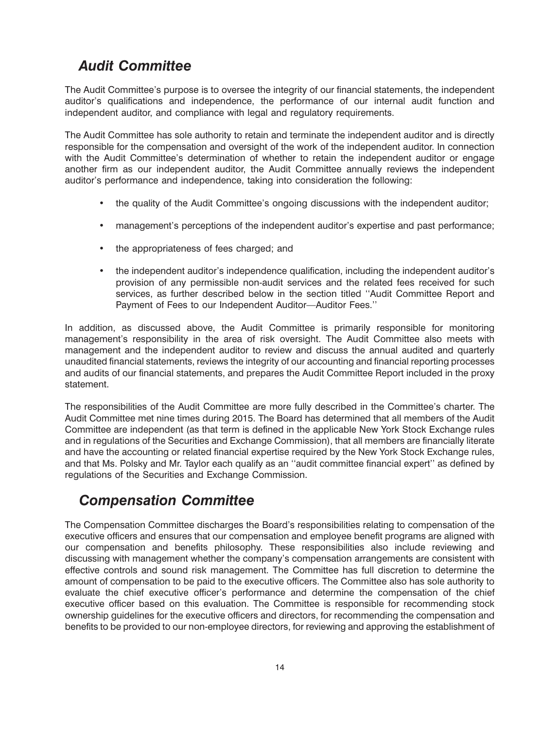## *Audit Committee*

The Audit Committee's purpose is to oversee the integrity of our financial statements, the independent auditor's qualifications and independence, the performance of our internal audit function and independent auditor, and compliance with legal and regulatory requirements.

The Audit Committee has sole authority to retain and terminate the independent auditor and is directly responsible for the compensation and oversight of the work of the independent auditor. In connection with the Audit Committee's determination of whether to retain the independent auditor or engage another firm as our independent auditor, the Audit Committee annually reviews the independent auditor's performance and independence, taking into consideration the following:

- the quality of the Audit Committee's ongoing discussions with the independent auditor;
- management's perceptions of the independent auditor's expertise and past performance;
- the appropriateness of fees charged; and
- the independent auditor's independence qualification, including the independent auditor's provision of any permissible non-audit services and the related fees received for such services, as further described below in the section titled ''Audit Committee Report and Payment of Fees to our Independent Auditor—Auditor Fees.''

In addition, as discussed above, the Audit Committee is primarily responsible for monitoring management's responsibility in the area of risk oversight. The Audit Committee also meets with management and the independent auditor to review and discuss the annual audited and quarterly unaudited financial statements, reviews the integrity of our accounting and financial reporting processes and audits of our financial statements, and prepares the Audit Committee Report included in the proxy statement.

The responsibilities of the Audit Committee are more fully described in the Committee's charter. The Audit Committee met nine times during 2015. The Board has determined that all members of the Audit Committee are independent (as that term is defined in the applicable New York Stock Exchange rules and in regulations of the Securities and Exchange Commission), that all members are financially literate and have the accounting or related financial expertise required by the New York Stock Exchange rules, and that Ms. Polsky and Mr. Taylor each qualify as an ''audit committee financial expert'' as defined by regulations of the Securities and Exchange Commission.

## *Compensation Committee*

The Compensation Committee discharges the Board's responsibilities relating to compensation of the executive officers and ensures that our compensation and employee benefit programs are aligned with our compensation and benefits philosophy. These responsibilities also include reviewing and discussing with management whether the company's compensation arrangements are consistent with effective controls and sound risk management. The Committee has full discretion to determine the amount of compensation to be paid to the executive officers. The Committee also has sole authority to evaluate the chief executive officer's performance and determine the compensation of the chief executive officer based on this evaluation. The Committee is responsible for recommending stock ownership guidelines for the executive officers and directors, for recommending the compensation and benefits to be provided to our non-employee directors, for reviewing and approving the establishment of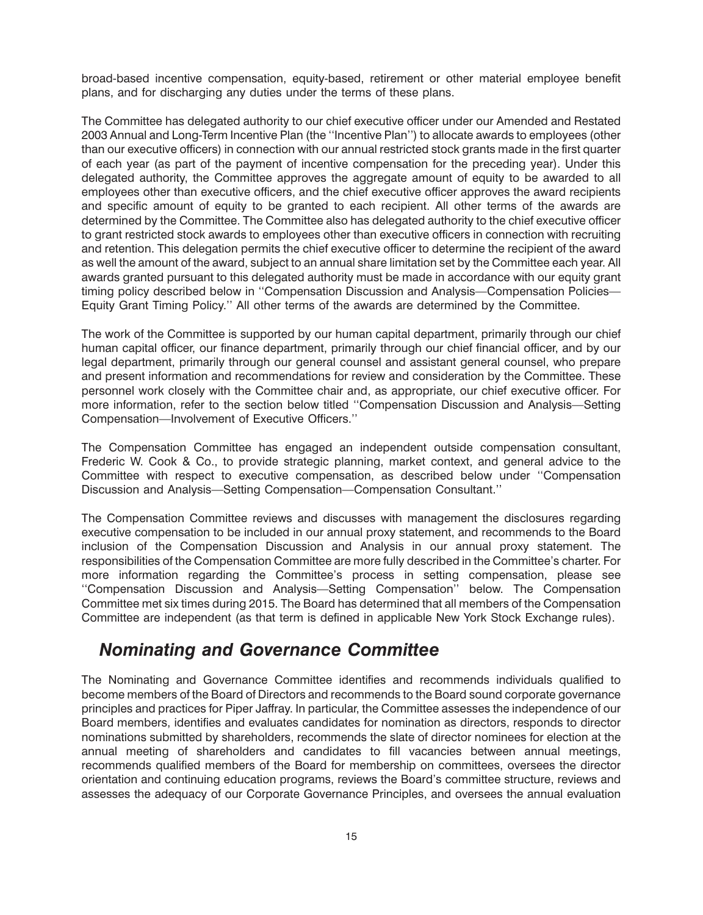broad-based incentive compensation, equity-based, retirement or other material employee benefit plans, and for discharging any duties under the terms of these plans.

The Committee has delegated authority to our chief executive officer under our Amended and Restated 2003 Annual and Long-Term Incentive Plan (the ''Incentive Plan'') to allocate awards to employees (other than our executive officers) in connection with our annual restricted stock grants made in the first quarter of each year (as part of the payment of incentive compensation for the preceding year). Under this delegated authority, the Committee approves the aggregate amount of equity to be awarded to all employees other than executive officers, and the chief executive officer approves the award recipients and specific amount of equity to be granted to each recipient. All other terms of the awards are determined by the Committee. The Committee also has delegated authority to the chief executive officer to grant restricted stock awards to employees other than executive officers in connection with recruiting and retention. This delegation permits the chief executive officer to determine the recipient of the award as well the amount of the award, subject to an annual share limitation set by the Committee each year. All awards granted pursuant to this delegated authority must be made in accordance with our equity grant timing policy described below in ''Compensation Discussion and Analysis—Compensation Policies—Equity Grant Timing Policy.'' All other terms of the awards are determined by the Committee.

The work of the Committee is supported by our human capital department, primarily through our chief human capital officer, our finance department, primarily through our chief financial officer, and by our legal department, primarily through our general counsel and assistant general counsel, who prepare and present information and recommendations for review and consideration by the Committee. These personnel work closely with the Committee chair and, as appropriate, our chief executive officer. For more information, refer to the section below titled ''Compensation Discussion and Analysis—Setting Compensation—Involvement of Executive Officers.''

The Compensation Committee has engaged an independent outside compensation consultant, Frederic W. Cook & Co., to provide strategic planning, market context, and general advice to the Committee with respect to executive compensation, as described below under ''Compensation Discussion and Analysis—Setting Compensation—Compensation Consultant.''

The Compensation Committee reviews and discusses with management the disclosures regarding executive compensation to be included in our annual proxy statement, and recommends to the Board inclusion of the Compensation Discussion and Analysis in our annual proxy statement. The responsibilities of the Compensation Committee are more fully described in the Committee's charter. For more information regarding the Committee's process in setting compensation, please see ''Compensation Discussion and Analysis—Setting Compensation'' below. The Compensation Committee met six times during 2015. The Board has determined that all members of the Compensation Committee are independent (as that term is defined in applicable New York Stock Exchange rules).

## *Nominating and Governance Committee*

The Nominating and Governance Committee identifies and recommends individuals qualified to become members of the Board of Directors and recommends to the Board sound corporate governance principles and practices for Piper Jaffray. In particular, the Committee assesses the independence of our Board members, identifies and evaluates candidates for nomination as directors, responds to director nominations submitted by shareholders, recommends the slate of director nominees for election at the annual meeting of shareholders and candidates to fill vacancies between annual meetings, recommends qualified members of the Board for membership on committees, oversees the director orientation and continuing education programs, reviews the Board's committee structure, reviews and assesses the adequacy of our Corporate Governance Principles, and oversees the annual evaluation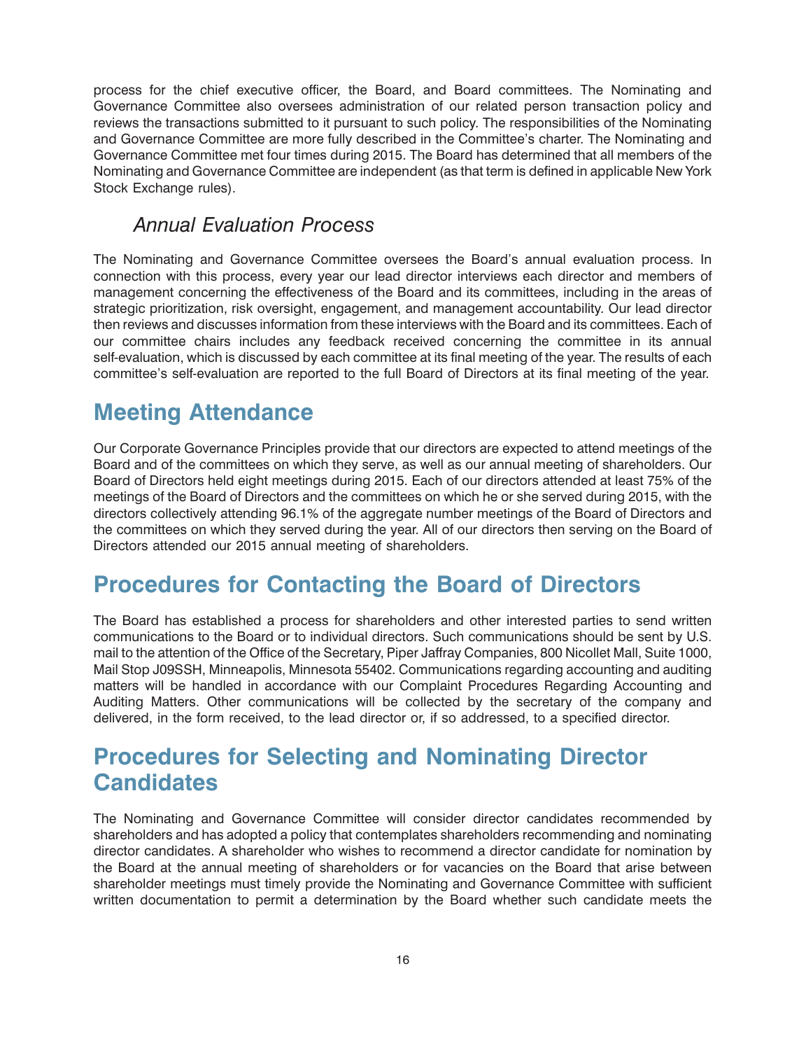process for the chief executive officer, the Board, and Board committees. The Nominating and Governance Committee also oversees administration of our related person transaction policy and reviews the transactions submitted to it pursuant to such policy. The responsibilities of the Nominating and Governance Committee are more fully described in the Committee's charter. The Nominating and Governance Committee met four times during 2015. The Board has determined that all members of the Nominating and Governance Committee are independent (as that term is defined in applicable New York Stock Exchange rules).

### *Annual Evaluation Process*

The Nominating and Governance Committee oversees the Board's annual evaluation process. In connection with this process, every year our lead director interviews each director and members of management concerning the effectiveness of the Board and its committees, including in the areas of strategic prioritization, risk oversight, engagement, and management accountability. Our lead director then reviews and discusses information from these interviews with the Board and its committees. Each of our committee chairs includes any feedback received concerning the committee in its annual self-evaluation, which is discussed by each committee at its final meeting of the year. The results of each committee's self-evaluation are reported to the full Board of Directors at its final meeting of the year.

## Meeting Attendance

Our Corporate Governance Principles provide that our directors are expected to attend meetings of the Board and of the committees on which they serve, as well as our annual meeting of shareholders. Our Board of Directors held eight meetings during 2015. Each of our directors attended at least 75% of the meetings of the Board of Directors and the committees on which he or she served during 2015, with the directors collectively attending 96.1% of the aggregate number meetings of the Board of Directors and the committees on which they served during the year. All of our directors then serving on the Board of Directors attended our 2015 annual meeting of shareholders.

## Procedures for Contacting the Board of Directors

The Board has established a process for shareholders and other interested parties to send written communications to the Board or to individual directors. Such communications should be sent by U.S. mail to the attention of the Office of the Secretary, Piper Jaffray Companies, 800 Nicollet Mall, Suite 1000, Mail Stop J09SSH, Minneapolis, Minnesota 55402. Communications regarding accounting and auditing matters will be handled in accordance with our Complaint Procedures Regarding Accounting and Auditing Matters. Other communications will be collected by the secretary of the company and delivered, in the form received, to the lead director or, if so addressed, to a specified director.

## Procedures for Selecting and Nominating Director Candidates

The Nominating and Governance Committee will consider director candidates recommended by shareholders and has adopted a policy that contemplates shareholders recommending and nominating director candidates. A shareholder who wishes to recommend a director candidate for nomination by the Board at the annual meeting of shareholders or for vacancies on the Board that arise between shareholder meetings must timely provide the Nominating and Governance Committee with sufficient written documentation to permit a determination by the Board whether such candidate meets the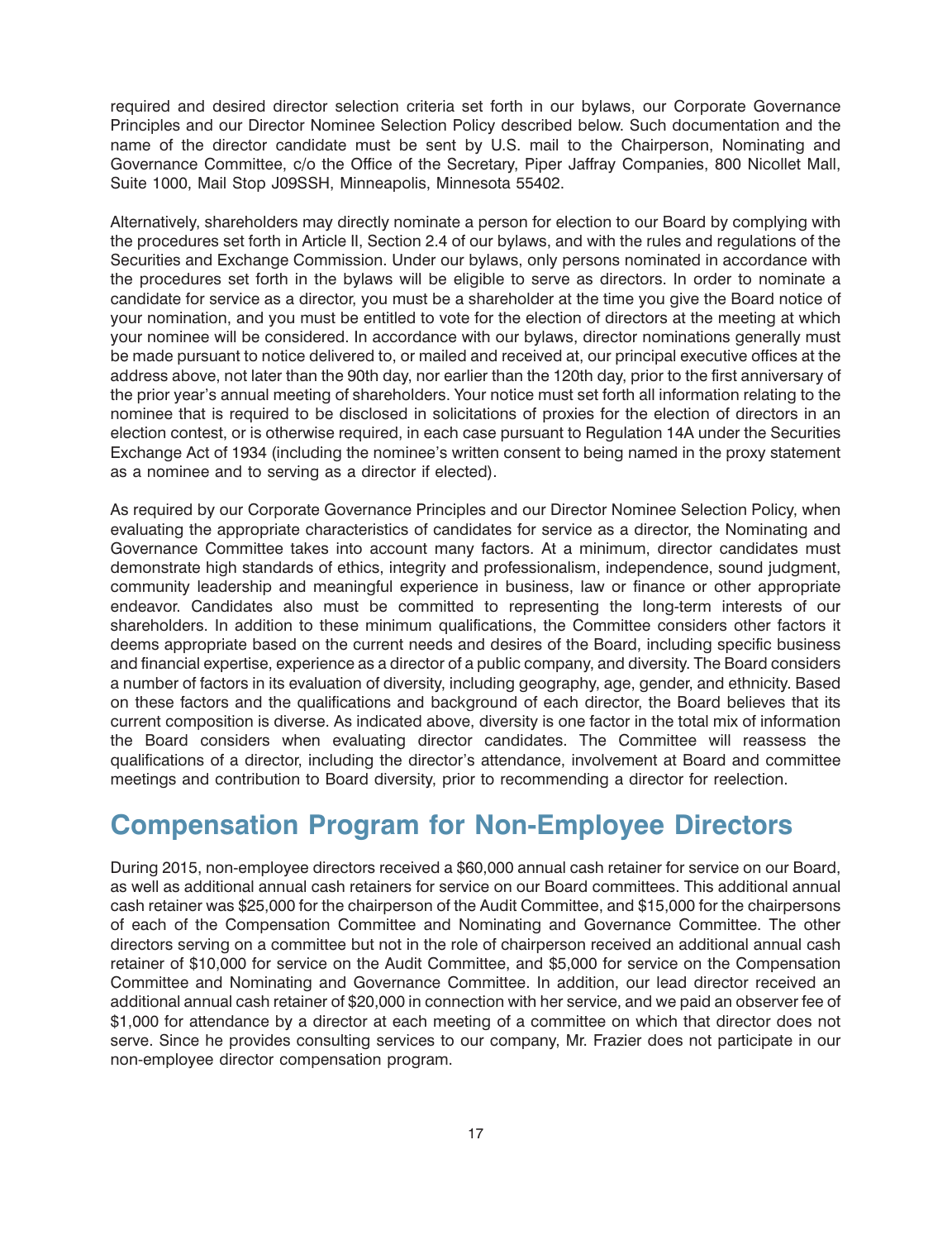required and desired director selection criteria set forth in our bylaws, our Corporate Governance Principles and our Director Nominee Selection Policy described below. Such documentation and the name of the director candidate must be sent by U.S. mail to the Chairperson, Nominating and Governance Committee, c/o the Office of the Secretary, Piper Jaffray Companies, 800 Nicollet Mall, Suite 1000, Mail Stop J09SSH, Minneapolis, Minnesota 55402.

Alternatively, shareholders may directly nominate a person for election to our Board by complying with the procedures set forth in Article II, Section 2.4 of our bylaws, and with the rules and regulations of the Securities and Exchange Commission. Under our bylaws, only persons nominated in accordance with the procedures set forth in the bylaws will be eligible to serve as directors. In order to nominate a candidate for service as a director, you must be a shareholder at the time you give the Board notice of your nomination, and you must be entitled to vote for the election of directors at the meeting at which your nominee will be considered. In accordance with our bylaws, director nominations generally must be made pursuant to notice delivered to, or mailed and received at, our principal executive offices at the address above, not later than the 90th day, nor earlier than the 120th day, prior to the first anniversary of the prior year's annual meeting of shareholders. Your notice must set forth all information relating to the nominee that is required to be disclosed in solicitations of proxies for the election of directors in an election contest, or is otherwise required, in each case pursuant to Regulation 14A under the Securities Exchange Act of 1934 (including the nominee's written consent to being named in the proxy statement as a nominee and to serving as a director if elected).

As required by our Corporate Governance Principles and our Director Nominee Selection Policy, when evaluating the appropriate characteristics of candidates for service as a director, the Nominating and Governance Committee takes into account many factors. At a minimum, director candidates must demonstrate high standards of ethics, integrity and professionalism, independence, sound judgment, community leadership and meaningful experience in business, law or finance or other appropriate endeavor. Candidates also must be committed to representing the long-term interests of our shareholders. In addition to these minimum qualifications, the Committee considers other factors it deems appropriate based on the current needs and desires of the Board, including specific business and financial expertise, experience as a director of a public company, and diversity. The Board considers a number of factors in its evaluation of diversity, including geography, age, gender, and ethnicity. Based on these factors and the qualifications and background of each director, the Board believes that its current composition is diverse. As indicated above, diversity is one factor in the total mix of information the Board considers when evaluating director candidates. The Committee will reassess the qualifications of a director, including the director's attendance, involvement at Board and committee meetings and contribution to Board diversity, prior to recommending a director for reelection.

## Compensation Program for Non-Employee Directors

During 2015, non-employee directors received a $60,000 annual cash retainer for service on our Board, as well as additional annual cash retainers for service on our Board committees. This additional annual cash retainer was $25,000 for the chairperson of the Audit Committee, and $15,000 for the chairpersons of each of the Compensation Committee and Nominating and Governance Committee. The other directors serving on a committee but not in the role of chairperson received an additional annual cash retainer of $10,000 for service on the Audit Committee, and $5,000 for service on the Compensation Committee and Nominating and Governance Committee. In addition, our lead director received an additional annual cash retainer of $20,000 in connection with her service, and we paid an observer fee of $1,000 for attendance by a director at each meeting of a committee on which that director does not serve. Since he provides consulting services to our company, Mr. Frazier does not participate in our non-employee director compensation program.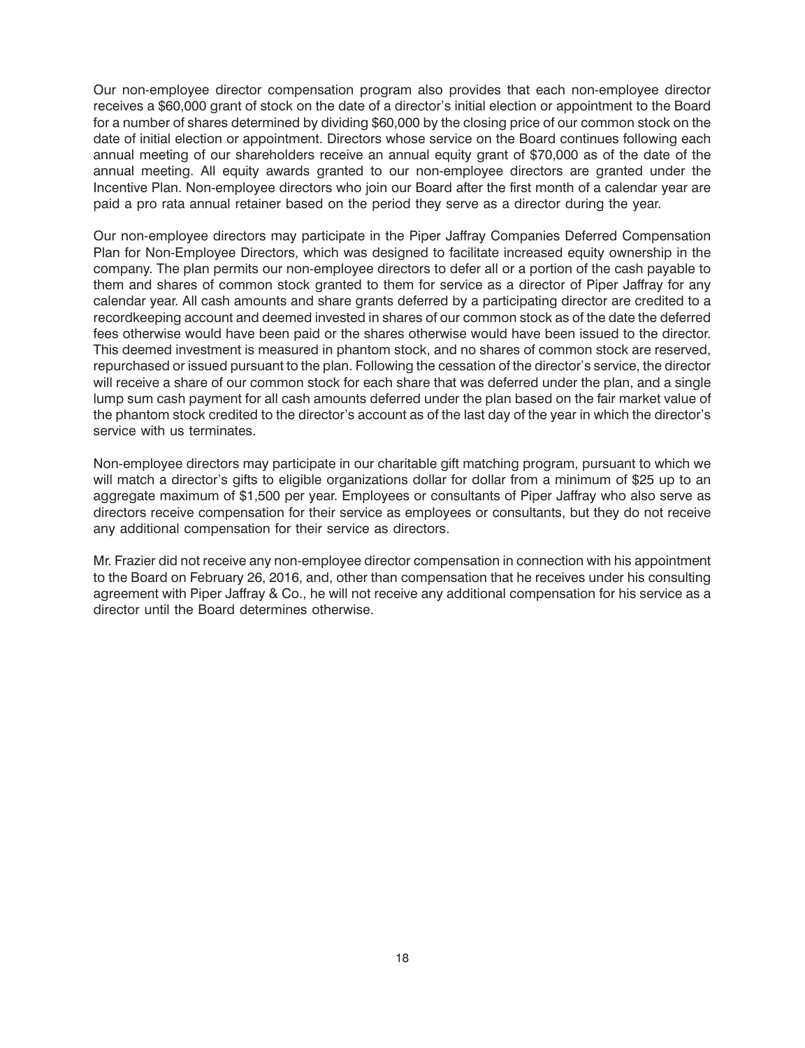Our non-employee director compensation program also provides that each non-employee director receives a $60,000 grant of stock on the date of a director's initial election or appointment to the Board for a number of shares determined by dividing $60,000 by the closing price of our common stock on the date of initial election or appointment. Directors whose service on the Board continues following each annual meeting of our shareholders receive an annual equity grant of $70,000 as of the date of the annual meeting. All equity awards granted to our non-employee directors are granted under the Incentive Plan. Non-employee directors who join our Board after the first month of a calendar year are paid a pro rata annual retainer based on the period they serve as a director during the year.

Our non-employee directors may participate in the Piper Jaffray Companies Deferred Compensation Plan for Non-Employee Directors, which was designed to facilitate increased equity ownership in the company. The plan permits our non-employee directors to defer all or a portion of the cash payable to them and shares of common stock granted to them for service as a director of Piper Jaffray for any calendar year. All cash amounts and share grants deferred by a participating director are credited to a recordkeeping account and deemed invested in shares of our common stock as of the date the deferred fees otherwise would have been paid or the shares otherwise would have been issued to the director. This deemed investment is measured in phantom stock, and no shares of common stock are reserved, repurchased or issued pursuant to the plan. Following the cessation of the director's service, the director will receive a share of our common stock for each share that was deferred under the plan, and a single lump sum cash payment for all cash amounts deferred under the plan based on the fair market value of the phantom stock credited to the director's account as of the last day of the year in which the director's service with us terminates.

Non-employee directors may participate in our charitable gift matching program, pursuant to which we will match a director's gifts to eligible organizations dollar for dollar from a minimum of $25 up to an aggregate maximum of $1,500 per year. Employees or consultants of Piper Jaffray who also serve as directors receive compensation for their service as employees or consultants, but they do not receive any additional compensation for their service as directors.

Mr. Frazier did not receive any non-employee director compensation in connection with his appointment to the Board on February 26, 2016, and, other than compensation that he receives under his consulting agreement with Piper Jaffray & Co., he will not receive any additional compensation for his service as a director until the Board determines otherwise.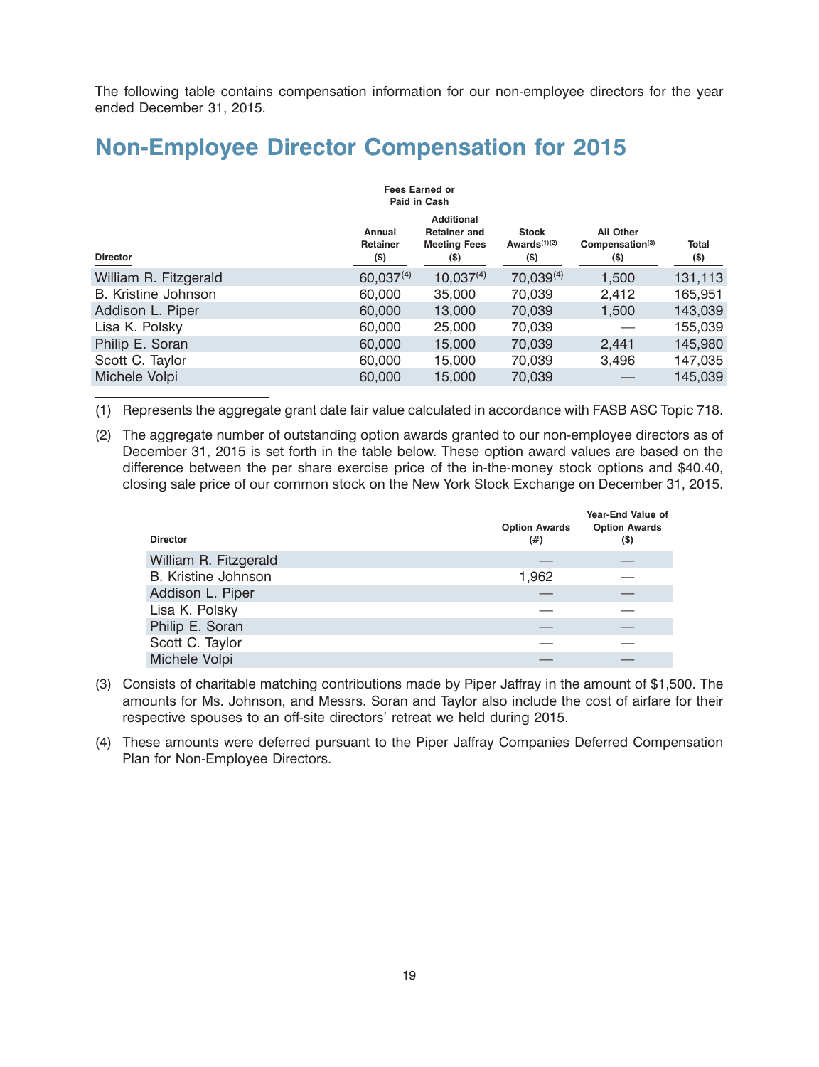The following table contains compensation information for our non-employee directors for the year ended December 31, 2015.

## Non-Employee Director Compensation for 2015

| Director | Fees Earned or Paid in Cash | | Stock Awards[1][2] ($) | All Other Compensation[3] ($) | Total ($) |
|---|---|---|---|---|---|
| | Annual Retainer ($) | Additional Retainer and Meeting Fees ($) | | | |
| William R. Fitzgerald | 60,037[4] | 10,037[4] | 70,039[4] | 1,500 | 131,113 |
| B. Kristine Johnson | 60,000 | 35,000 | 70,039 | 2,412 | 165,951 |
| Addison L. Piper | 60,000 | 13,000 | 70,039 | 1,500 | 143,039 |
| Lisa K. Polsky | 60,000 | 25,000 | 70,039 | — | 155,039 |
| Philip E. Soran | 60,000 | 15,000 | 70,039 | 2,441 | 145,980 |
| Scott C. Taylor | 60,000 | 15,000 | 70,039 | 3,496 | 147,035 |
| Michele Volpi | 60,000 | 15,000 | 70,039 | — | 145,039 |

(1) Represents the aggregate grant date fair value calculated in accordance with FASB ASC Topic 718.

(2) The aggregate number of outstanding option awards granted to our non-employee directors as of December 31, 2015 is set forth in the table below. These option award values are based on the difference between the per share exercise price of the in-the-money stock options and $40.40, closing sale price of our common stock on the New York Stock Exchange on December 31, 2015.

| Director | Option Awards (#) | Year-End Value of Option Awards ($) |
|---|---|---|
| William R. Fitzgerald | — | — |
| B. Kristine Johnson | 1,962 | — |
| Addison L. Piper | — | — |
| Lisa K. Polsky | — | — |
| Philip E. Soran | — | — |
| Scott C. Taylor | — | — |
| Michele Volpi | — | — |

(3) Consists of charitable matching contributions made by Piper Jaffray in the amount of $1,500. The amounts for Ms. Johnson, and Messrs. Soran and Taylor also include the cost of airfare for their respective spouses to an off-site directors' retreat we held during 2015.

(4) These amounts were deferred pursuant to the Piper Jaffray Companies Deferred Compensation Plan for Non-Employee Directors.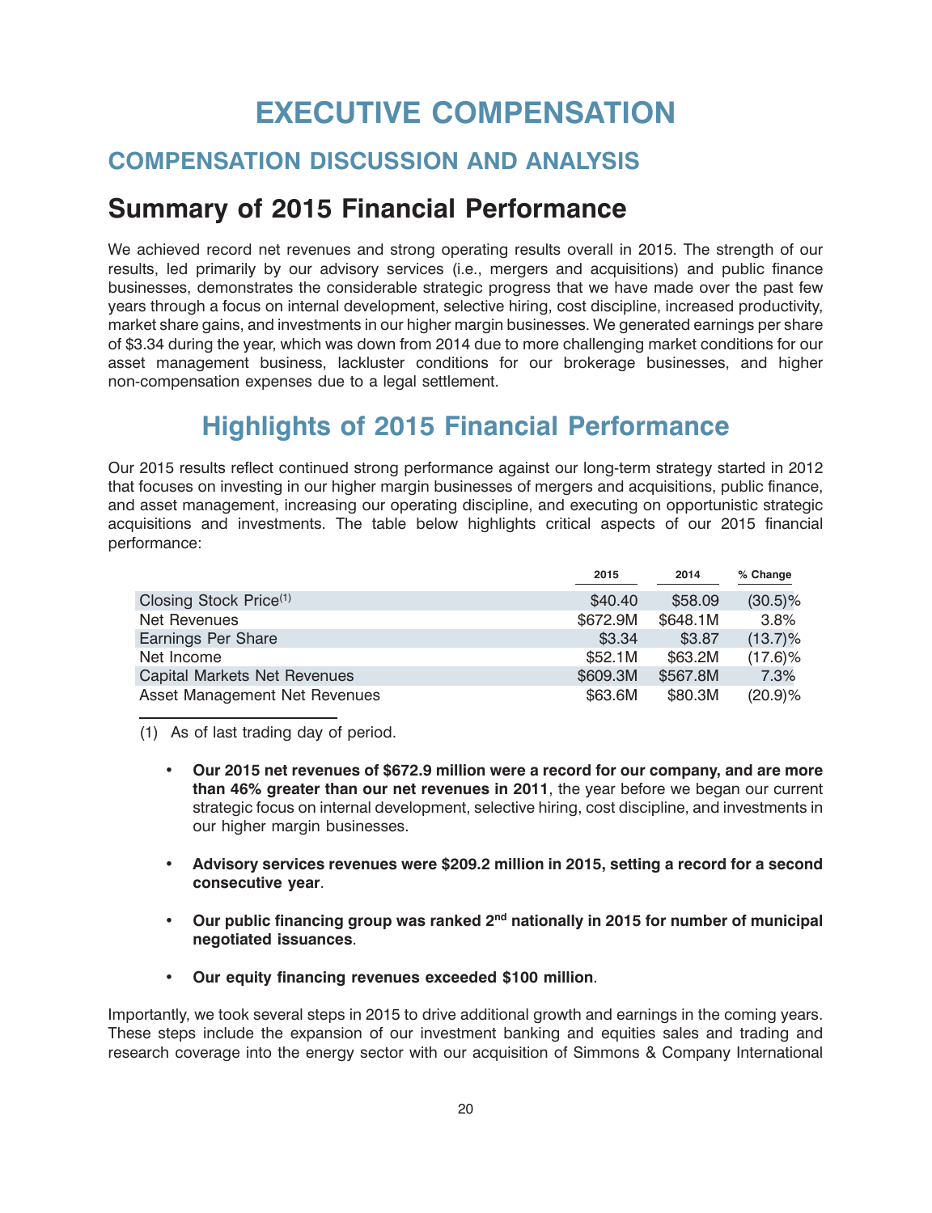# EXECUTIVE COMPENSATION

## COMPENSATION DISCUSSION AND ANALYSIS

## Summary of 2015 Financial Performance

We achieved record net revenues and strong operating results overall in 2015. The strength of our results, led primarily by our advisory services (i.e., mergers and acquisitions) and public finance businesses, demonstrates the considerable strategic progress that we have made over the past few years through a focus on internal development, selective hiring, cost discipline, increased productivity, market share gains, and investments in our higher margin businesses. We generated earnings per share of $3.34 during the year, which was down from 2014 due to more challenging market conditions for our asset management business, lackluster conditions for our brokerage businesses, and higher non-compensation expenses due to a legal settlement.

## Highlights of 2015 Financial Performance

Our 2015 results reflect continued strong performance against our long-term strategy started in 2012 that focuses on investing in our higher margin businesses of mergers and acquisitions, public finance, and asset management, increasing our operating discipline, and executing on opportunistic strategic acquisitions and investments. The table below highlights critical aspects of our 2015 financial performance:

| | 2015 | 2014 | % Change |
|---|---|---|---|
| Closing Stock Price(1) | $40.40 | $58.09 | (30.5)% |
| Net Revenues | $672.9M | $648.1M | 3.8% |
| Earnings Per Share | $3.34 | $3.87 | (13.7)% |
| Net Income | $52.1M | $63.2M | (17.6)% |
| Capital Markets Net Revenues | $609.3M | $567.8M | 7.3% |
| Asset Management Net Revenues | $63.6M | $80.3M | (20.9)% |

(1) As of last trading day of period.

- **Our 2015 net revenues of $672.9 million were a record for our company, and are more than 46% greater than our net revenues in 2011**, the year before we began our current strategic focus on internal development, selective hiring, cost discipline, and investments in our higher margin businesses.

- **Advisory services revenues were $209.2 million in 2015, setting a record for a second consecutive year**.

- **Our public financing group was ranked 2nd nationally in 2015 for number of municipal negotiated issuances**.

- **Our equity financing revenues exceeded $100 million**.

Importantly, we took several steps in 2015 to drive additional growth and earnings in the coming years. These steps include the expansion of our investment banking and equities sales and trading and research coverage into the energy sector with our acquisition of Simmons & Company International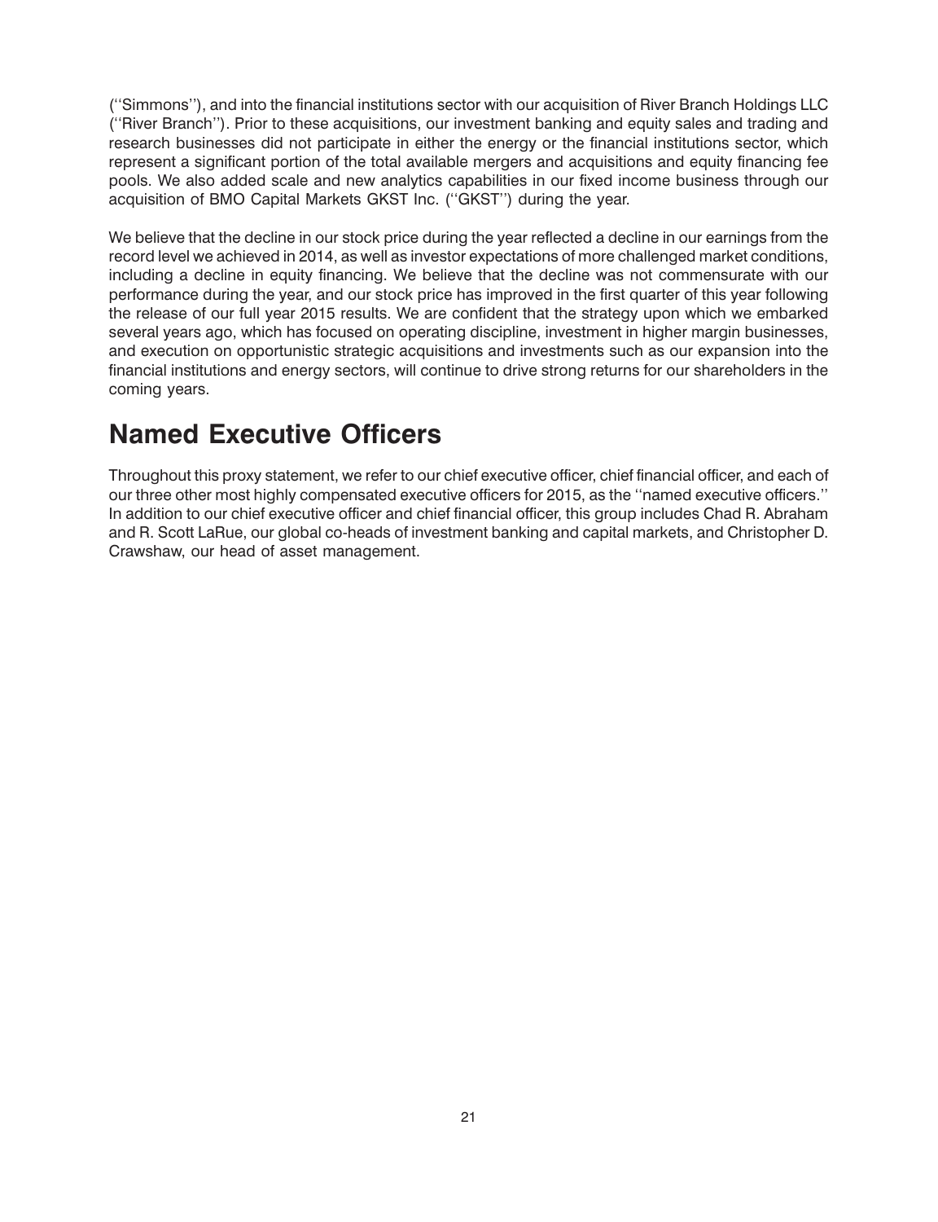(''Simmons''), and into the financial institutions sector with our acquisition of River Branch Holdings LLC (''River Branch''). Prior to these acquisitions, our investment banking and equity sales and trading and research businesses did not participate in either the energy or the financial institutions sector, which represent a significant portion of the total available mergers and acquisitions and equity financing fee pools. We also added scale and new analytics capabilities in our fixed income business through our acquisition of BMO Capital Markets GKST Inc. (''GKST'') during the year.

We believe that the decline in our stock price during the year reflected a decline in our earnings from the record level we achieved in 2014, as well as investor expectations of more challenged market conditions, including a decline in equity financing. We believe that the decline was not commensurate with our performance during the year, and our stock price has improved in the first quarter of this year following the release of our full year 2015 results. We are confident that the strategy upon which we embarked several years ago, which has focused on operating discipline, investment in higher margin businesses, and execution on opportunistic strategic acquisitions and investments such as our expansion into the financial institutions and energy sectors, will continue to drive strong returns for our shareholders in the coming years.

## Named Executive Officers

Throughout this proxy statement, we refer to our chief executive officer, chief financial officer, and each of our three other most highly compensated executive officers for 2015, as the ''named executive officers.'' In addition to our chief executive officer and chief financial officer, this group includes Chad R. Abraham and R. Scott LaRue, our global co-heads of investment banking and capital markets, and Christopher D. Crawshaw, our head of asset management.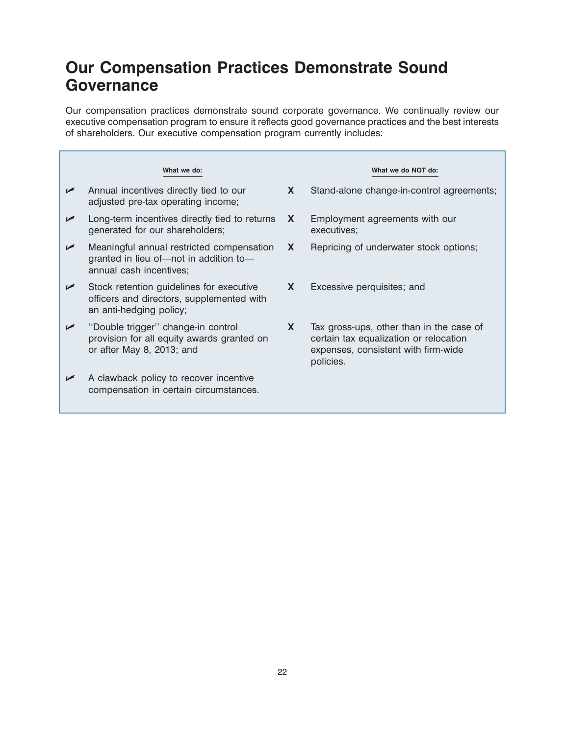# Our Compensation Practices Demonstrate Sound Governance

Our compensation practices demonstrate sound corporate governance. We continually review our executive compensation program to ensure it reflects good governance practices and the best interests of shareholders. Our executive compensation program currently includes:

**What we do:**

- ✔ Annual incentives directly tied to our adjusted pre-tax operating income;
- ✔ Long-term incentives directly tied to returns generated for our shareholders;
- ✔ Meaningful annual restricted compensation granted in lieu of—not in addition to—annual cash incentives;
- ✔ Stock retention guidelines for executive officers and directors, supplemented with an anti-hedging policy;
- ✔ ''Double trigger'' change-in control provision for all equity awards granted on or after May 8, 2013; and
- ✔ A clawback policy to recover incentive compensation in certain circumstances.

**What we do NOT do:**

- X Stand-alone change-in-control agreements;
- X Employment agreements with our executives;
- X Repricing of underwater stock options;
- X Excessive perquisites; and
- X Tax gross-ups, other than in the case of certain tax equalization or relocation expenses, consistent with firm-wide policies.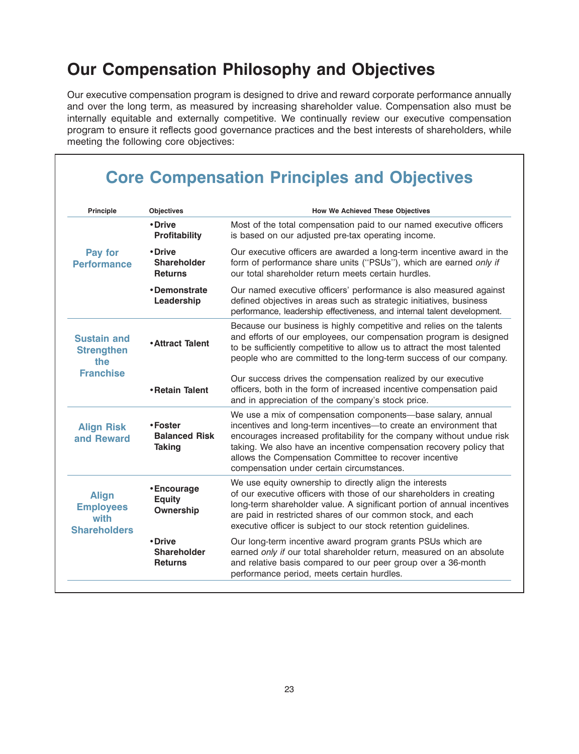## Our Compensation Philosophy and Objectives

Our executive compensation program is designed to drive and reward corporate performance annually and over the long term, as measured by increasing shareholder value. Compensation also must be internally equitable and externally competitive. We continually review our executive compensation program to ensure it reflects good governance practices and the best interests of shareholders, while meeting the following core objectives:

### Core Compensation Principles and Objectives

| Principle | Objectives | How We Achieved These Objectives |
|---|---|---|
| **Pay for Performance** | • **Drive Profitability** | Most of the total compensation paid to our named executive officers is based on our adjusted pre-tax operating income. |
| | • **Drive Shareholder Returns** | Our executive officers are awarded a long-term incentive award in the form of performance share units (''PSUs''), which are earned *only if* our total shareholder return meets certain hurdles. |
| | • **Demonstrate Leadership** | Our named executive officers' performance is also measured against defined objectives in areas such as strategic initiatives, business performance, leadership effectiveness, and internal talent development. |
| **Sustain and Strengthen the Franchise** | • **Attract Talent** | Because our business is highly competitive and relies on the talents and efforts of our employees, our compensation program is designed to be sufficiently competitive to allow us to attract the most talented people who are committed to the long-term success of our company. |
| | • **Retain Talent** | Our success drives the compensation realized by our executive officers, both in the form of increased incentive compensation paid and in appreciation of the company's stock price. |
| **Align Risk and Reward** | • **Foster Balanced Risk Taking** | We use a mix of compensation components—base salary, annual incentives and long-term incentives—to create an environment that encourages increased profitability for the company without undue risk taking. We also have an incentive compensation recovery policy that allows the Compensation Committee to recover incentive compensation under certain circumstances. |
| **Align Employees with Shareholders** | • **Encourage Equity Ownership** | We use equity ownership to directly align the interests of our executive officers with those of our shareholders in creating long-term shareholder value. A significant portion of annual incentives are paid in restricted shares of our common stock, and each executive officer is subject to our stock retention guidelines. |
| | • **Drive Shareholder Returns** | Our long-term incentive award program grants PSUs which are earned *only if* our total shareholder return, measured on an absolute and relative basis compared to our peer group over a 36-month performance period, meets certain hurdles. |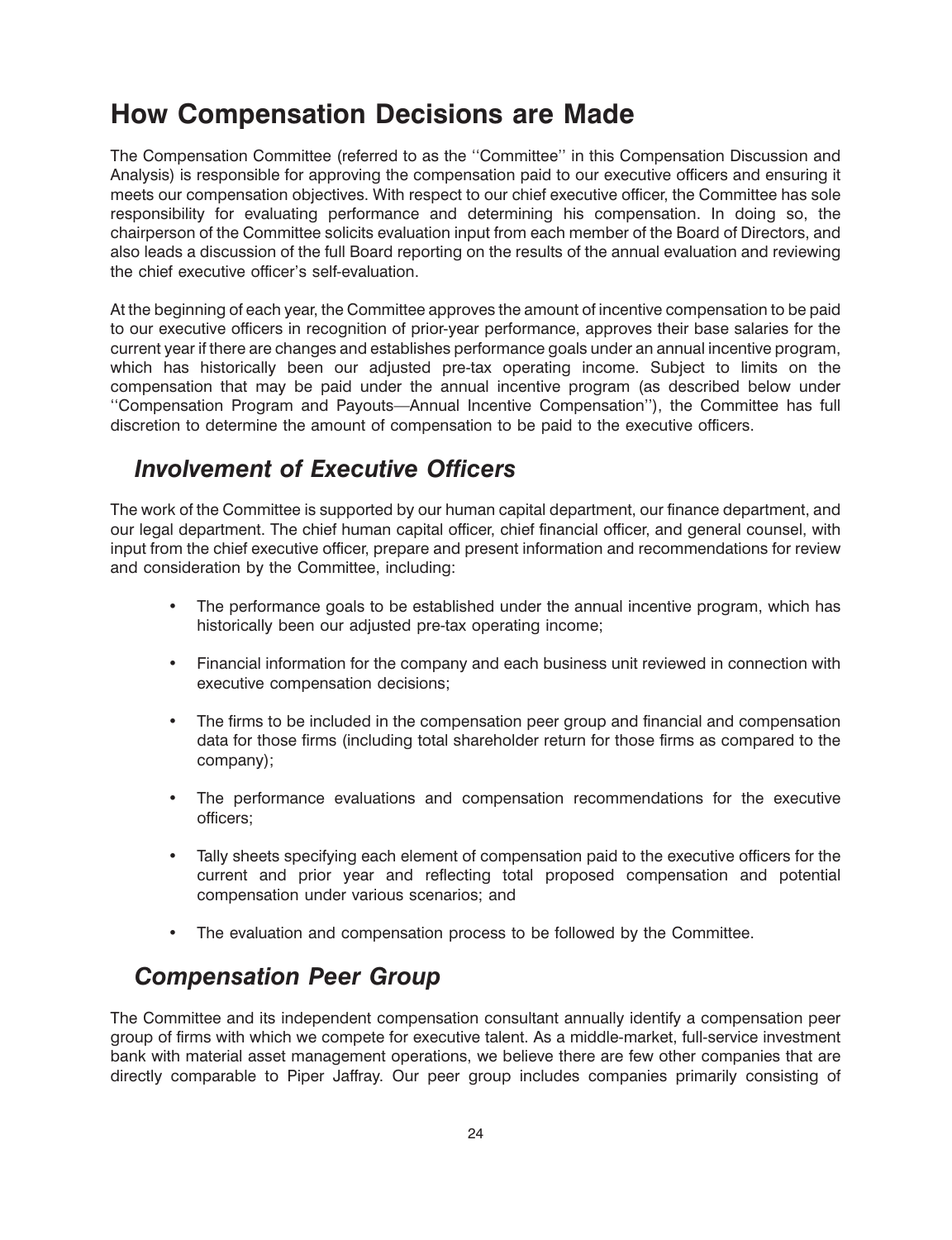# How Compensation Decisions are Made

The Compensation Committee (referred to as the ''Committee'' in this Compensation Discussion and Analysis) is responsible for approving the compensation paid to our executive officers and ensuring it meets our compensation objectives. With respect to our chief executive officer, the Committee has sole responsibility for evaluating performance and determining his compensation. In doing so, the chairperson of the Committee solicits evaluation input from each member of the Board of Directors, and also leads a discussion of the full Board reporting on the results of the annual evaluation and reviewing the chief executive officer's self-evaluation.

At the beginning of each year, the Committee approves the amount of incentive compensation to be paid to our executive officers in recognition of prior-year performance, approves their base salaries for the current year if there are changes and establishes performance goals under an annual incentive program, which has historically been our adjusted pre-tax operating income. Subject to limits on the compensation that may be paid under the annual incentive program (as described below under ''Compensation Program and Payouts—Annual Incentive Compensation''), the Committee has full discretion to determine the amount of compensation to be paid to the executive officers.

## *Involvement of Executive Officers*

The work of the Committee is supported by our human capital department, our finance department, and our legal department. The chief human capital officer, chief financial officer, and general counsel, with input from the chief executive officer, prepare and present information and recommendations for review and consideration by the Committee, including:

- The performance goals to be established under the annual incentive program, which has historically been our adjusted pre-tax operating income;
- Financial information for the company and each business unit reviewed in connection with executive compensation decisions;
- The firms to be included in the compensation peer group and financial and compensation data for those firms (including total shareholder return for those firms as compared to the company);
- The performance evaluations and compensation recommendations for the executive officers;
- Tally sheets specifying each element of compensation paid to the executive officers for the current and prior year and reflecting total proposed compensation and potential compensation under various scenarios; and
- The evaluation and compensation process to be followed by the Committee.

## *Compensation Peer Group*

The Committee and its independent compensation consultant annually identify a compensation peer group of firms with which we compete for executive talent. As a middle-market, full-service investment bank with material asset management operations, we believe there are few other companies that are directly comparable to Piper Jaffray. Our peer group includes companies primarily consisting of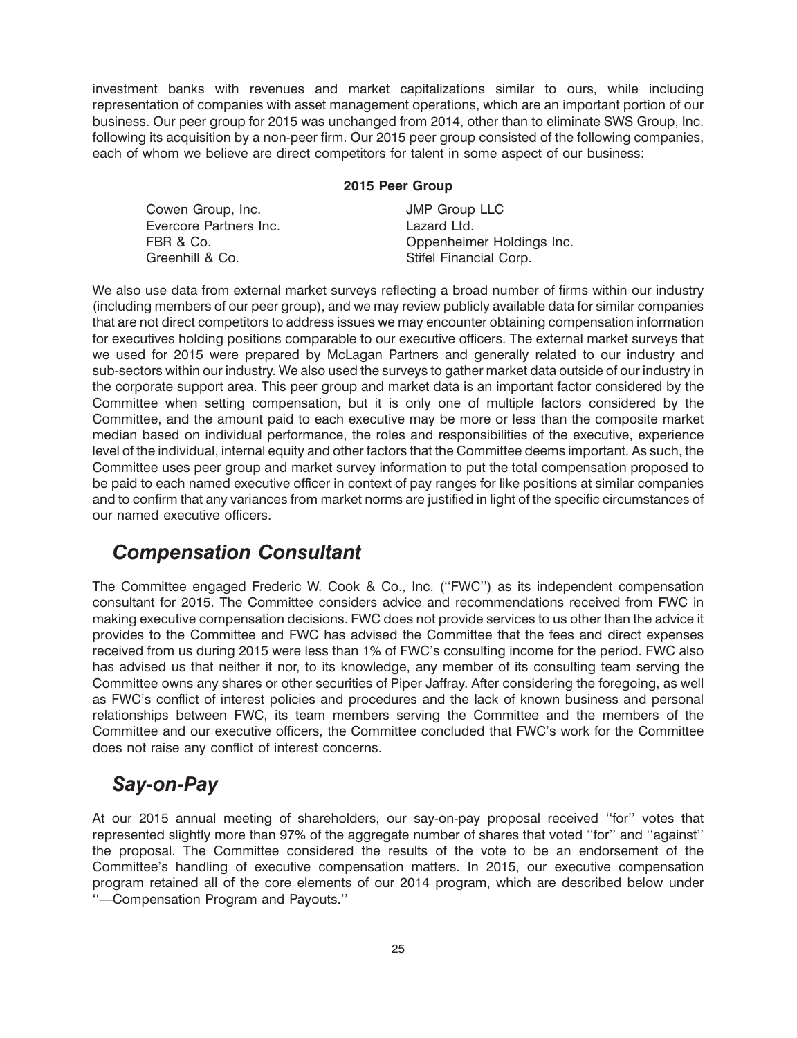investment banks with revenues and market capitalizations similar to ours, while including representation of companies with asset management operations, which are an important portion of our business. Our peer group for 2015 was unchanged from 2014, other than to eliminate SWS Group, Inc. following its acquisition by a non-peer firm. Our 2015 peer group consisted of the following companies, each of whom we believe are direct competitors for talent in some aspect of our business:

**2015 Peer Group**

| | |
|---|---|
| Cowen Group, Inc. | JMP Group LLC |
| Evercore Partners Inc. | Lazard Ltd. |
| FBR & Co. | Oppenheimer Holdings Inc. |
| Greenhill & Co. | Stifel Financial Corp. |

We also use data from external market surveys reflecting a broad number of firms within our industry (including members of our peer group), and we may review publicly available data for similar companies that are not direct competitors to address issues we may encounter obtaining compensation information for executives holding positions comparable to our executive officers. The external market surveys that we used for 2015 were prepared by McLagan Partners and generally related to our industry and sub-sectors within our industry. We also used the surveys to gather market data outside of our industry in the corporate support area. This peer group and market data is an important factor considered by the Committee when setting compensation, but it is only one of multiple factors considered by the Committee, and the amount paid to each executive may be more or less than the composite market median based on individual performance, the roles and responsibilities of the executive, experience level of the individual, internal equity and other factors that the Committee deems important. As such, the Committee uses peer group and market survey information to put the total compensation proposed to be paid to each named executive officer in context of pay ranges for like positions at similar companies and to confirm that any variances from market norms are justified in light of the specific circumstances of our named executive officers.

## *Compensation Consultant*

The Committee engaged Frederic W. Cook & Co., Inc. (''FWC'') as its independent compensation consultant for 2015. The Committee considers advice and recommendations received from FWC in making executive compensation decisions. FWC does not provide services to us other than the advice it provides to the Committee and FWC has advised the Committee that the fees and direct expenses received from us during 2015 were less than 1% of FWC's consulting income for the period. FWC also has advised us that neither it nor, to its knowledge, any member of its consulting team serving the Committee owns any shares or other securities of Piper Jaffray. After considering the foregoing, as well as FWC's conflict of interest policies and procedures and the lack of known business and personal relationships between FWC, its team members serving the Committee and the members of the Committee and our executive officers, the Committee concluded that FWC's work for the Committee does not raise any conflict of interest concerns.

## *Say-on-Pay*

At our 2015 annual meeting of shareholders, our say-on-pay proposal received ''for'' votes that represented slightly more than 97% of the aggregate number of shares that voted ''for'' and ''against'' the proposal. The Committee considered the results of the vote to be an endorsement of the Committee's handling of executive compensation matters. In 2015, our executive compensation program retained all of the core elements of our 2014 program, which are described below under ''—Compensation Program and Payouts.''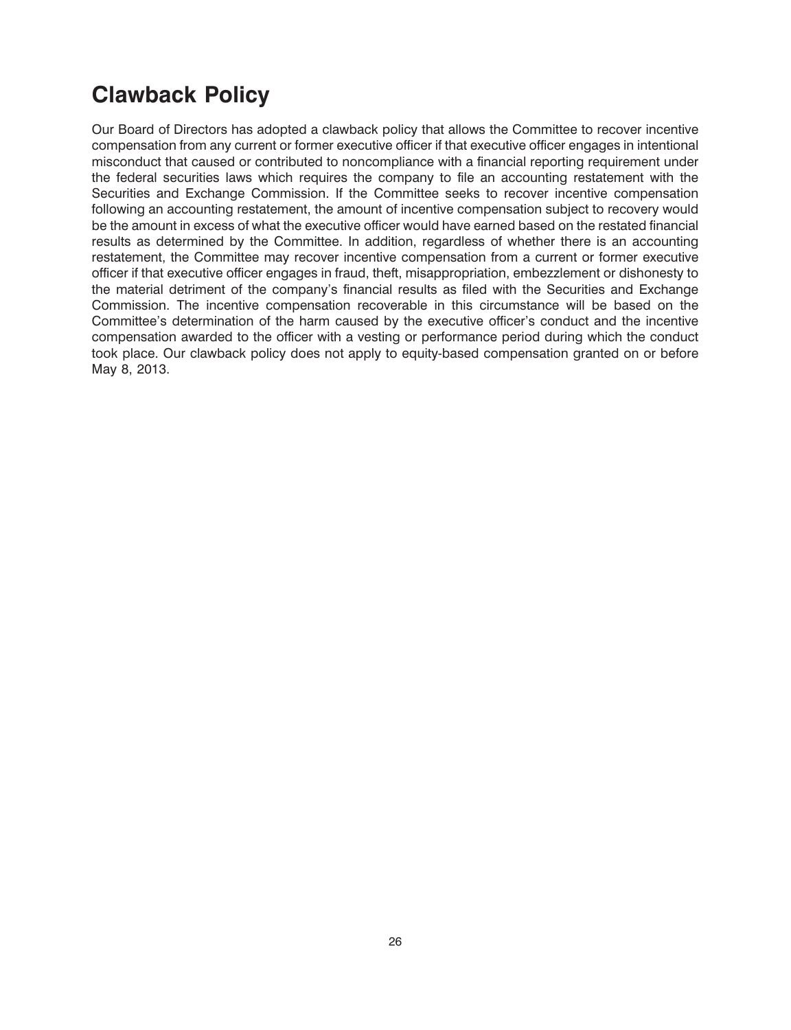## Clawback Policy

Our Board of Directors has adopted a clawback policy that allows the Committee to recover incentive compensation from any current or former executive officer if that executive officer engages in intentional misconduct that caused or contributed to noncompliance with a financial reporting requirement under the federal securities laws which requires the company to file an accounting restatement with the Securities and Exchange Commission. If the Committee seeks to recover incentive compensation following an accounting restatement, the amount of incentive compensation subject to recovery would be the amount in excess of what the executive officer would have earned based on the restated financial results as determined by the Committee. In addition, regardless of whether there is an accounting restatement, the Committee may recover incentive compensation from a current or former executive officer if that executive officer engages in fraud, theft, misappropriation, embezzlement or dishonesty to the material detriment of the company's financial results as filed with the Securities and Exchange Commission. The incentive compensation recoverable in this circumstance will be based on the Committee's determination of the harm caused by the executive officer's conduct and the incentive compensation awarded to the officer with a vesting or performance period during which the conduct took place. Our clawback policy does not apply to equity-based compensation granted on or before May 8, 2013.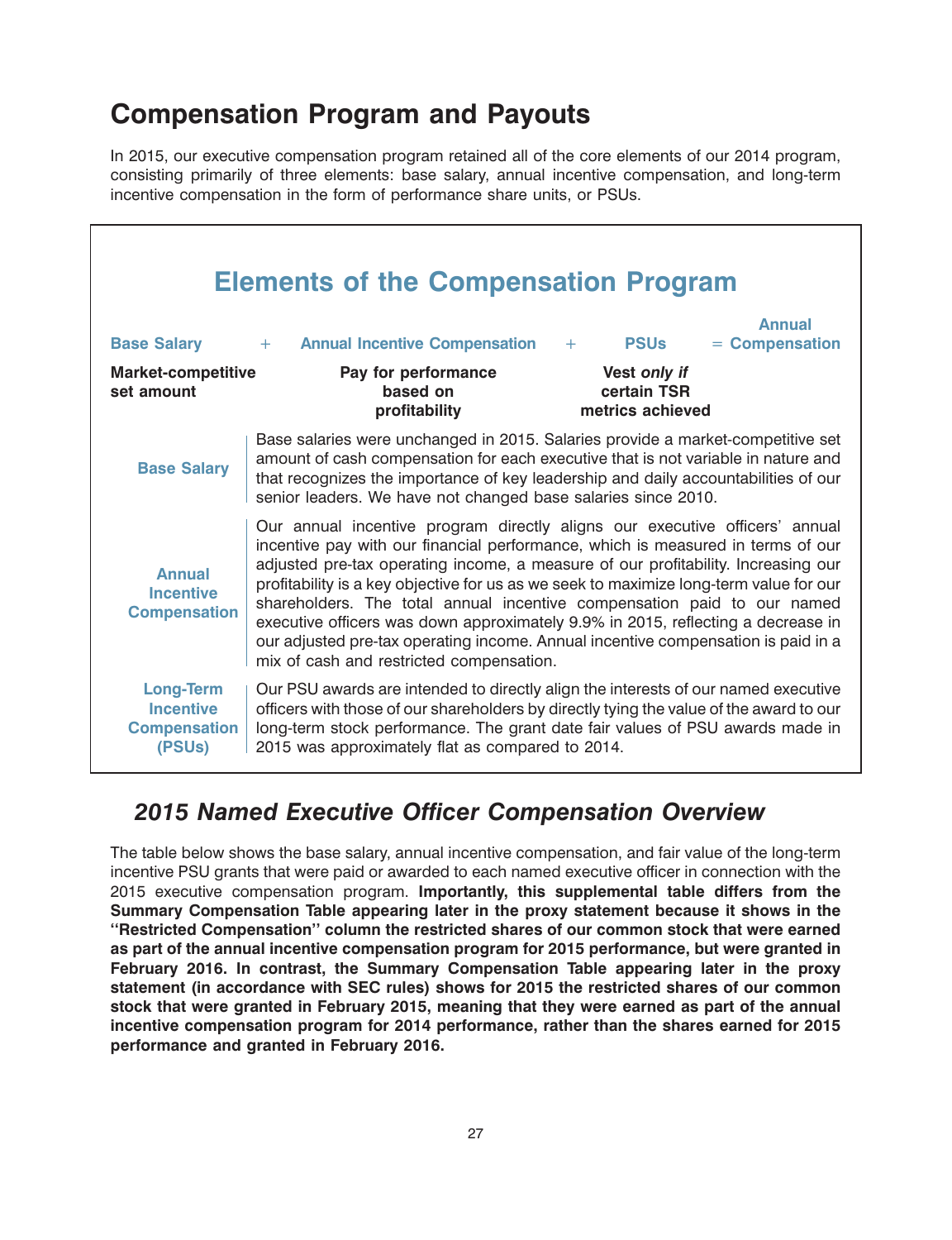## Compensation Program and Payouts

In 2015, our executive compensation program retained all of the core elements of our 2014 program, consisting primarily of three elements: base salary, annual incentive compensation, and long-term incentive compensation in the form of performance share units, or PSUs.

### Elements of the Compensation Program

| Base Salary | + | Annual Incentive Compensation | + | PSUs | = Annual Compensation |
|---|---|---|---|---|---|
| **Market-competitive set amount** | | **Pay for performance based on profitability** | | **Vest *only if* certain TSR metrics achieved** | |

**Base Salary**

Base salaries were unchanged in 2015. Salaries provide a market-competitive set amount of cash compensation for each executive that is not variable in nature and that recognizes the importance of key leadership and daily accountabilities of our senior leaders. We have not changed base salaries since 2010.

**Annual Incentive Compensation**

Our annual incentive program directly aligns our executive officers' annual incentive pay with our financial performance, which is measured in terms of our adjusted pre-tax operating income, a measure of our profitability. Increasing our profitability is a key objective for us as we seek to maximize long-term value for our shareholders. The total annual incentive compensation paid to our named executive officers was down approximately 9.9% in 2015, reflecting a decrease in our adjusted pre-tax operating income. Annual incentive compensation is paid in a mix of cash and restricted compensation.

**Long-Term Incentive Compensation (PSUs)**

Our PSU awards are intended to directly align the interests of our named executive officers with those of our shareholders by directly tying the value of the award to our long-term stock performance. The grant date fair values of PSU awards made in 2015 was approximately flat as compared to 2014.

### *2015 Named Executive Officer Compensation Overview*

The table below shows the base salary, annual incentive compensation, and fair value of the long-term incentive PSU grants that were paid or awarded to each named executive officer in connection with the 2015 executive compensation program. **Importantly, this supplemental table differs from the Summary Compensation Table appearing later in the proxy statement because it shows in the "Restricted Compensation" column the restricted shares of our common stock that were earned as part of the annual incentive compensation program for 2015 performance, but were granted in February 2016. In contrast, the Summary Compensation Table appearing later in the proxy statement (in accordance with SEC rules) shows for 2015 the restricted shares of our common stock that were granted in February 2015, meaning that they were earned as part of the annual incentive compensation program for 2014 performance, rather than the shares earned for 2015 performance and granted in February 2016.**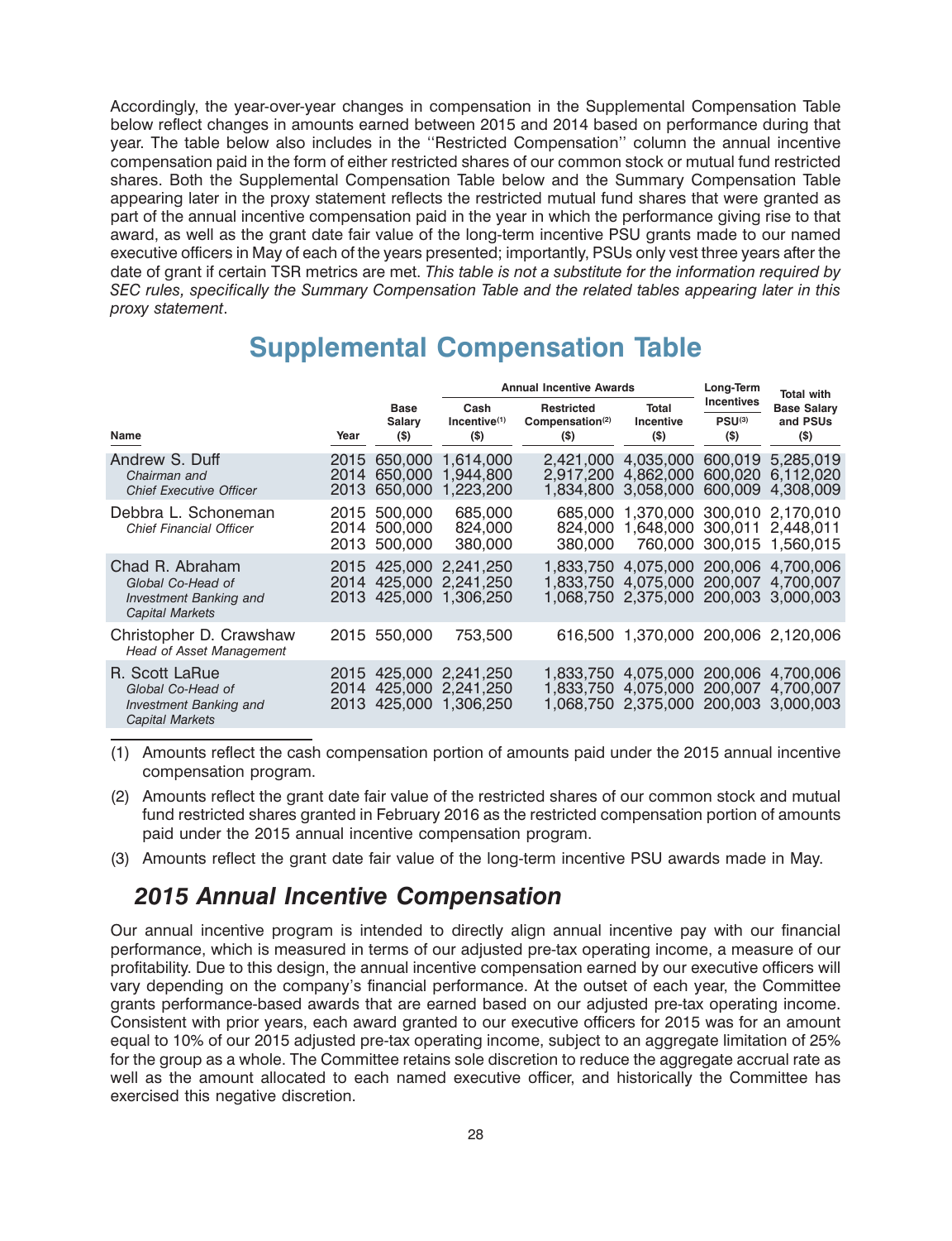Accordingly, the year-over-year changes in compensation in the Supplemental Compensation Table below reflect changes in amounts earned between 2015 and 2014 based on performance during that year. The table below also includes in the ''Restricted Compensation'' column the annual incentive compensation paid in the form of either restricted shares of our common stock or mutual fund restricted shares. Both the Supplemental Compensation Table below and the Summary Compensation Table appearing later in the proxy statement reflects the restricted mutual fund shares that were granted as part of the annual incentive compensation paid in the year in which the performance giving rise to that award, as well as the grant date fair value of the long-term incentive PSU grants made to our named executive officers in May of each of the years presented; importantly, PSUs only vest three years after the date of grant if certain TSR metrics are met. *This table is not a substitute for the information required by SEC rules, specifically the Summary Compensation Table and the related tables appearing later in this proxy statement*.

# Supplemental Compensation Table

| | | | Annual Incentive Awards | | | Long-Term Incentives | |
|---|---|---|---|---|---|---|---|
| Name | Year | Base Salary ($) | Cash Incentive[(1)] ($) | Restricted Compensation[(2)] ($) | Total Incentive ($) | PSU[(3)] ($) | Total with Base Salary and PSUs ($) |
| Andrew S. Duff<br>*Chairman and Chief Executive Officer* | 2015 | 650,000 | 1,614,000 | 2,421,000 | 4,035,000 | 600,019 | 5,285,019 |
| | 2014 | 650,000 | 1,944,800 | 2,917,200 | 4,862,000 | 600,020 | 6,112,020 |
| | 2013 | 650,000 | 1,223,200 | 1,834,800 | 3,058,000 | 600,009 | 4,308,009 |
| Debbra L. Schoneman<br>*Chief Financial Officer* | 2015 | 500,000 | 685,000 | 685,000 | 1,370,000 | 300,010 | 2,170,010 |
| | 2014 | 500,000 | 824,000 | 824,000 | 1,648,000 | 300,011 | 2,448,011 |
| | 2013 | 500,000 | 380,000 | 380,000 | 760,000 | 300,015 | 1,560,015 |
| Chad R. Abraham<br>*Global Co-Head of Investment Banking and Capital Markets* | 2015 | 425,000 | 2,241,250 | 1,833,750 | 4,075,000 | 200,006 | 4,700,006 |
| | 2014 | 425,000 | 2,241,250 | 1,833,750 | 4,075,000 | 200,007 | 4,700,007 |
| | 2013 | 425,000 | 1,306,250 | 1,068,750 | 2,375,000 | 200,003 | 3,000,003 |
| Christopher D. Crawshaw<br>*Head of Asset Management* | 2015 | 550,000 | 753,500 | 616,500 | 1,370,000 | 200,006 | 2,120,006 |
| R. Scott LaRue<br>*Global Co-Head of Investment Banking and Capital Markets* | 2015 | 425,000 | 2,241,250 | 1,833,750 | 4,075,000 | 200,006 | 4,700,006 |
| | 2014 | 425,000 | 2,241,250 | 1,833,750 | 4,075,000 | 200,007 | 4,700,007 |
| | 2013 | 425,000 | 1,306,250 | 1,068,750 | 2,375,000 | 200,003 | 3,000,003 |

(1) Amounts reflect the cash compensation portion of amounts paid under the 2015 annual incentive compensation program.

(2) Amounts reflect the grant date fair value of the restricted shares of our common stock and mutual fund restricted shares granted in February 2016 as the restricted compensation portion of amounts paid under the 2015 annual incentive compensation program.

(3) Amounts reflect the grant date fair value of the long-term incentive PSU awards made in May.

## *2015 Annual Incentive Compensation*

Our annual incentive program is intended to directly align annual incentive pay with our financial performance, which is measured in terms of our adjusted pre-tax operating income, a measure of our profitability. Due to this design, the annual incentive compensation earned by our executive officers will vary depending on the company's financial performance. At the outset of each year, the Committee grants performance-based awards that are earned based on our adjusted pre-tax operating income. Consistent with prior years, each award granted to our executive officers for 2015 was for an amount equal to 10% of our 2015 adjusted pre-tax operating income, subject to an aggregate limitation of 25% for the group as a whole. The Committee retains sole discretion to reduce the aggregate accrual rate as well as the amount allocated to each named executive officer, and historically the Committee has exercised this negative discretion.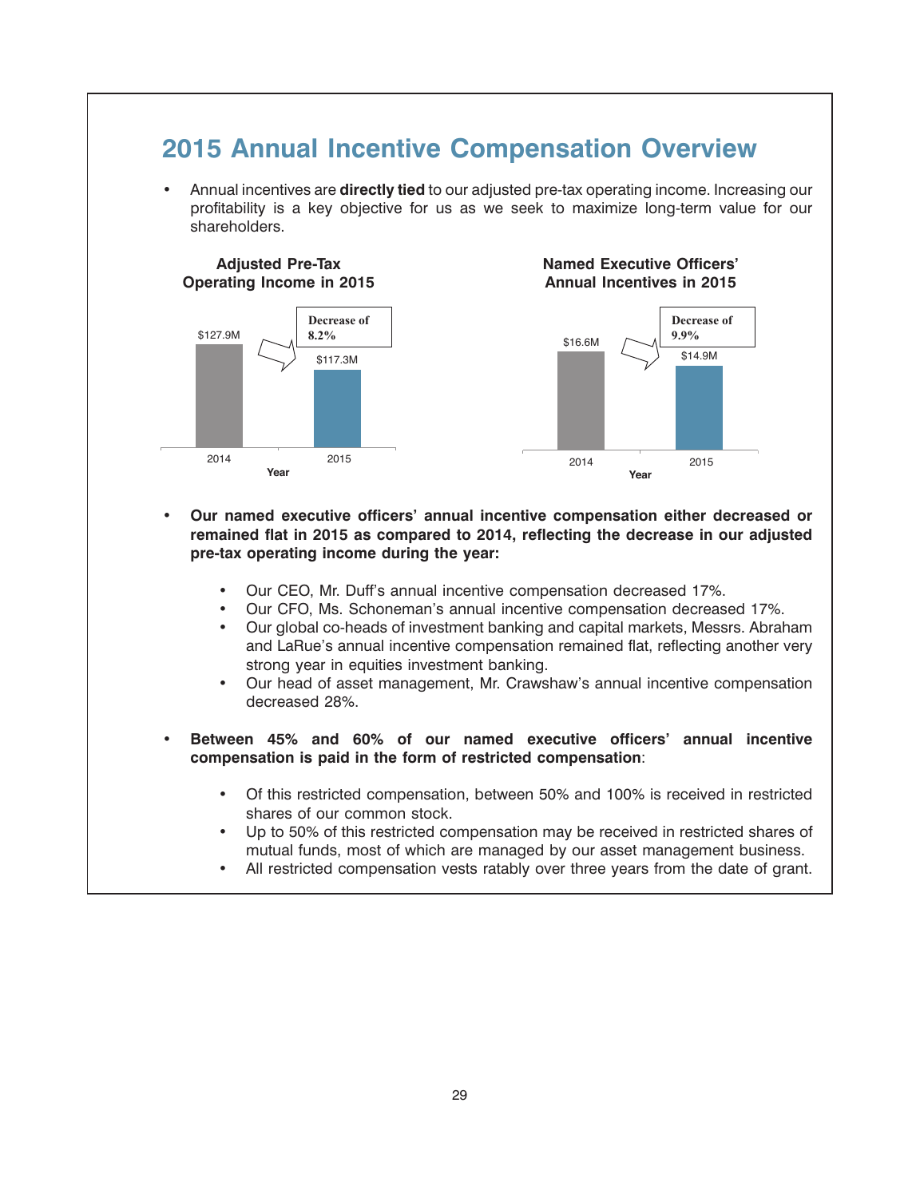## 2015 Annual Incentive Compensation Overview

- Annual incentives are **directly tied** to our adjusted pre-tax operating income. Increasing our profitability is a key objective for us as we seek to maximize long-term value for our shareholders.

**Adjusted Pre-Tax Operating Income in 2015**

| Year | Adjusted Pre-Tax Operating Income |
|---|---|
| 2014 | $127.9M |
| 2015 | $117.3M |

Decrease of 8.2%

**Named Executive Officers' Annual Incentives in 2015**

| Year | Annual Incentives |
|---|---|
| 2014 | $16.6M |
| 2015 | $14.9M |

Decrease of 9.9%

- **Our named executive officers' annual incentive compensation either decreased or remained flat in 2015 as compared to 2014, reflecting the decrease in our adjusted pre-tax operating income during the year:**
  - Our CEO, Mr. Duff's annual incentive compensation decreased 17%.
  - Our CFO, Ms. Schoneman's annual incentive compensation decreased 17%.
  - Our global co-heads of investment banking and capital markets, Messrs. Abraham and LaRue's annual incentive compensation remained flat, reflecting another very strong year in equities investment banking.
  - Our head of asset management, Mr. Crawshaw's annual incentive compensation decreased 28%.

- **Between 45% and 60% of our named executive officers' annual incentive compensation is paid in the form of restricted compensation**:
  - Of this restricted compensation, between 50% and 100% is received in restricted shares of our common stock.
  - Up to 50% of this restricted compensation may be received in restricted shares of mutual funds, most of which are managed by our asset management business.
  - All restricted compensation vests ratably over three years from the date of grant.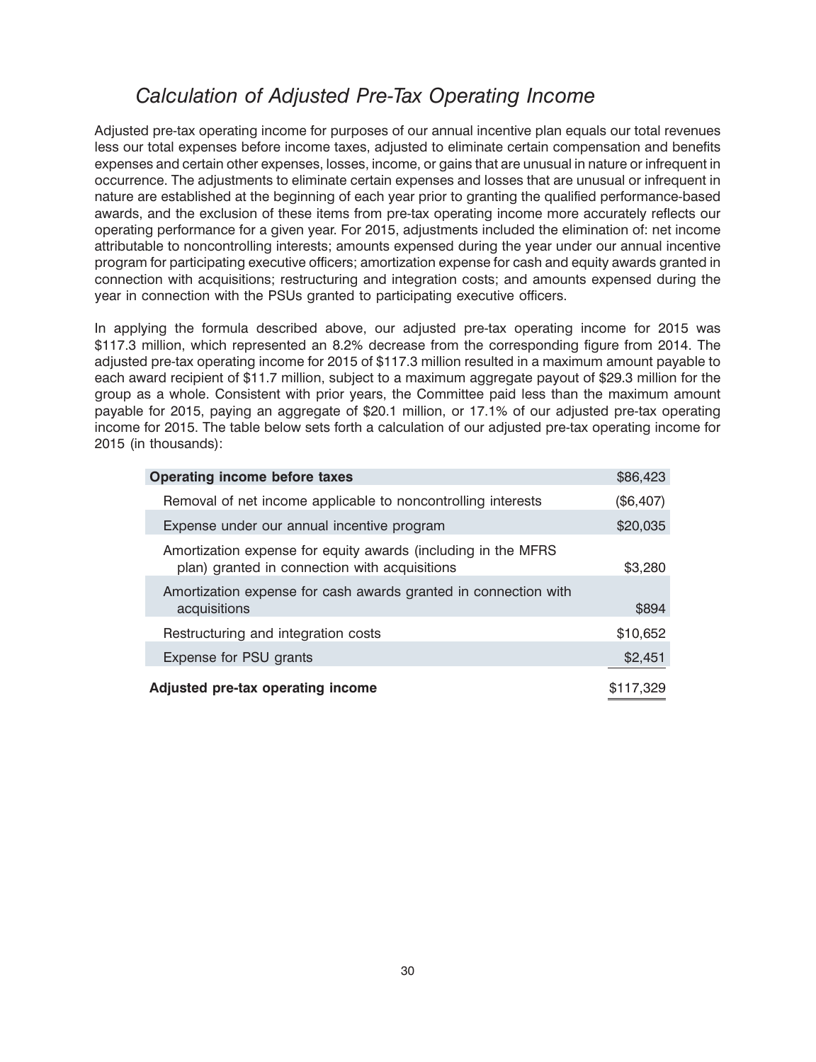## *Calculation of Adjusted Pre-Tax Operating Income*

Adjusted pre-tax operating income for purposes of our annual incentive plan equals our total revenues less our total expenses before income taxes, adjusted to eliminate certain compensation and benefits expenses and certain other expenses, losses, income, or gains that are unusual in nature or infrequent in occurrence. The adjustments to eliminate certain expenses and losses that are unusual or infrequent in nature are established at the beginning of each year prior to granting the qualified performance-based awards, and the exclusion of these items from pre-tax operating income more accurately reflects our operating performance for a given year. For 2015, adjustments included the elimination of: net income attributable to noncontrolling interests; amounts expensed during the year under our annual incentive program for participating executive officers; amortization expense for cash and equity awards granted in connection with acquisitions; restructuring and integration costs; and amounts expensed during the year in connection with the PSUs granted to participating executive officers.

In applying the formula described above, our adjusted pre-tax operating income for 2015 was $117.3 million, which represented an 8.2% decrease from the corresponding figure from 2014. The adjusted pre-tax operating income for 2015 of $117.3 million resulted in a maximum amount payable to each award recipient of $11.7 million, subject to a maximum aggregate payout of $29.3 million for the group as a whole. Consistent with prior years, the Committee paid less than the maximum amount payable for 2015, paying an aggregate of $20.1 million, or 17.1% of our adjusted pre-tax operating income for 2015. The table below sets forth a calculation of our adjusted pre-tax operating income for 2015 (in thousands):

| | |
|---|---|
| **Operating income before taxes** | $86,423 |
| Removal of net income applicable to noncontrolling interests | ($6,407) |
| Expense under our annual incentive program | $20,035 |
| Amortization expense for equity awards (including in the MFRS plan) granted in connection with acquisitions | $3,280 |
| Amortization expense for cash awards granted in connection with acquisitions | $894 |
| Restructuring and integration costs | $10,652 |
| Expense for PSU grants | $2,451 |
| **Adjusted pre-tax operating income** | $117,329 |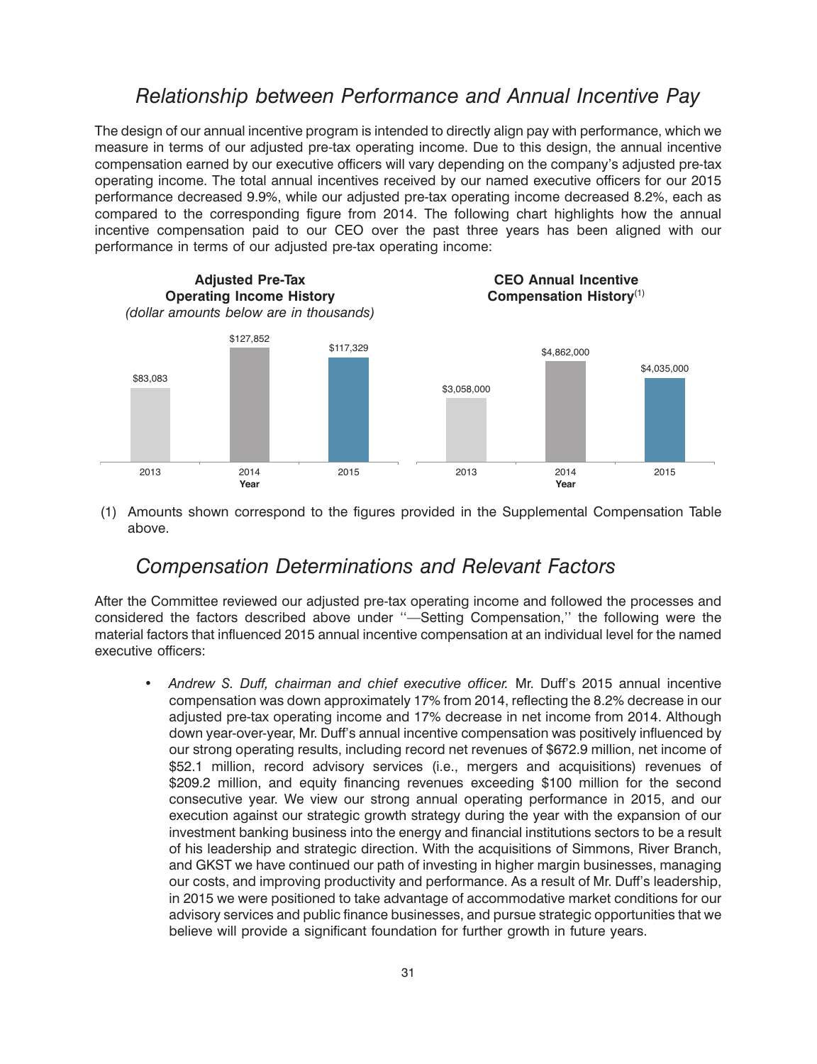## *Relationship between Performance and Annual Incentive Pay*

The design of our annual incentive program is intended to directly align pay with performance, which we measure in terms of our adjusted pre-tax operating income. Due to this design, the annual incentive compensation earned by our executive officers will vary depending on the company's adjusted pre-tax operating income. The total annual incentives received by our named executive officers for our 2015 performance decreased 9.9%, while our adjusted pre-tax operating income decreased 8.2%, each as compared to the corresponding figure from 2014. The following chart highlights how the annual incentive compensation paid to our CEO over the past three years has been aligned with our performance in terms of our adjusted pre-tax operating income:

**Adjusted Pre-Tax Operating Income History**
*(dollar amounts below are in thousands)*

| Year | Adjusted Pre-Tax Operating Income |
| --- | --- |
| 2013 | $83,083 |
| 2014 | $127,852 |
| 2015 | $117,329 |

**CEO Annual Incentive Compensation History**(1)

| Year | CEO Annual Incentive Compensation |
| --- | --- |
| 2013 | $3,058,000 |
| 2014 | $4,862,000 |
| 2015 | $4,035,000 |

(1) Amounts shown correspond to the figures provided in the Supplemental Compensation Table above.

## *Compensation Determinations and Relevant Factors*

After the Committee reviewed our adjusted pre-tax operating income and followed the processes and considered the factors described above under ''—Setting Compensation,'' the following were the material factors that influenced 2015 annual incentive compensation at an individual level for the named executive officers:

- *Andrew S. Duff, chairman and chief executive officer.* Mr. Duff's 2015 annual incentive compensation was down approximately 17% from 2014, reflecting the 8.2% decrease in our adjusted pre-tax operating income and 17% decrease in net income from 2014. Although down year-over-year, Mr. Duff's annual incentive compensation was positively influenced by our strong operating results, including record net revenues of $672.9 million, net income of $52.1 million, record advisory services (i.e., mergers and acquisitions) revenues of $209.2 million, and equity financing revenues exceeding $100 million for the second consecutive year. We view our strong annual operating performance in 2015, and our execution against our strategic growth strategy during the year with the expansion of our investment banking business into the energy and financial institutions sectors to be a result of his leadership and strategic direction. With the acquisitions of Simmons, River Branch, and GKST we have continued our path of investing in higher margin businesses, managing our costs, and improving productivity and performance. As a result of Mr. Duff's leadership, in 2015 we were positioned to take advantage of accommodative market conditions for our advisory services and public finance businesses, and pursue strategic opportunities that we believe will provide a significant foundation for further growth in future years.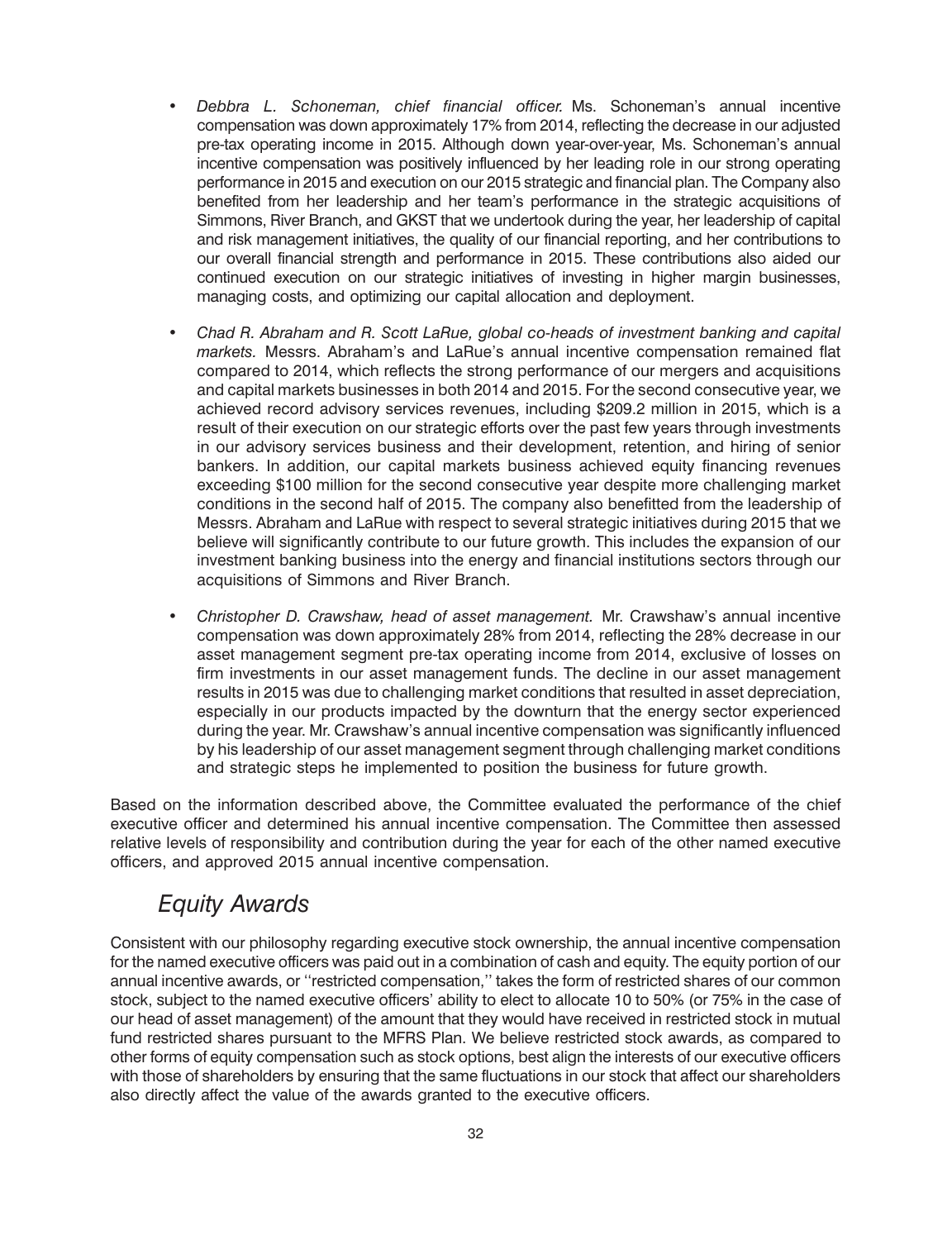- *Debbra L. Schoneman, chief financial officer.* Ms. Schoneman's annual incentive compensation was down approximately 17% from 2014, reflecting the decrease in our adjusted pre-tax operating income in 2015. Although down year-over-year, Ms. Schoneman's annual incentive compensation was positively influenced by her leading role in our strong operating performance in 2015 and execution on our 2015 strategic and financial plan. The Company also benefited from her leadership and her team's performance in the strategic acquisitions of Simmons, River Branch, and GKST that we undertook during the year, her leadership of capital and risk management initiatives, the quality of our financial reporting, and her contributions to our overall financial strength and performance in 2015. These contributions also aided our continued execution on our strategic initiatives of investing in higher margin businesses, managing costs, and optimizing our capital allocation and deployment.

- *Chad R. Abraham and R. Scott LaRue, global co-heads of investment banking and capital markets.* Messrs. Abraham's and LaRue's annual incentive compensation remained flat compared to 2014, which reflects the strong performance of our mergers and acquisitions and capital markets businesses in both 2014 and 2015. For the second consecutive year, we achieved record advisory services revenues, including $209.2 million in 2015, which is a result of their execution on our strategic efforts over the past few years through investments in our advisory services business and their development, retention, and hiring of senior bankers. In addition, our capital markets business achieved equity financing revenues exceeding $100 million for the second consecutive year despite more challenging market conditions in the second half of 2015. The company also benefitted from the leadership of Messrs. Abraham and LaRue with respect to several strategic initiatives during 2015 that we believe will significantly contribute to our future growth. This includes the expansion of our investment banking business into the energy and financial institutions sectors through our acquisitions of Simmons and River Branch.

- *Christopher D. Crawshaw, head of asset management.* Mr. Crawshaw's annual incentive compensation was down approximately 28% from 2014, reflecting the 28% decrease in our asset management segment pre-tax operating income from 2014, exclusive of losses on firm investments in our asset management funds. The decline in our asset management results in 2015 was due to challenging market conditions that resulted in asset depreciation, especially in our products impacted by the downturn that the energy sector experienced during the year. Mr. Crawshaw's annual incentive compensation was significantly influenced by his leadership of our asset management segment through challenging market conditions and strategic steps he implemented to position the business for future growth.

Based on the information described above, the Committee evaluated the performance of the chief executive officer and determined his annual incentive compensation. The Committee then assessed relative levels of responsibility and contribution during the year for each of the other named executive officers, and approved 2015 annual incentive compensation.

## *Equity Awards*

Consistent with our philosophy regarding executive stock ownership, the annual incentive compensation for the named executive officers was paid out in a combination of cash and equity. The equity portion of our annual incentive awards, or ''restricted compensation,'' takes the form of restricted shares of our common stock, subject to the named executive officers' ability to elect to allocate 10 to 50% (or 75% in the case of our head of asset management) of the amount that they would have received in restricted stock in mutual fund restricted shares pursuant to the MFRS Plan. We believe restricted stock awards, as compared to other forms of equity compensation such as stock options, best align the interests of our executive officers with those of shareholders by ensuring that the same fluctuations in our stock that affect our shareholders also directly affect the value of the awards granted to the executive officers.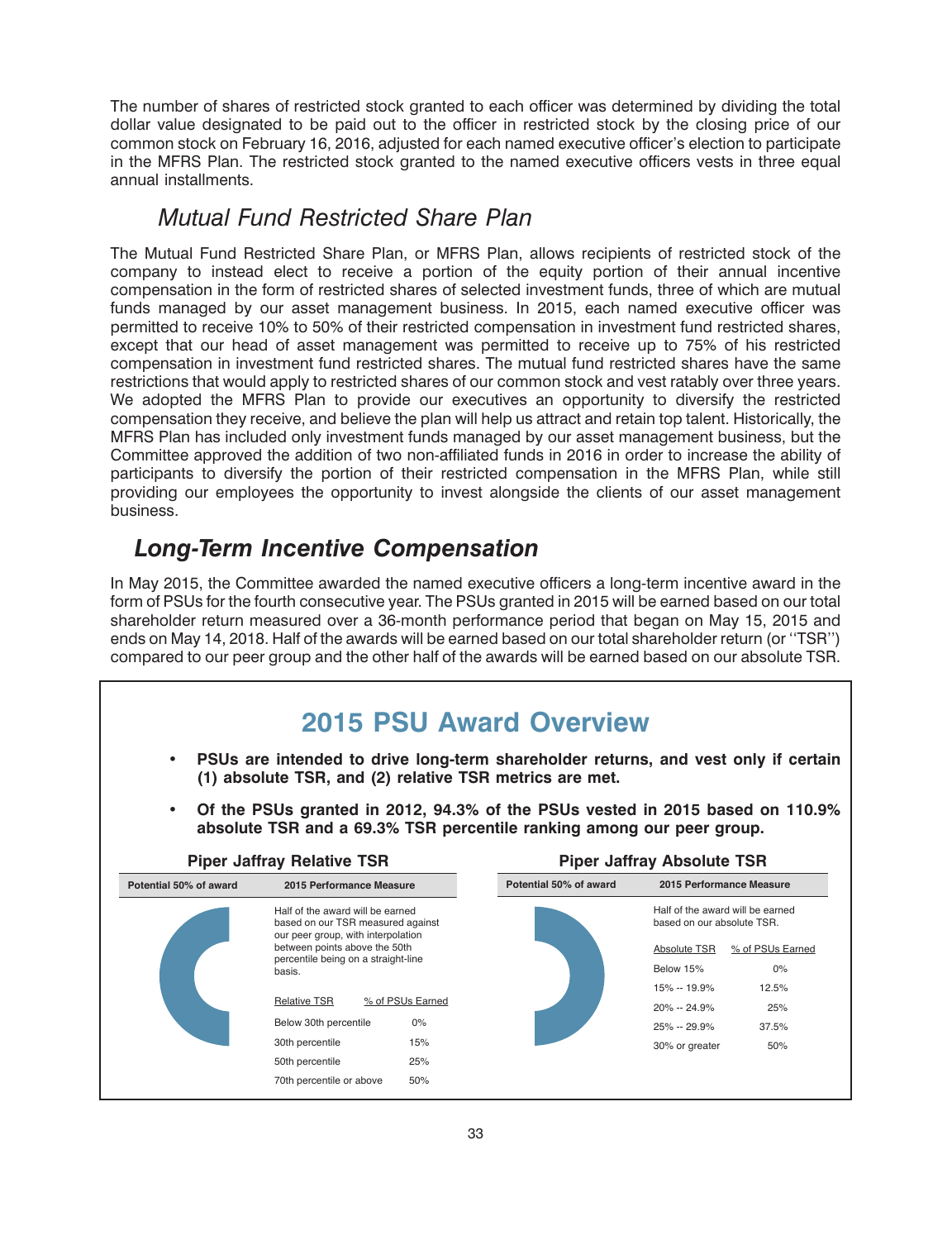The number of shares of restricted stock granted to each officer was determined by dividing the total dollar value designated to be paid out to the officer in restricted stock by the closing price of our common stock on February 16, 2016, adjusted for each named executive officer's election to participate in the MFRS Plan. The restricted stock granted to the named executive officers vests in three equal annual installments.

### *Mutual Fund Restricted Share Plan*

The Mutual Fund Restricted Share Plan, or MFRS Plan, allows recipients of restricted stock of the company to instead elect to receive a portion of the equity portion of their annual incentive compensation in the form of restricted shares of selected investment funds, three of which are mutual funds managed by our asset management business. In 2015, each named executive officer was permitted to receive 10% to 50% of their restricted compensation in investment fund restricted shares, except that our head of asset management was permitted to receive up to 75% of his restricted compensation in investment fund restricted shares. The mutual fund restricted shares have the same restrictions that would apply to restricted shares of our common stock and vest ratably over three years. We adopted the MFRS Plan to provide our executives an opportunity to diversify the restricted compensation they receive, and believe the plan will help us attract and retain top talent. Historically, the MFRS Plan has included only investment funds managed by our asset management business, but the Committee approved the addition of two non-affiliated funds in 2016 in order to increase the ability of participants to diversify the portion of their restricted compensation in the MFRS Plan, while still providing our employees the opportunity to invest alongside the clients of our asset management business.

## *Long-Term Incentive Compensation*

In May 2015, the Committee awarded the named executive officers a long-term incentive award in the form of PSUs for the fourth consecutive year. The PSUs granted in 2015 will be earned based on our total shareholder return measured over a 36-month performance period that began on May 15, 2015 and ends on May 14, 2018. Half of the awards will be earned based on our total shareholder return (or ''TSR'') compared to our peer group and the other half of the awards will be earned based on our absolute TSR.

## 2015 PSU Award Overview

- **PSUs are intended to drive long-term shareholder returns, and vest only if certain (1) absolute TSR, and (2) relative TSR metrics are met.**
- **Of the PSUs granted in 2012, 94.3% of the PSUs vested in 2015 based on 110.9% absolute TSR and a 69.3% TSR percentile ranking among our peer group.**

**Piper Jaffray Relative TSR**

| Potential 50% of award | 2015 Performance Measure |
|---|---|

Half of the award will be earned based on our TSR measured against our peer group, with interpolation between points above the 50th percentile being on a straight-line basis.

| Relative TSR | % of PSUs Earned |
|---|---|
| Below 30th percentile | 0% |
| 30th percentile | 15% |
| 50th percentile | 25% |
| 70th percentile or above | 50% |

**Piper Jaffray Absolute TSR**

| Potential 50% of award | 2015 Performance Measure |
|---|---|

Half of the award will be earned based on our absolute TSR.

| Absolute TSR | % of PSUs Earned |
|---|---|
| Below 15% | 0% |
| 15% -- 19.9% | 12.5% |
| 20% -- 24.9% | 25% |
| 25% -- 29.9% | 37.5% |
| 30% or greater | 50% |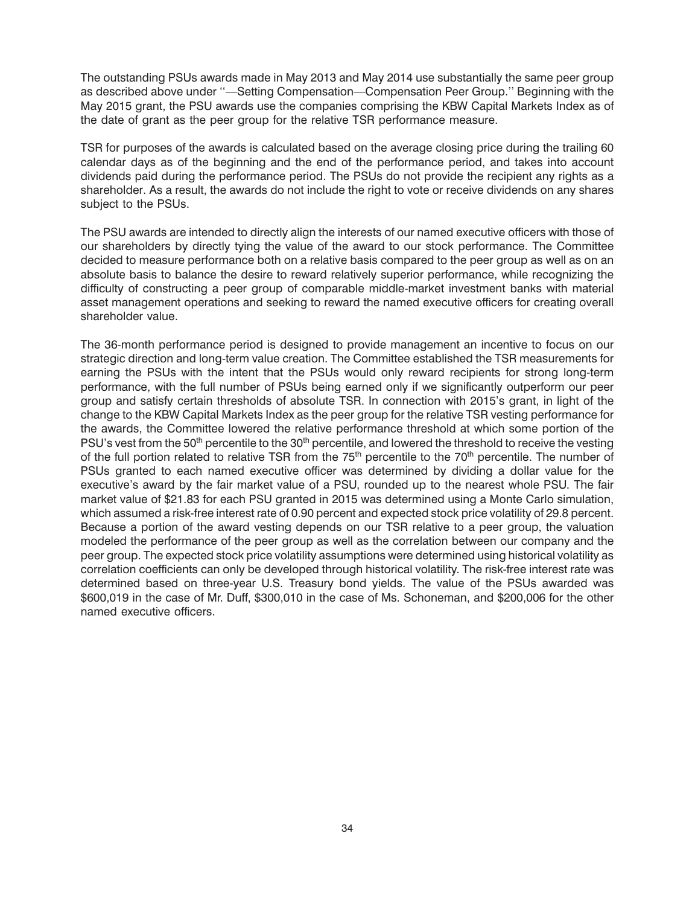The outstanding PSUs awards made in May 2013 and May 2014 use substantially the same peer group as described above under ''—Setting Compensation—Compensation Peer Group.'' Beginning with the May 2015 grant, the PSU awards use the companies comprising the KBW Capital Markets Index as of the date of grant as the peer group for the relative TSR performance measure.

TSR for purposes of the awards is calculated based on the average closing price during the trailing 60 calendar days as of the beginning and the end of the performance period, and takes into account dividends paid during the performance period. The PSUs do not provide the recipient any rights as a shareholder. As a result, the awards do not include the right to vote or receive dividends on any shares subject to the PSUs.

The PSU awards are intended to directly align the interests of our named executive officers with those of our shareholders by directly tying the value of the award to our stock performance. The Committee decided to measure performance both on a relative basis compared to the peer group as well as on an absolute basis to balance the desire to reward relatively superior performance, while recognizing the difficulty of constructing a peer group of comparable middle-market investment banks with material asset management operations and seeking to reward the named executive officers for creating overall shareholder value.

The 36-month performance period is designed to provide management an incentive to focus on our strategic direction and long-term value creation. The Committee established the TSR measurements for earning the PSUs with the intent that the PSUs would only reward recipients for strong long-term performance, with the full number of PSUs being earned only if we significantly outperform our peer group and satisfy certain thresholds of absolute TSR. In connection with 2015's grant, in light of the change to the KBW Capital Markets Index as the peer group for the relative TSR vesting performance for the awards, the Committee lowered the relative performance threshold at which some portion of the PSU's vest from the 50th percentile to the 30th percentile, and lowered the threshold to receive the vesting of the full portion related to relative TSR from the 75th percentile to the 70th percentile. The number of PSUs granted to each named executive officer was determined by dividing a dollar value for the executive's award by the fair market value of a PSU, rounded up to the nearest whole PSU. The fair market value of $21.83 for each PSU granted in 2015 was determined using a Monte Carlo simulation, which assumed a risk-free interest rate of 0.90 percent and expected stock price volatility of 29.8 percent. Because a portion of the award vesting depends on our TSR relative to a peer group, the valuation modeled the performance of the peer group as well as the correlation between our company and the peer group. The expected stock price volatility assumptions were determined using historical volatility as correlation coefficients can only be developed through historical volatility. The risk-free interest rate was determined based on three-year U.S. Treasury bond yields. The value of the PSUs awarded was $600,019 in the case of Mr. Duff, $300,010 in the case of Ms. Schoneman, and $200,006 for the other named executive officers.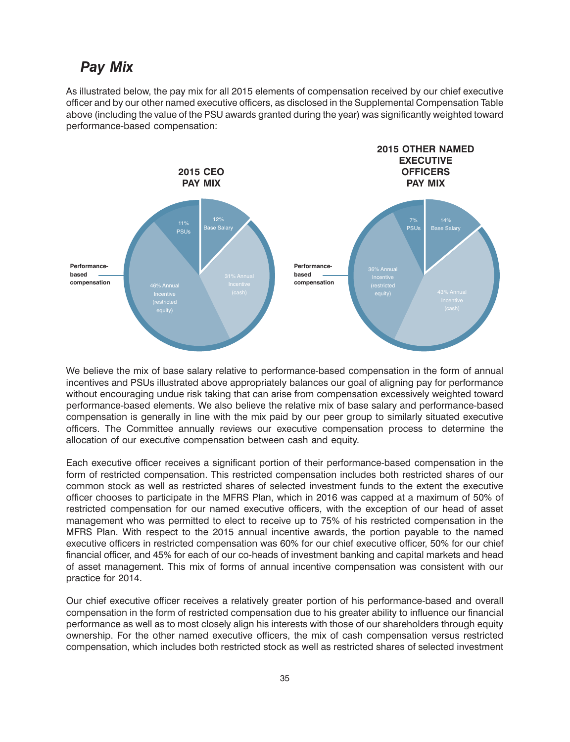## *Pay Mix*

As illustrated below, the pay mix for all 2015 elements of compensation received by our chief executive officer and by our other named executive officers, as disclosed in the Supplemental Compensation Table above (including the value of the PSU awards granted during the year) was significantly weighted toward performance-based compensation:

**2015 CEO PAY MIX**

- 12% Base Salary
- 31% Annual Incentive (cash)
- 46% Annual Incentive (restricted equity)
- 11% PSUs

Performance-based compensation

**2015 OTHER NAMED EXECUTIVE OFFICERS PAY MIX**

- 14% Base Salary
- 43% Annual Incentive (cash)
- 36% Annual Incentive (restricted equity)
- 7% PSUs

Performance-based compensation

We believe the mix of base salary relative to performance-based compensation in the form of annual incentives and PSUs illustrated above appropriately balances our goal of aligning pay for performance without encouraging undue risk taking that can arise from compensation excessively weighted toward performance-based elements. We also believe the relative mix of base salary and performance-based compensation is generally in line with the mix paid by our peer group to similarly situated executive officers. The Committee annually reviews our executive compensation process to determine the allocation of our executive compensation between cash and equity.

Each executive officer receives a significant portion of their performance-based compensation in the form of restricted compensation. This restricted compensation includes both restricted shares of our common stock as well as restricted shares of selected investment funds to the extent the executive officer chooses to participate in the MFRS Plan, which in 2016 was capped at a maximum of 50% of restricted compensation for our named executive officers, with the exception of our head of asset management who was permitted to elect to receive up to 75% of his restricted compensation in the MFRS Plan. With respect to the 2015 annual incentive awards, the portion payable to the named executive officers in restricted compensation was 60% for our chief executive officer, 50% for our chief financial officer, and 45% for each of our co-heads of investment banking and capital markets and head of asset management. This mix of forms of annual incentive compensation was consistent with our practice for 2014.

Our chief executive officer receives a relatively greater portion of his performance-based and overall compensation in the form of restricted compensation due to his greater ability to influence our financial performance as well as to most closely align his interests with those of our shareholders through equity ownership. For the other named executive officers, the mix of cash compensation versus restricted compensation, which includes both restricted stock as well as restricted shares of selected investment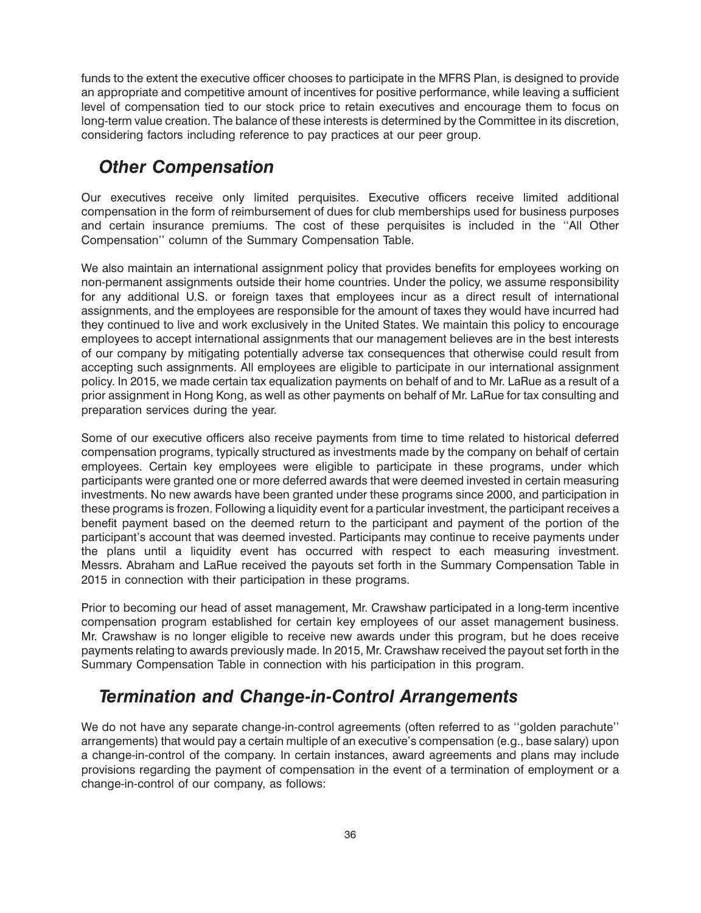funds to the extent the executive officer chooses to participate in the MFRS Plan, is designed to provide an appropriate and competitive amount of incentives for positive performance, while leaving a sufficient level of compensation tied to our stock price to retain executives and encourage them to focus on long-term value creation. The balance of these interests is determined by the Committee in its discretion, considering factors including reference to pay practices at our peer group.

## *Other Compensation*

Our executives receive only limited perquisites. Executive officers receive limited additional compensation in the form of reimbursement of dues for club memberships used for business purposes and certain insurance premiums. The cost of these perquisites is included in the ''All Other Compensation'' column of the Summary Compensation Table.

We also maintain an international assignment policy that provides benefits for employees working on non-permanent assignments outside their home countries. Under the policy, we assume responsibility for any additional U.S. or foreign taxes that employees incur as a direct result of international assignments, and the employees are responsible for the amount of taxes they would have incurred had they continued to live and work exclusively in the United States. We maintain this policy to encourage employees to accept international assignments that our management believes are in the best interests of our company by mitigating potentially adverse tax consequences that otherwise could result from accepting such assignments. All employees are eligible to participate in our international assignment policy. In 2015, we made certain tax equalization payments on behalf of and to Mr. LaRue as a result of a prior assignment in Hong Kong, as well as other payments on behalf of Mr. LaRue for tax consulting and preparation services during the year.

Some of our executive officers also receive payments from time to time related to historical deferred compensation programs, typically structured as investments made by the company on behalf of certain employees. Certain key employees were eligible to participate in these programs, under which participants were granted one or more deferred awards that were deemed invested in certain measuring investments. No new awards have been granted under these programs since 2000, and participation in these programs is frozen. Following a liquidity event for a particular investment, the participant receives a benefit payment based on the deemed return to the participant and payment of the portion of the participant's account that was deemed invested. Participants may continue to receive payments under the plans until a liquidity event has occurred with respect to each measuring investment. Messrs. Abraham and LaRue received the payouts set forth in the Summary Compensation Table in 2015 in connection with their participation in these programs.

Prior to becoming our head of asset management, Mr. Crawshaw participated in a long-term incentive compensation program established for certain key employees of our asset management business. Mr. Crawshaw is no longer eligible to receive new awards under this program, but he does receive payments relating to awards previously made. In 2015, Mr. Crawshaw received the payout set forth in the Summary Compensation Table in connection with his participation in this program.

## *Termination and Change-in-Control Arrangements*

We do not have any separate change-in-control agreements (often referred to as ''golden parachute'' arrangements) that would pay a certain multiple of an executive's compensation (e.g., base salary) upon a change-in-control of the company. In certain instances, award agreements and plans may include provisions regarding the payment of compensation in the event of a termination of employment or a change-in-control of our company, as follows: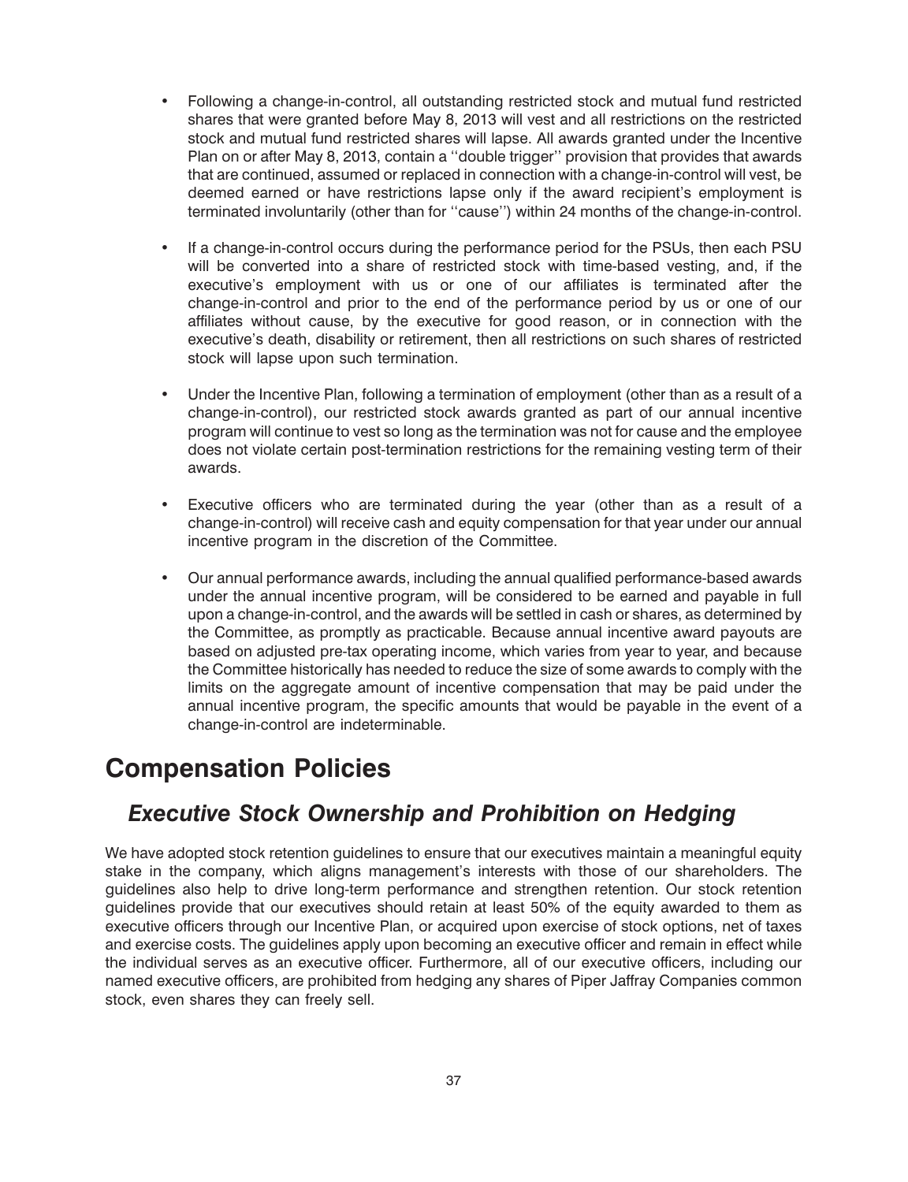- Following a change-in-control, all outstanding restricted stock and mutual fund restricted shares that were granted before May 8, 2013 will vest and all restrictions on the restricted stock and mutual fund restricted shares will lapse. All awards granted under the Incentive Plan on or after May 8, 2013, contain a ''double trigger'' provision that provides that awards that are continued, assumed or replaced in connection with a change-in-control will vest, be deemed earned or have restrictions lapse only if the award recipient's employment is terminated involuntarily (other than for ''cause'') within 24 months of the change-in-control.

- If a change-in-control occurs during the performance period for the PSUs, then each PSU will be converted into a share of restricted stock with time-based vesting, and, if the executive's employment with us or one of our affiliates is terminated after the change-in-control and prior to the end of the performance period by us or one of our affiliates without cause, by the executive for good reason, or in connection with the executive's death, disability or retirement, then all restrictions on such shares of restricted stock will lapse upon such termination.

- Under the Incentive Plan, following a termination of employment (other than as a result of a change-in-control), our restricted stock awards granted as part of our annual incentive program will continue to vest so long as the termination was not for cause and the employee does not violate certain post-termination restrictions for the remaining vesting term of their awards.

- Executive officers who are terminated during the year (other than as a result of a change-in-control) will receive cash and equity compensation for that year under our annual incentive program in the discretion of the Committee.

- Our annual performance awards, including the annual qualified performance-based awards under the annual incentive program, will be considered to be earned and payable in full upon a change-in-control, and the awards will be settled in cash or shares, as determined by the Committee, as promptly as practicable. Because annual incentive award payouts are based on adjusted pre-tax operating income, which varies from year to year, and because the Committee historically has needed to reduce the size of some awards to comply with the limits on the aggregate amount of incentive compensation that may be paid under the annual incentive program, the specific amounts that would be payable in the event of a change-in-control are indeterminable.

# Compensation Policies

## *Executive Stock Ownership and Prohibition on Hedging*

We have adopted stock retention guidelines to ensure that our executives maintain a meaningful equity stake in the company, which aligns management's interests with those of our shareholders. The guidelines also help to drive long-term performance and strengthen retention. Our stock retention guidelines provide that our executives should retain at least 50% of the equity awarded to them as executive officers through our Incentive Plan, or acquired upon exercise of stock options, net of taxes and exercise costs. The guidelines apply upon becoming an executive officer and remain in effect while the individual serves as an executive officer. Furthermore, all of our executive officers, including our named executive officers, are prohibited from hedging any shares of Piper Jaffray Companies common stock, even shares they can freely sell.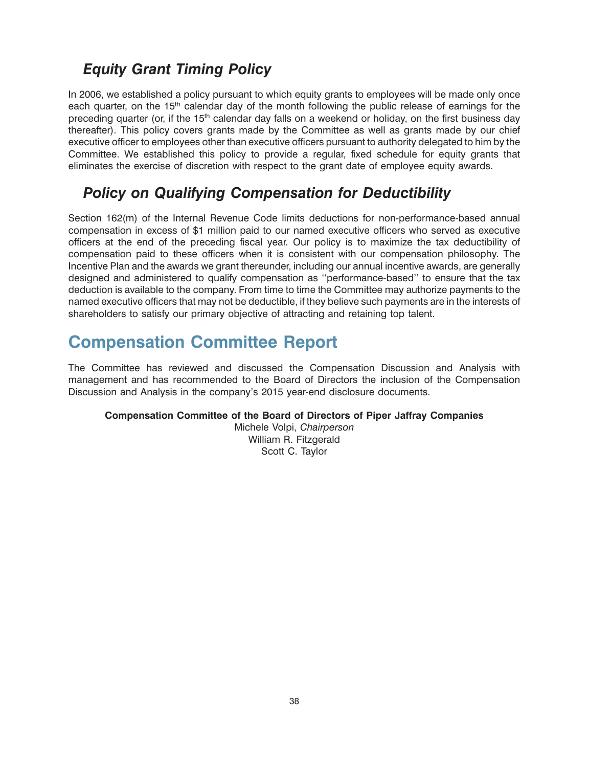### *Equity Grant Timing Policy*

In 2006, we established a policy pursuant to which equity grants to employees will be made only once each quarter, on the 15th calendar day of the month following the public release of earnings for the preceding quarter (or, if the 15th calendar day falls on a weekend or holiday, on the first business day thereafter). This policy covers grants made by the Committee as well as grants made by our chief executive officer to employees other than executive officers pursuant to authority delegated to him by the Committee. We established this policy to provide a regular, fixed schedule for equity grants that eliminates the exercise of discretion with respect to the grant date of employee equity awards.

### *Policy on Qualifying Compensation for Deductibility*

Section 162(m) of the Internal Revenue Code limits deductions for non-performance-based annual compensation in excess of $1 million paid to our named executive officers who served as executive officers at the end of the preceding fiscal year. Our policy is to maximize the tax deductibility of compensation paid to these officers when it is consistent with our compensation philosophy. The Incentive Plan and the awards we grant thereunder, including our annual incentive awards, are generally designed and administered to qualify compensation as ''performance-based'' to ensure that the tax deduction is available to the company. From time to time the Committee may authorize payments to the named executive officers that may not be deductible, if they believe such payments are in the interests of shareholders to satisfy our primary objective of attracting and retaining top talent.

## Compensation Committee Report

The Committee has reviewed and discussed the Compensation Discussion and Analysis with management and has recommended to the Board of Directors the inclusion of the Compensation Discussion and Analysis in the company's 2015 year-end disclosure documents.

**Compensation Committee of the Board of Directors of Piper Jaffray Companies**

Michele Volpi, *Chairperson*
William R. Fitzgerald
Scott C. Taylor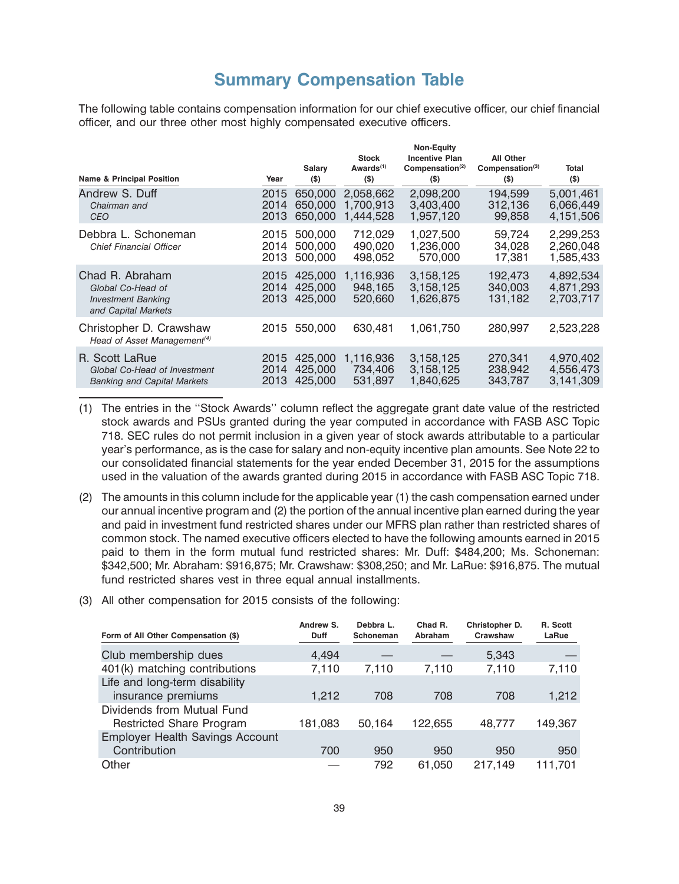# Summary Compensation Table

The following table contains compensation information for our chief executive officer, our chief financial officer, and our three other most highly compensated executive officers.

| Name & Principal Position | Year | Salary ($) | Stock Awards[(1)] ($) | Non-Equity Incentive Plan Compensation[(2)] ($) | All Other Compensation[(3)] ($) | Total ($) |
|---|---|---|---|---|---|---|
| Andrew S. Duff *Chairman and CEO* | 2015 | 650,000 | 2,058,662 | 2,098,200 | 194,599 | 5,001,461 |
| | 2014 | 650,000 | 1,700,913 | 3,403,400 | 312,136 | 6,066,449 |
| | 2013 | 650,000 | 1,444,528 | 1,957,120 | 99,858 | 4,151,506 |
| Debbra L. Schoneman *Chief Financial Officer* | 2015 | 500,000 | 712,029 | 1,027,500 | 59,724 | 2,299,253 |
| | 2014 | 500,000 | 490,020 | 1,236,000 | 34,028 | 2,260,048 |
| | 2013 | 500,000 | 498,052 | 570,000 | 17,381 | 1,585,433 |
| Chad R. Abraham *Global Co-Head of Investment Banking and Capital Markets* | 2015 | 425,000 | 1,116,936 | 3,158,125 | 192,473 | 4,892,534 |
| | 2014 | 425,000 | 948,165 | 3,158,125 | 340,003 | 4,871,293 |
| | 2013 | 425,000 | 520,660 | 1,626,875 | 131,182 | 2,703,717 |
| Christopher D. Crawshaw *Head of Asset Management[(4)]* | 2015 | 550,000 | 630,481 | 1,061,750 | 280,997 | 2,523,228 |
| R. Scott LaRue *Global Co-Head of Investment Banking and Capital Markets* | 2015 | 425,000 | 1,116,936 | 3,158,125 | 270,341 | 4,970,402 |
| | 2014 | 425,000 | 734,406 | 3,158,125 | 238,942 | 4,556,473 |
| | 2013 | 425,000 | 531,897 | 1,840,625 | 343,787 | 3,141,309 |

(1) The entries in the ''Stock Awards'' column reflect the aggregate grant date value of the restricted stock awards and PSUs granted during the year computed in accordance with FASB ASC Topic 718. SEC rules do not permit inclusion in a given year of stock awards attributable to a particular year's performance, as is the case for salary and non-equity incentive plan amounts. See Note 22 to our consolidated financial statements for the year ended December 31, 2015 for the assumptions used in the valuation of the awards granted during 2015 in accordance with FASB ASC Topic 718.

(2) The amounts in this column include for the applicable year (1) the cash compensation earned under our annual incentive program and (2) the portion of the annual incentive plan earned during the year and paid in investment fund restricted shares under our MFRS plan rather than restricted shares of common stock. The named executive officers elected to have the following amounts earned in 2015 paid to them in the form mutual fund restricted shares: Mr. Duff: $484,200; Ms. Schoneman: $342,500; Mr. Abraham: $916,875; Mr. Crawshaw: $308,250; and Mr. LaRue: $916,875. The mutual fund restricted shares vest in three equal annual installments.

(3) All other compensation for 2015 consists of the following:

| Form of All Other Compensation ($) | Andrew S. Duff | Debbra L. Schoneman | Chad R. Abraham | Christopher D. Crawshaw | R. Scott LaRue |
|---|---|---|---|---|---|
| Club membership dues | 4,494 | — | — | 5,343 | — |
| 401(k) matching contributions | 7,110 | 7,110 | 7,110 | 7,110 | 7,110 |
| Life and long-term disability insurance premiums | 1,212 | 708 | 708 | 708 | 1,212 |
| Dividends from Mutual Fund Restricted Share Program | 181,083 | 50,164 | 122,655 | 48,777 | 149,367 |
| Employer Health Savings Account Contribution | 700 | 950 | 950 | 950 | 950 |
| Other | — | 792 | 61,050 | 217,149 | 111,701 |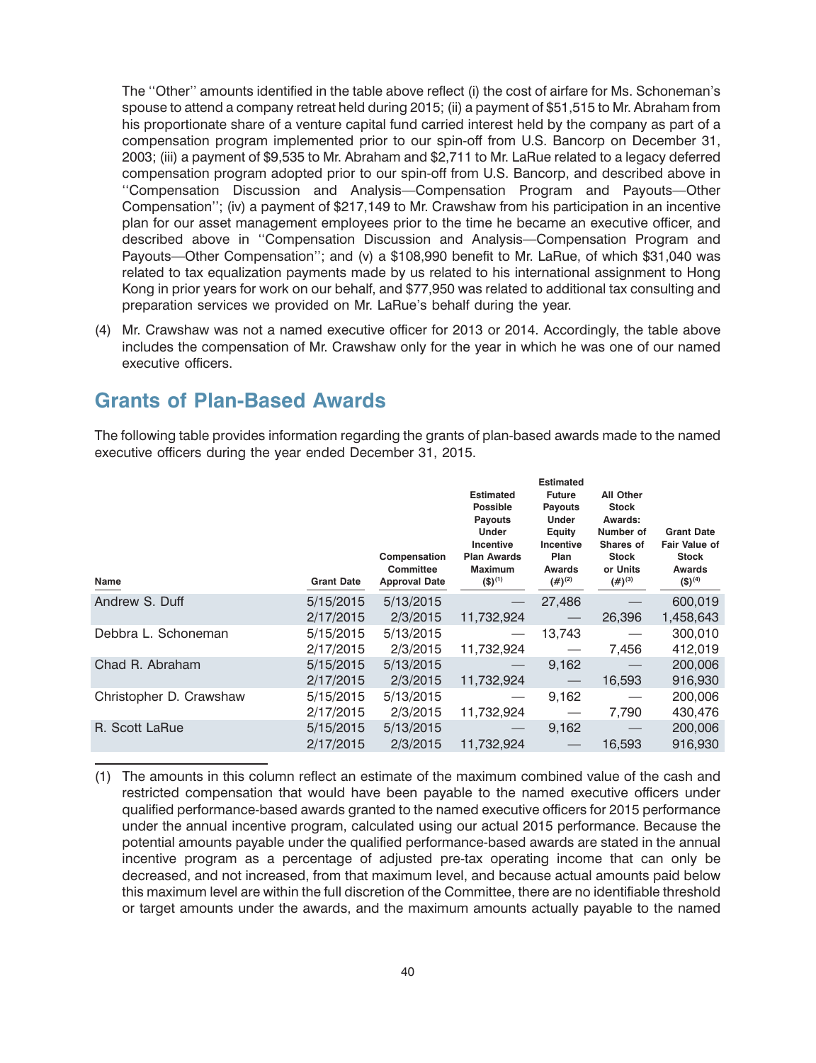The ''Other'' amounts identified in the table above reflect (i) the cost of airfare for Ms. Schoneman's spouse to attend a company retreat held during 2015; (ii) a payment of $51,515 to Mr. Abraham from his proportionate share of a venture capital fund carried interest held by the company as part of a compensation program implemented prior to our spin-off from U.S. Bancorp on December 31, 2003; (iii) a payment of $9,535 to Mr. Abraham and $2,711 to Mr. LaRue related to a legacy deferred compensation program adopted prior to our spin-off from U.S. Bancorp, and described above in ''Compensation Discussion and Analysis—Compensation Program and Payouts—Other Compensation''; (iv) a payment of $217,149 to Mr. Crawshaw from his participation in an incentive plan for our asset management employees prior to the time he became an executive officer, and described above in ''Compensation Discussion and Analysis—Compensation Program and Payouts—Other Compensation''; and (v) a $108,990 benefit to Mr. LaRue, of which $31,040 was related to tax equalization payments made by us related to his international assignment to Hong Kong in prior years for work on our behalf, and $77,950 was related to additional tax consulting and preparation services we provided on Mr. LaRue's behalf during the year.

(4) Mr. Crawshaw was not a named executive officer for 2013 or 2014. Accordingly, the table above includes the compensation of Mr. Crawshaw only for the year in which he was one of our named executive officers.

## Grants of Plan-Based Awards

The following table provides information regarding the grants of plan-based awards made to the named executive officers during the year ended December 31, 2015.

| Name | Grant Date | Compensation Committee Approval Date | Estimated Possible Payouts Under Incentive Plan Awards Maximum ($)(1) | Estimated Future Payouts Under Equity Incentive Plan Awards (#)(2) | All Other Stock Awards: Number of Shares of Stock or Units (#)(3) | Grant Date Fair Value of Stock Awards ($)(4) |
|---|---|---|---|---|---|---|
| Andrew S. Duff | 5/15/2015 | 5/13/2015 | — | 27,486 | — | 600,019 |
| | 2/17/2015 | 2/3/2015 | 11,732,924 | — | 26,396 | 1,458,643 |
| Debbra L. Schoneman | 5/15/2015 | 5/13/2015 | — | 13,743 | — | 300,010 |
| | 2/17/2015 | 2/3/2015 | 11,732,924 | — | 7,456 | 412,019 |
| Chad R. Abraham | 5/15/2015 | 5/13/2015 | — | 9,162 | — | 200,006 |
| | 2/17/2015 | 2/3/2015 | 11,732,924 | — | 16,593 | 916,930 |
| Christopher D. Crawshaw | 5/15/2015 | 5/13/2015 | — | 9,162 | — | 200,006 |
| | 2/17/2015 | 2/3/2015 | 11,732,924 | — | 7,790 | 430,476 |
| R. Scott LaRue | 5/15/2015 | 5/13/2015 | — | 9,162 | — | 200,006 |
| | 2/17/2015 | 2/3/2015 | 11,732,924 | — | 16,593 | 916,930 |

(1) The amounts in this column reflect an estimate of the maximum combined value of the cash and restricted compensation that would have been payable to the named executive officers under qualified performance-based awards granted to the named executive officers for 2015 performance under the annual incentive program, calculated using our actual 2015 performance. Because the potential amounts payable under the qualified performance-based awards are stated in the annual incentive program as a percentage of adjusted pre-tax operating income that can only be decreased, and not increased, from that maximum level, and because actual amounts paid below this maximum level are within the full discretion of the Committee, there are no identifiable threshold or target amounts under the awards, and the maximum amounts actually payable to the named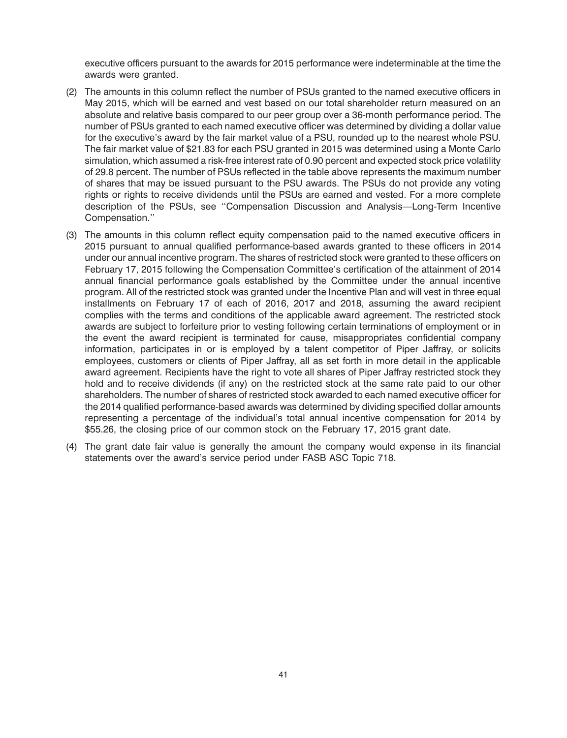executive officers pursuant to the awards for 2015 performance were indeterminable at the time the awards were granted.

(2) The amounts in this column reflect the number of PSUs granted to the named executive officers in May 2015, which will be earned and vest based on our total shareholder return measured on an absolute and relative basis compared to our peer group over a 36-month performance period. The number of PSUs granted to each named executive officer was determined by dividing a dollar value for the executive's award by the fair market value of a PSU, rounded up to the nearest whole PSU. The fair market value of $21.83 for each PSU granted in 2015 was determined using a Monte Carlo simulation, which assumed a risk-free interest rate of 0.90 percent and expected stock price volatility of 29.8 percent. The number of PSUs reflected in the table above represents the maximum number of shares that may be issued pursuant to the PSU awards. The PSUs do not provide any voting rights or rights to receive dividends until the PSUs are earned and vested. For a more complete description of the PSUs, see ''Compensation Discussion and Analysis—Long-Term Incentive Compensation.''

(3) The amounts in this column reflect equity compensation paid to the named executive officers in 2015 pursuant to annual qualified performance-based awards granted to these officers in 2014 under our annual incentive program. The shares of restricted stock were granted to these officers on February 17, 2015 following the Compensation Committee's certification of the attainment of 2014 annual financial performance goals established by the Committee under the annual incentive program. All of the restricted stock was granted under the Incentive Plan and will vest in three equal installments on February 17 of each of 2016, 2017 and 2018, assuming the award recipient complies with the terms and conditions of the applicable award agreement. The restricted stock awards are subject to forfeiture prior to vesting following certain terminations of employment or in the event the award recipient is terminated for cause, misappropriates confidential company information, participates in or is employed by a talent competitor of Piper Jaffray, or solicits employees, customers or clients of Piper Jaffray, all as set forth in more detail in the applicable award agreement. Recipients have the right to vote all shares of Piper Jaffray restricted stock they hold and to receive dividends (if any) on the restricted stock at the same rate paid to our other shareholders. The number of shares of restricted stock awarded to each named executive officer for the 2014 qualified performance-based awards was determined by dividing specified dollar amounts representing a percentage of the individual's total annual incentive compensation for 2014 by $55.26, the closing price of our common stock on the February 17, 2015 grant date.

(4) The grant date fair value is generally the amount the company would expense in its financial statements over the award's service period under FASB ASC Topic 718.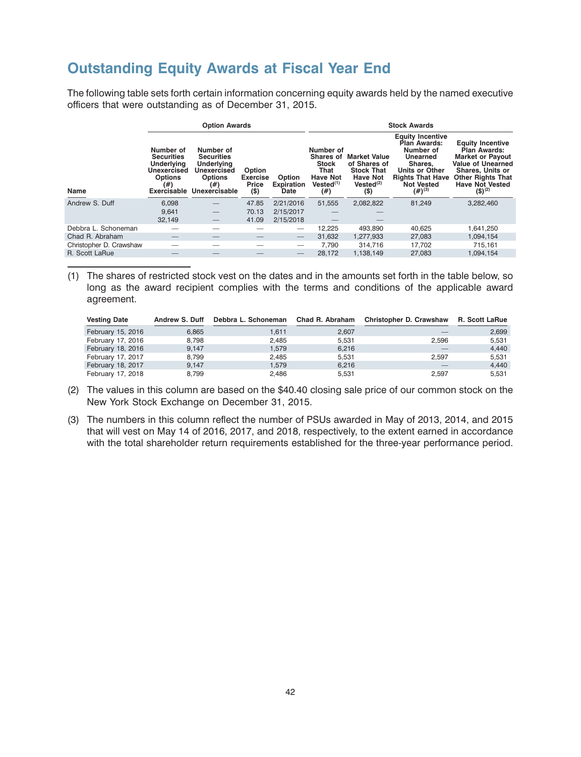## Outstanding Equity Awards at Fiscal Year End

The following table sets forth certain information concerning equity awards held by the named executive officers that were outstanding as of December 31, 2015.

| | Option Awards | | | | Stock Awards | | | |
|---|---|---|---|---|---|---|---|---|
| Name | Number of Securities Underlying Unexercised Options (#) Exercisable | Number of Securities Underlying Unexercised Options (#) Unexercisable | Option Exercise Price ($) | Option Expiration Date | Number of Shares of Stock That Have Not Vested[1] (#) | Market Value of Shares of Stock That Have Not Vested[2] ($) | Equity Incentive Plan Awards: Number of Unearned Shares, Units or Other Rights That Have Not Vested (#)[3] | Equity Incentive Plan Awards: Market or Payout Value of Unearned Shares, Units or Other Rights That Have Not Vested ($)[2] |
| Andrew S. Duff | 6,098 | — | 47.85 | 2/21/2016 | 51,555 | 2,082,822 | 81,249 | 3,282,460 |
| | 9,641 | — | 70.13 | 2/15/2017 | — | — | | |
| | 32,149 | — | 41.09 | 2/15/2018 | — | — | | |
| Debbra L. Schoneman | — | — | — | — | 12,225 | 493,890 | 40,625 | 1,641,250 |
| Chad R. Abraham | — | — | — | — | 31,632 | 1,277,933 | 27,083 | 1,094,154 |
| Christopher D. Crawshaw | — | — | — | — | 7,790 | 314,716 | 17,702 | 715,161 |
| R. Scott LaRue | — | — | — | — | 28,172 | 1,138,149 | 27,083 | 1,094,154 |

(1) The shares of restricted stock vest on the dates and in the amounts set forth in the table below, so long as the award recipient complies with the terms and conditions of the applicable award agreement.

| Vesting Date | Andrew S. Duff | Debbra L. Schoneman | Chad R. Abraham | Christopher D. Crawshaw | R. Scott LaRue |
|---|---|---|---|---|---|
| February 15, 2016 | 6,865 | 1,611 | 2,607 | — | 2,699 |
| February 17, 2016 | 8,798 | 2,485 | 5,531 | 2,596 | 5,531 |
| February 18, 2016 | 9,147 | 1,579 | 6,216 | — | 4,440 |
| February 17, 2017 | 8,799 | 2,485 | 5,531 | 2,597 | 5,531 |
| February 18, 2017 | 9,147 | 1,579 | 6,216 | — | 4,440 |
| February 17, 2018 | 8,799 | 2,486 | 5,531 | 2,597 | 5,531 |

(2) The values in this column are based on the $40.40 closing sale price of our common stock on the New York Stock Exchange on December 31, 2015.

(3) The numbers in this column reflect the number of PSUs awarded in May of 2013, 2014, and 2015 that will vest on May 14 of 2016, 2017, and 2018, respectively, to the extent earned in accordance with the total shareholder return requirements established for the three-year performance period.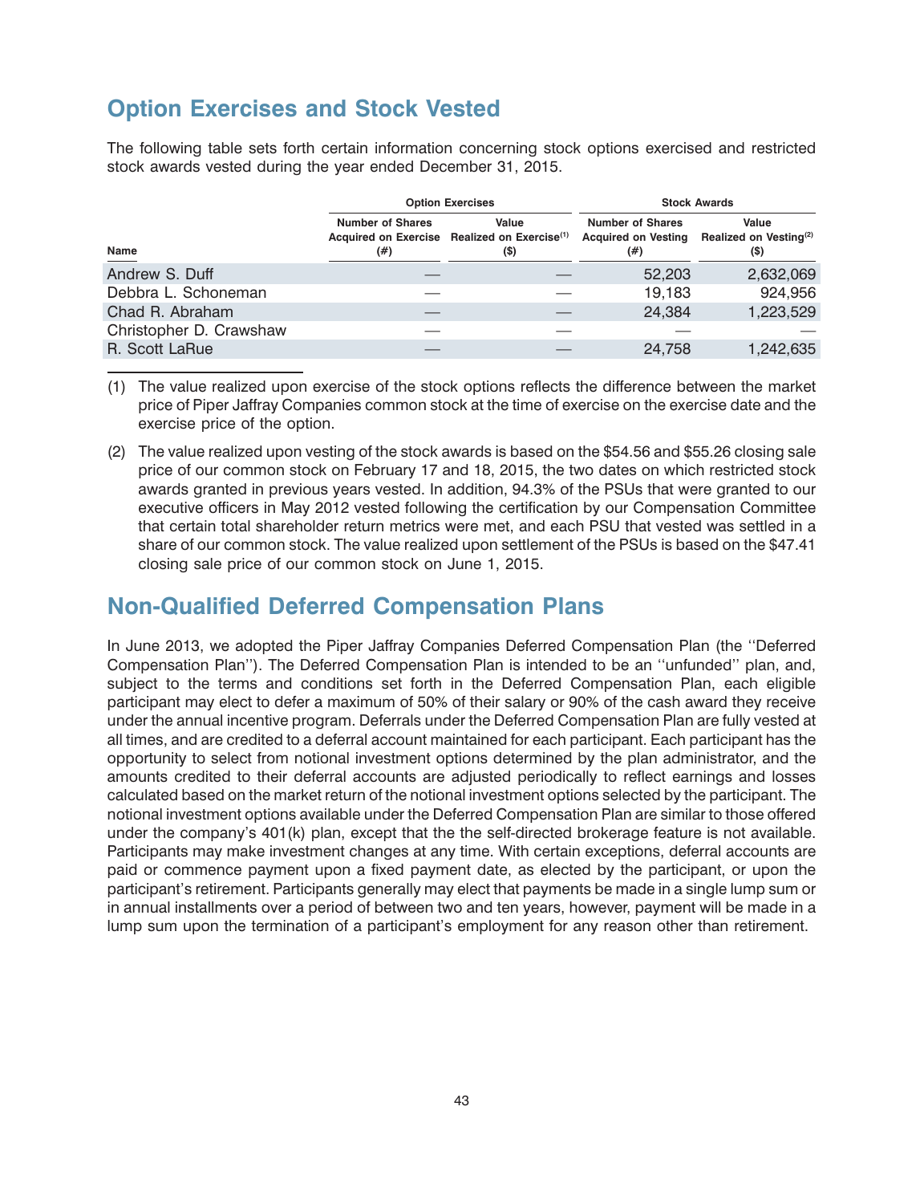## Option Exercises and Stock Vested

The following table sets forth certain information concerning stock options exercised and restricted stock awards vested during the year ended December 31, 2015.

| | Option Exercises | | Stock Awards | |
|---|---|---|---|---|
| Name | Number of Shares Acquired on Exercise (#) | Value Realized on Exercise[(1)] ($) | Number of Shares Acquired on Vesting (#) | Value Realized on Vesting[(2)] ($) |
| Andrew S. Duff | — | — | 52,203 | 2,632,069 |
| Debbra L. Schoneman | — | — | 19,183 | 924,956 |
| Chad R. Abraham | — | — | 24,384 | 1,223,529 |
| Christopher D. Crawshaw | — | — | — | — |
| R. Scott LaRue | — | — | 24,758 | 1,242,635 |

(1) The value realized upon exercise of the stock options reflects the difference between the market price of Piper Jaffray Companies common stock at the time of exercise on the exercise date and the exercise price of the option.

(2) The value realized upon vesting of the stock awards is based on the $54.56 and $55.26 closing sale price of our common stock on February 17 and 18, 2015, the two dates on which restricted stock awards granted in previous years vested. In addition, 94.3% of the PSUs that were granted to our executive officers in May 2012 vested following the certification by our Compensation Committee that certain total shareholder return metrics were met, and each PSU that vested was settled in a share of our common stock. The value realized upon settlement of the PSUs is based on the $47.41 closing sale price of our common stock on June 1, 2015.

## Non-Qualified Deferred Compensation Plans

In June 2013, we adopted the Piper Jaffray Companies Deferred Compensation Plan (the ''Deferred Compensation Plan''). The Deferred Compensation Plan is intended to be an ''unfunded'' plan, and, subject to the terms and conditions set forth in the Deferred Compensation Plan, each eligible participant may elect to defer a maximum of 50% of their salary or 90% of the cash award they receive under the annual incentive program. Deferrals under the Deferred Compensation Plan are fully vested at all times, and are credited to a deferral account maintained for each participant. Each participant has the opportunity to select from notional investment options determined by the plan administrator, and the amounts credited to their deferral accounts are adjusted periodically to reflect earnings and losses calculated based on the market return of the notional investment options selected by the participant. The notional investment options available under the Deferred Compensation Plan are similar to those offered under the company's 401(k) plan, except that the the self-directed brokerage feature is not available. Participants may make investment changes at any time. With certain exceptions, deferral accounts are paid or commence payment upon a fixed payment date, as elected by the participant, or upon the participant's retirement. Participants generally may elect that payments be made in a single lump sum or in annual installments over a period of between two and ten years, however, payment will be made in a lump sum upon the termination of a participant's employment for any reason other than retirement.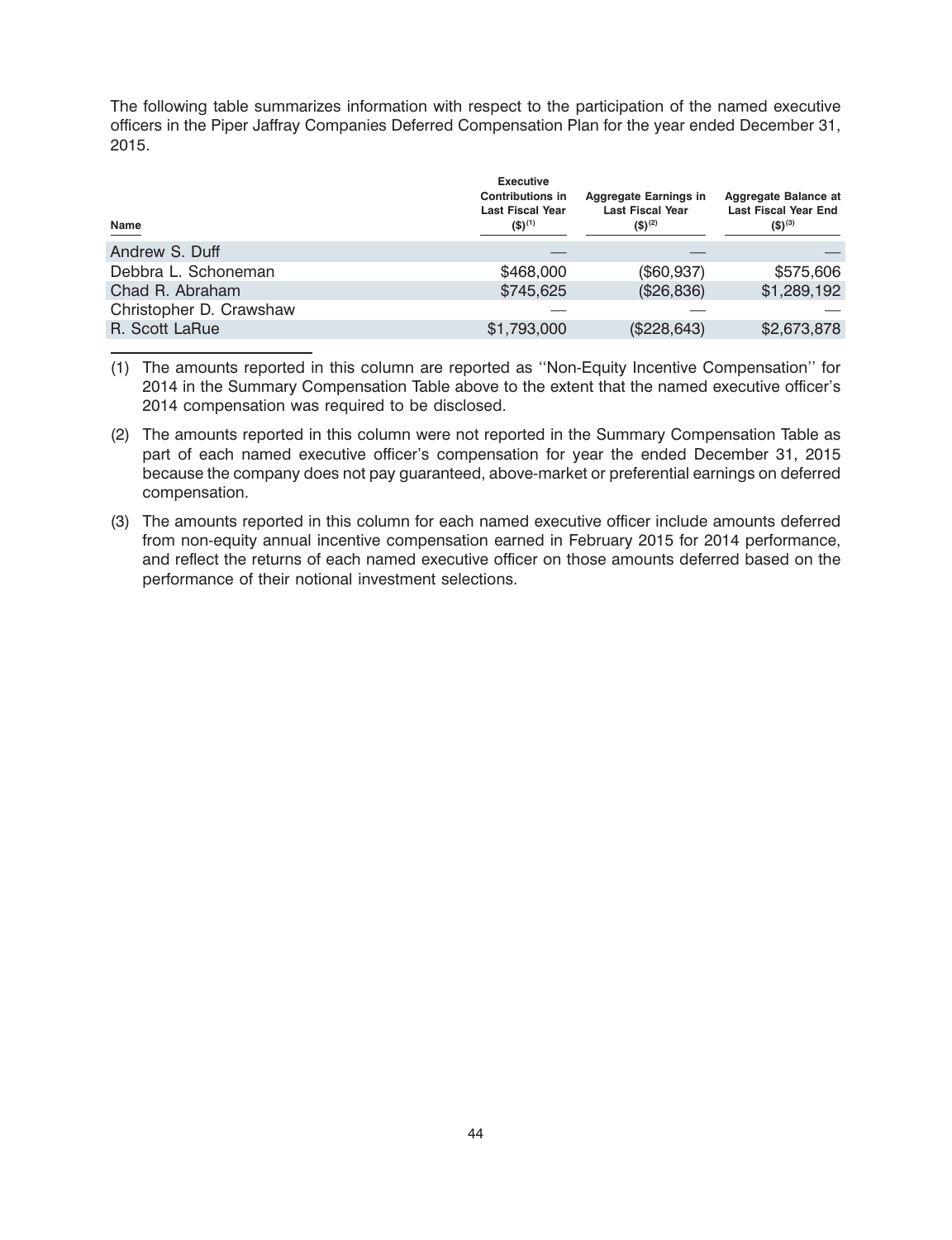The following table summarizes information with respect to the participation of the named executive officers in the Piper Jaffray Companies Deferred Compensation Plan for the year ended December 31, 2015.

| Name | Executive Contributions in Last Fiscal Year ($)(1) | Aggregate Earnings in Last Fiscal Year ($)(2) | Aggregate Balance at Last Fiscal Year End ($)(3) |
|---|---|---|---|
| Andrew S. Duff | — | — | — |
| Debbra L. Schoneman | $468,000 | ($60,937) | $575,606 |
| Chad R. Abraham | $745,625 | ($26,836) | $1,289,192 |
| Christopher D. Crawshaw | — | — | — |
| R. Scott LaRue | $1,793,000 | ($228,643) | $2,673,878 |

(1) The amounts reported in this column are reported as ''Non-Equity Incentive Compensation'' for 2014 in the Summary Compensation Table above to the extent that the named executive officer's 2014 compensation was required to be disclosed.

(2) The amounts reported in this column were not reported in the Summary Compensation Table as part of each named executive officer's compensation for year the ended December 31, 2015 because the company does not pay guaranteed, above-market or preferential earnings on deferred compensation.

(3) The amounts reported in this column for each named executive officer include amounts deferred from non-equity annual incentive compensation earned in February 2015 for 2014 performance, and reflect the returns of each named executive officer on those amounts deferred based on the performance of their notional investment selections.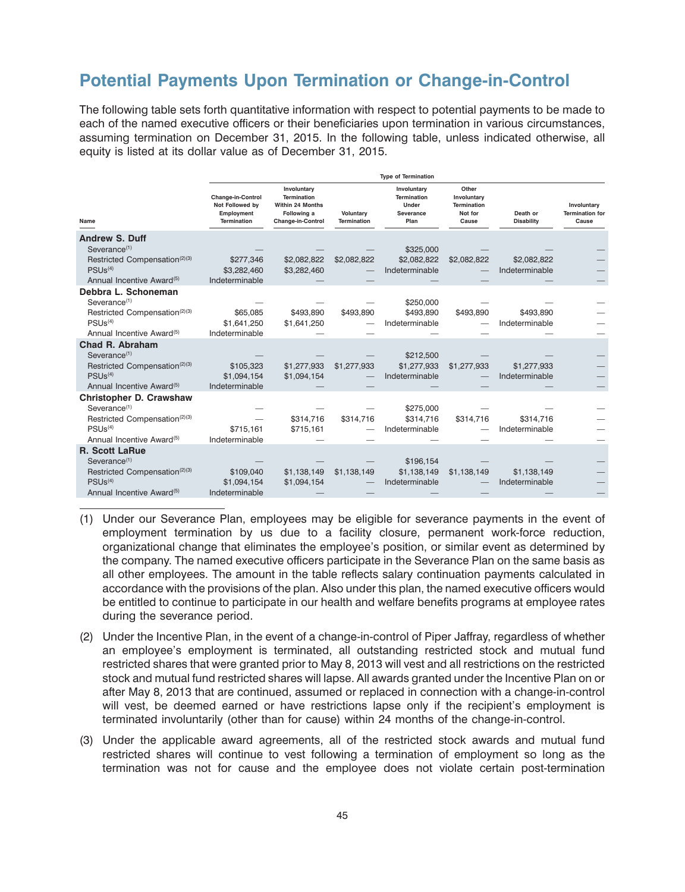## Potential Payments Upon Termination or Change-in-Control

The following table sets forth quantitative information with respect to potential payments to be made to each of the named executive officers or their beneficiaries upon termination in various circumstances, assuming termination on December 31, 2015. In the following table, unless indicated otherwise, all equity is listed at its dollar value as of December 31, 2015.

| | Type of Termination | | | | | | |
|---|---|---|---|---|---|---|---|
| Name | Change-in-Control Not Followed by Employment Termination | Involuntary Termination Within 24 Months Following a Change-in-Control | Voluntary Termination | Involuntary Termination Under Severance Plan | Other Involuntary Termination Not for Cause | Death or Disability | Involuntary Termination for Cause |
| **Andrew S. Duff** | | | | | | | |
| Severance[(1)] | — | — | — | $325,000 | — | — | — |
| Restricted Compensation[(2)(3)] | $277,346 | $2,082,822 | $2,082,822 | $2,082,822 | $2,082,822 | $2,082,822 | — |
| PSUs[(4)] | $3,282,460 | $3,282,460 | — | Indeterminable | — | Indeterminable | — |
| Annual Incentive Award[(5)] | Indeterminable | — | — | — | — | — | — |
| **Debbra L. Schoneman** | | | | | | | |
| Severance[(1)] | — | — | — | $250,000 | — | — | — |
| Restricted Compensation[(2)(3)] | $65,085 | $493,890 | $493,890 | $493,890 | $493,890 | $493,890 | — |
| PSUs[(4)] | $1,641,250 | $1,641,250 | — | Indeterminable | — | Indeterminable | — |
| Annual Incentive Award[(5)] | Indeterminable | — | — | — | — | — | — |
| **Chad R. Abraham** | | | | | | | |
| Severance[(1)] | — | — | — | $212,500 | — | — | — |
| Restricted Compensation[(2)(3)] | $105,323 | $1,277,933 | $1,277,933 | $1,277,933 | $1,277,933 | $1,277,933 | — |
| PSUs[(4)] | $1,094,154 | $1,094,154 | — | Indeterminable | — | Indeterminable | — |
| Annual Incentive Award[(5)] | Indeterminable | — | — | — | — | — | — |
| **Christopher D. Crawshaw** | | | | | | | |
| Severance[(1)] | — | — | — | $275,000 | — | — | — |
| Restricted Compensation[(2)(3)] | — | $314,716 | $314,716 | $314,716 | $314,716 | $314,716 | — |
| PSUs[(4)] | $715,161 | $715,161 | — | Indeterminable | — | Indeterminable | — |
| Annual Incentive Award[(5)] | Indeterminable | — | — | — | — | — | — |
| **R. Scott LaRue** | | | | | | | |
| Severance[(1)] | — | — | — | $196,154 | — | — | — |
| Restricted Compensation[(2)(3)] | $109,040 | $1,138,149 | $1,138,149 | $1,138,149 | $1,138,149 | $1,138,149 | — |
| PSUs[(4)] | $1,094,154 | $1,094,154 | — | Indeterminable | — | Indeterminable | — |
| Annual Incentive Award[(5)] | Indeterminable | — | — | — | — | — | — |

(1) Under our Severance Plan, employees may be eligible for severance payments in the event of employment termination by us due to a facility closure, permanent work-force reduction, organizational change that eliminates the employee's position, or similar event as determined by the company. The named executive officers participate in the Severance Plan on the same basis as all other employees. The amount in the table reflects salary continuation payments calculated in accordance with the provisions of the plan. Also under this plan, the named executive officers would be entitled to continue to participate in our health and welfare benefits programs at employee rates during the severance period.

(2) Under the Incentive Plan, in the event of a change-in-control of Piper Jaffray, regardless of whether an employee's employment is terminated, all outstanding restricted stock and mutual fund restricted shares that were granted prior to May 8, 2013 will vest and all restrictions on the restricted stock and mutual fund restricted shares will lapse. All awards granted under the Incentive Plan on or after May 8, 2013 that are continued, assumed or replaced in connection with a change-in-control will vest, be deemed earned or have restrictions lapse only if the recipient's employment is terminated involuntarily (other than for cause) within 24 months of the change-in-control.

(3) Under the applicable award agreements, all of the restricted stock awards and mutual fund restricted shares will continue to vest following a termination of employment so long as the termination was not for cause and the employee does not violate certain post-termination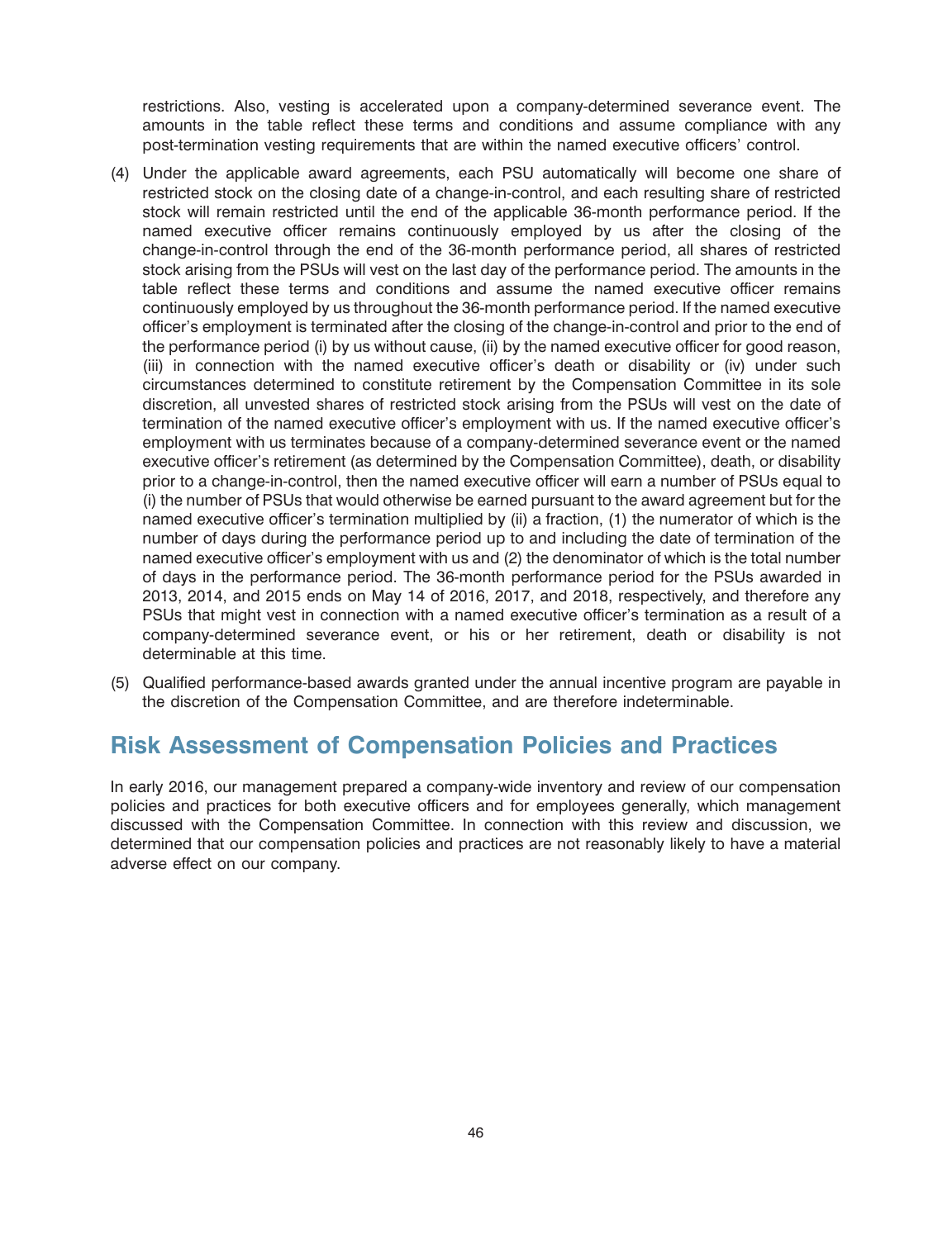restrictions. Also, vesting is accelerated upon a company-determined severance event. The amounts in the table reflect these terms and conditions and assume compliance with any post-termination vesting requirements that are within the named executive officers' control.

(4) Under the applicable award agreements, each PSU automatically will become one share of restricted stock on the closing date of a change-in-control, and each resulting share of restricted stock will remain restricted until the end of the applicable 36-month performance period. If the named executive officer remains continuously employed by us after the closing of the change-in-control through the end of the 36-month performance period, all shares of restricted stock arising from the PSUs will vest on the last day of the performance period. The amounts in the table reflect these terms and conditions and assume the named executive officer remains continuously employed by us throughout the 36-month performance period. If the named executive officer's employment is terminated after the closing of the change-in-control and prior to the end of the performance period (i) by us without cause, (ii) by the named executive officer for good reason, (iii) in connection with the named executive officer's death or disability or (iv) under such circumstances determined to constitute retirement by the Compensation Committee in its sole discretion, all unvested shares of restricted stock arising from the PSUs will vest on the date of termination of the named executive officer's employment with us. If the named executive officer's employment with us terminates because of a company-determined severance event or the named executive officer's retirement (as determined by the Compensation Committee), death, or disability prior to a change-in-control, then the named executive officer will earn a number of PSUs equal to (i) the number of PSUs that would otherwise be earned pursuant to the award agreement but for the named executive officer's termination multiplied by (ii) a fraction, (1) the numerator of which is the number of days during the performance period up to and including the date of termination of the named executive officer's employment with us and (2) the denominator of which is the total number of days in the performance period. The 36-month performance period for the PSUs awarded in 2013, 2014, and 2015 ends on May 14 of 2016, 2017, and 2018, respectively, and therefore any PSUs that might vest in connection with a named executive officer's termination as a result of a company-determined severance event, or his or her retirement, death or disability is not determinable at this time.

(5) Qualified performance-based awards granted under the annual incentive program are payable in the discretion of the Compensation Committee, and are therefore indeterminable.

## Risk Assessment of Compensation Policies and Practices

In early 2016, our management prepared a company-wide inventory and review of our compensation policies and practices for both executive officers and for employees generally, which management discussed with the Compensation Committee. In connection with this review and discussion, we determined that our compensation policies and practices are not reasonably likely to have a material adverse effect on our company.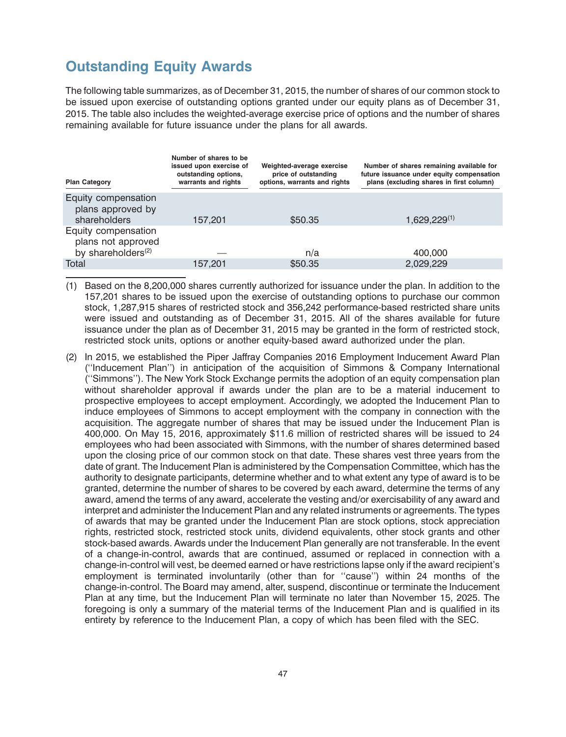## Outstanding Equity Awards

The following table summarizes, as of December 31, 2015, the number of shares of our common stock to be issued upon exercise of outstanding options granted under our equity plans as of December 31, 2015. The table also includes the weighted-average exercise price of options and the number of shares remaining available for future issuance under the plans for all awards.

| Plan Category | Number of shares to be issued upon exercise of outstanding options, warrants and rights | Weighted-average exercise price of outstanding options, warrants and rights | Number of shares remaining available for future issuance under equity compensation plans (excluding shares in first column) |
|---|---|---|---|
| Equity compensation plans approved by shareholders | 157,201 | $50.35 | 1,629,229[(1)] |
| Equity compensation plans not approved by shareholders[(2)] | — | n/a | 400,000 |
| Total | 157,201 | $50.35 | 2,029,229 |

(1) Based on the 8,200,000 shares currently authorized for issuance under the plan. In addition to the 157,201 shares to be issued upon the exercise of outstanding options to purchase our common stock, 1,287,915 shares of restricted stock and 356,242 performance-based restricted share units were issued and outstanding as of December 31, 2015. All of the shares available for future issuance under the plan as of December 31, 2015 may be granted in the form of restricted stock, restricted stock units, options or another equity-based award authorized under the plan.

(2) In 2015, we established the Piper Jaffray Companies 2016 Employment Inducement Award Plan (''Inducement Plan'') in anticipation of the acquisition of Simmons & Company International (''Simmons''). The New York Stock Exchange permits the adoption of an equity compensation plan without shareholder approval if awards under the plan are to be a material inducement to prospective employees to accept employment. Accordingly, we adopted the Inducement Plan to induce employees of Simmons to accept employment with the company in connection with the acquisition. The aggregate number of shares that may be issued under the Inducement Plan is 400,000. On May 15, 2016, approximately $11.6 million of restricted shares will be issued to 24 employees who had been associated with Simmons, with the number of shares determined based upon the closing price of our common stock on that date. These shares vest three years from the date of grant. The Inducement Plan is administered by the Compensation Committee, which has the authority to designate participants, determine whether and to what extent any type of award is to be granted, determine the number of shares to be covered by each award, determine the terms of any award, amend the terms of any award, accelerate the vesting and/or exercisability of any award and interpret and administer the Inducement Plan and any related instruments or agreements. The types of awards that may be granted under the Inducement Plan are stock options, stock appreciation rights, restricted stock, restricted stock units, dividend equivalents, other stock grants and other stock-based awards. Awards under the Inducement Plan generally are not transferable. In the event of a change-in-control, awards that are continued, assumed or replaced in connection with a change-in-control will vest, be deemed earned or have restrictions lapse only if the award recipient's employment is terminated involuntarily (other than for ''cause'') within 24 months of the change-in-control. The Board may amend, alter, suspend, discontinue or terminate the Inducement Plan at any time, but the Inducement Plan will terminate no later than November 15, 2025. The foregoing is only a summary of the material terms of the Inducement Plan and is qualified in its entirety by reference to the Inducement Plan, a copy of which has been filed with the SEC.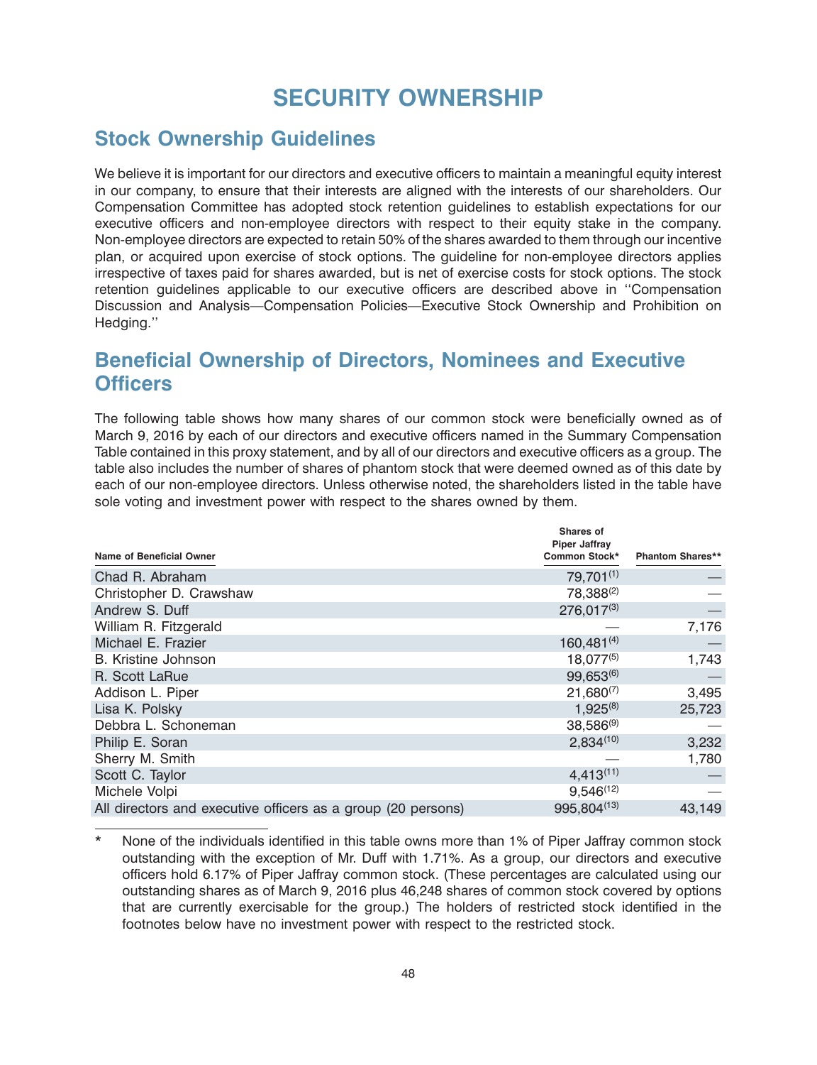# SECURITY OWNERSHIP

## Stock Ownership Guidelines

We believe it is important for our directors and executive officers to maintain a meaningful equity interest in our company, to ensure that their interests are aligned with the interests of our shareholders. Our Compensation Committee has adopted stock retention guidelines to establish expectations for our executive officers and non-employee directors with respect to their equity stake in the company. Non-employee directors are expected to retain 50% of the shares awarded to them through our incentive plan, or acquired upon exercise of stock options. The guideline for non-employee directors applies irrespective of taxes paid for shares awarded, but is net of exercise costs for stock options. The stock retention guidelines applicable to our executive officers are described above in ''Compensation Discussion and Analysis—Compensation Policies—Executive Stock Ownership and Prohibition on Hedging.''

## Beneficial Ownership of Directors, Nominees and Executive Officers

The following table shows how many shares of our common stock were beneficially owned as of March 9, 2016 by each of our directors and executive officers named in the Summary Compensation Table contained in this proxy statement, and by all of our directors and executive officers as a group. The table also includes the number of shares of phantom stock that were deemed owned as of this date by each of our non-employee directors. Unless otherwise noted, the shareholders listed in the table have sole voting and investment power with respect to the shares owned by them.

| Name of Beneficial Owner | Shares of Piper Jaffray Common Stock* | Phantom Shares** |
|---|---|---|
| Chad R. Abraham | 79,701[(1)] | — |
| Christopher D. Crawshaw | 78,388[(2)] | — |
| Andrew S. Duff | 276,017[(3)] | — |
| William R. Fitzgerald | — | 7,176 |
| Michael E. Frazier | 160,481[(4)] | — |
| B. Kristine Johnson | 18,077[(5)] | 1,743 |
| R. Scott LaRue | 99,653[(6)] | — |
| Addison L. Piper | 21,680[(7)] | 3,495 |
| Lisa K. Polsky | 1,925[(8)] | 25,723 |
| Debbra L. Schoneman | 38,586[(9)] | — |
| Philip E. Soran | 2,834[(10)] | 3,232 |
| Sherry M. Smith | — | 1,780 |
| Scott C. Taylor | 4,413[(11)] | — |
| Michele Volpi | 9,546[(12)] | — |
| All directors and executive officers as a group (20 persons) | 995,804[(13)] | 43,149 |

\* None of the individuals identified in this table owns more than 1% of Piper Jaffray common stock outstanding with the exception of Mr. Duff with 1.71%. As a group, our directors and executive officers hold 6.17% of Piper Jaffray common stock. (These percentages are calculated using our outstanding shares as of March 9, 2016 plus 46,248 shares of common stock covered by options that are currently exercisable for the group.) The holders of restricted stock identified in the footnotes below have no investment power with respect to the restricted stock.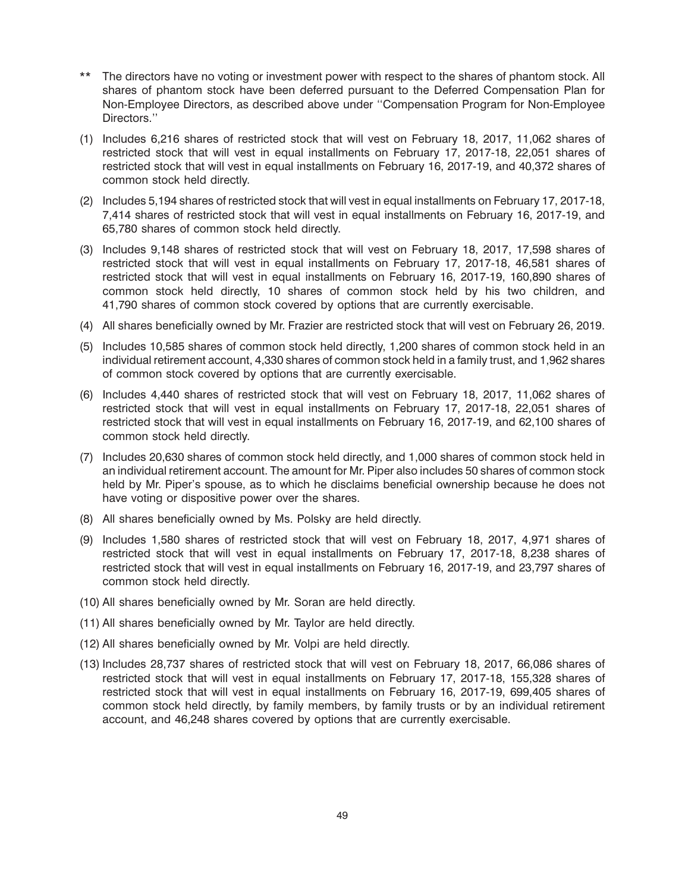** The directors have no voting or investment power with respect to the shares of phantom stock. All shares of phantom stock have been deferred pursuant to the Deferred Compensation Plan for Non-Employee Directors, as described above under ''Compensation Program for Non-Employee Directors.''

(1) Includes 6,216 shares of restricted stock that will vest on February 18, 2017, 11,062 shares of restricted stock that will vest in equal installments on February 17, 2017-18, 22,051 shares of restricted stock that will vest in equal installments on February 16, 2017-19, and 40,372 shares of common stock held directly.

(2) Includes 5,194 shares of restricted stock that will vest in equal installments on February 17, 2017-18, 7,414 shares of restricted stock that will vest in equal installments on February 16, 2017-19, and 65,780 shares of common stock held directly.

(3) Includes 9,148 shares of restricted stock that will vest on February 18, 2017, 17,598 shares of restricted stock that will vest in equal installments on February 17, 2017-18, 46,581 shares of restricted stock that will vest in equal installments on February 16, 2017-19, 160,890 shares of common stock held directly, 10 shares of common stock held by his two children, and 41,790 shares of common stock covered by options that are currently exercisable.

(4) All shares beneficially owned by Mr. Frazier are restricted stock that will vest on February 26, 2019.

(5) Includes 10,585 shares of common stock held directly, 1,200 shares of common stock held in an individual retirement account, 4,330 shares of common stock held in a family trust, and 1,962 shares of common stock covered by options that are currently exercisable.

(6) Includes 4,440 shares of restricted stock that will vest on February 18, 2017, 11,062 shares of restricted stock that will vest in equal installments on February 17, 2017-18, 22,051 shares of restricted stock that will vest in equal installments on February 16, 2017-19, and 62,100 shares of common stock held directly.

(7) Includes 20,630 shares of common stock held directly, and 1,000 shares of common stock held in an individual retirement account. The amount for Mr. Piper also includes 50 shares of common stock held by Mr. Piper's spouse, as to which he disclaims beneficial ownership because he does not have voting or dispositive power over the shares.

(8) All shares beneficially owned by Ms. Polsky are held directly.

(9) Includes 1,580 shares of restricted stock that will vest on February 18, 2017, 4,971 shares of restricted stock that will vest in equal installments on February 17, 2017-18, 8,238 shares of restricted stock that will vest in equal installments on February 16, 2017-19, and 23,797 shares of common stock held directly.

(10) All shares beneficially owned by Mr. Soran are held directly.

(11) All shares beneficially owned by Mr. Taylor are held directly.

(12) All shares beneficially owned by Mr. Volpi are held directly.

(13) Includes 28,737 shares of restricted stock that will vest on February 18, 2017, 66,086 shares of restricted stock that will vest in equal installments on February 17, 2017-18, 155,328 shares of restricted stock that will vest in equal installments on February 16, 2017-19, 699,405 shares of common stock held directly, by family members, by family trusts or by an individual retirement account, and 46,248 shares covered by options that are currently exercisable.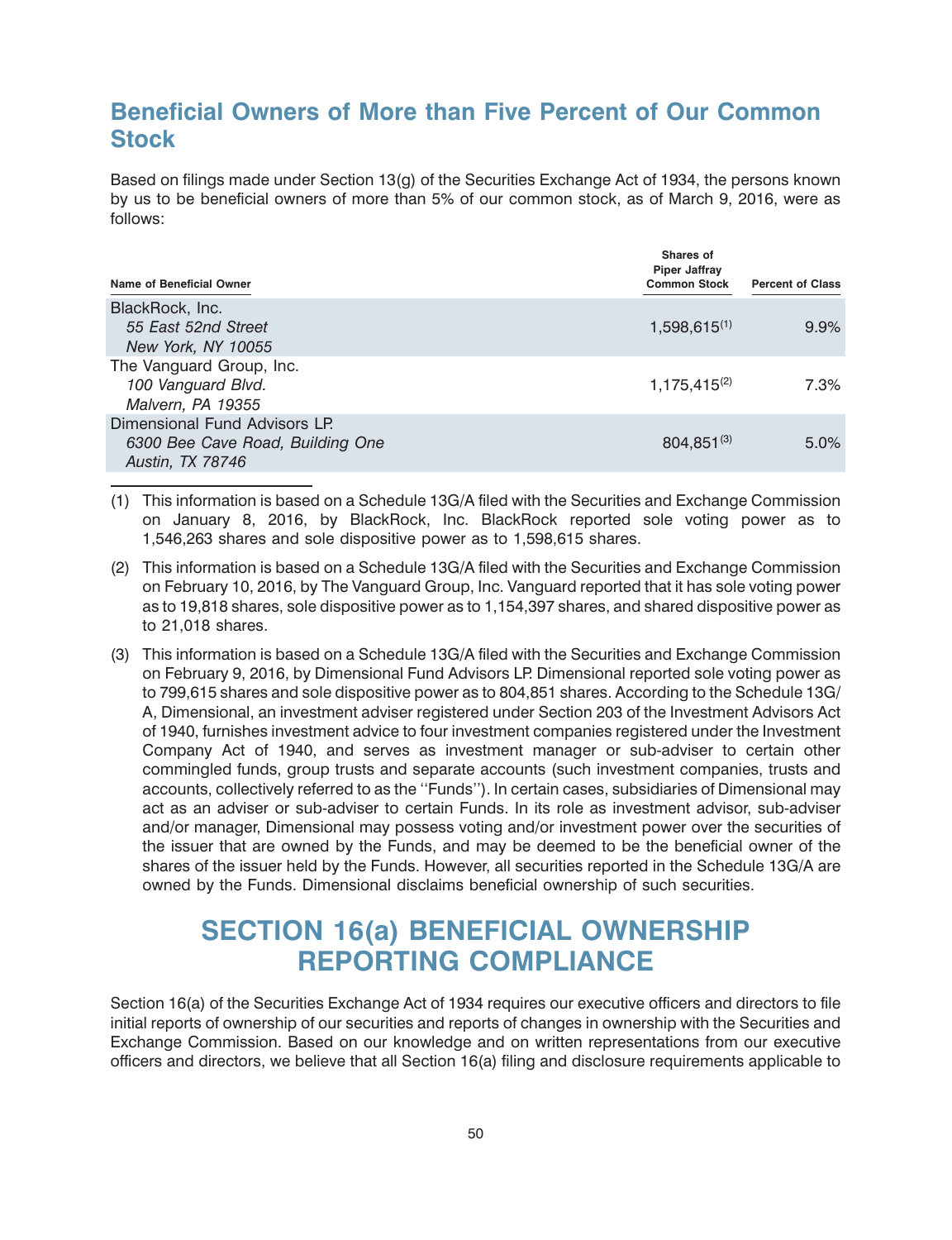## Beneficial Owners of More than Five Percent of Our Common Stock

Based on filings made under Section 13(g) of the Securities Exchange Act of 1934, the persons known by us to be beneficial owners of more than 5% of our common stock, as of March 9, 2016, were as follows:

| Name of Beneficial Owner | Shares of Piper Jaffray Common Stock | Percent of Class |
|---|---|---|
| BlackRock, Inc.<br>*55 East 52nd Street*<br>*New York, NY 10055* | 1,598,615[(1)] | 9.9% |
| The Vanguard Group, Inc.<br>*100 Vanguard Blvd.*<br>*Malvern, PA 19355* | 1,175,415[(2)] | 7.3% |
| Dimensional Fund Advisors LP.<br>*6300 Bee Cave Road, Building One*<br>*Austin, TX 78746* | 804,851[(3)] | 5.0% |

(1) This information is based on a Schedule 13G/A filed with the Securities and Exchange Commission on January 8, 2016, by BlackRock, Inc. BlackRock reported sole voting power as to 1,546,263 shares and sole dispositive power as to 1,598,615 shares.

(2) This information is based on a Schedule 13G/A filed with the Securities and Exchange Commission on February 10, 2016, by The Vanguard Group, Inc. Vanguard reported that it has sole voting power as to 19,818 shares, sole dispositive power as to 1,154,397 shares, and shared dispositive power as to 21,018 shares.

(3) This information is based on a Schedule 13G/A filed with the Securities and Exchange Commission on February 9, 2016, by Dimensional Fund Advisors LP. Dimensional reported sole voting power as to 799,615 shares and sole dispositive power as to 804,851 shares. According to the Schedule 13G/A, Dimensional, an investment adviser registered under Section 203 of the Investment Advisors Act of 1940, furnishes investment advice to four investment companies registered under the Investment Company Act of 1940, and serves as investment manager or sub-adviser to certain other commingled funds, group trusts and separate accounts (such investment companies, trusts and accounts, collectively referred to as the ''Funds''). In certain cases, subsidiaries of Dimensional may act as an adviser or sub-adviser to certain Funds. In its role as investment advisor, sub-adviser and/or manager, Dimensional may possess voting and/or investment power over the securities of the issuer that are owned by the Funds, and may be deemed to be the beneficial owner of the shares of the issuer held by the Funds. However, all securities reported in the Schedule 13G/A are owned by the Funds. Dimensional disclaims beneficial ownership of such securities.

# SECTION 16(a) BENEFICIAL OWNERSHIP REPORTING COMPLIANCE

Section 16(a) of the Securities Exchange Act of 1934 requires our executive officers and directors to file initial reports of ownership of our securities and reports of changes in ownership with the Securities and Exchange Commission. Based on our knowledge and on written representations from our executive officers and directors, we believe that all Section 16(a) filing and disclosure requirements applicable to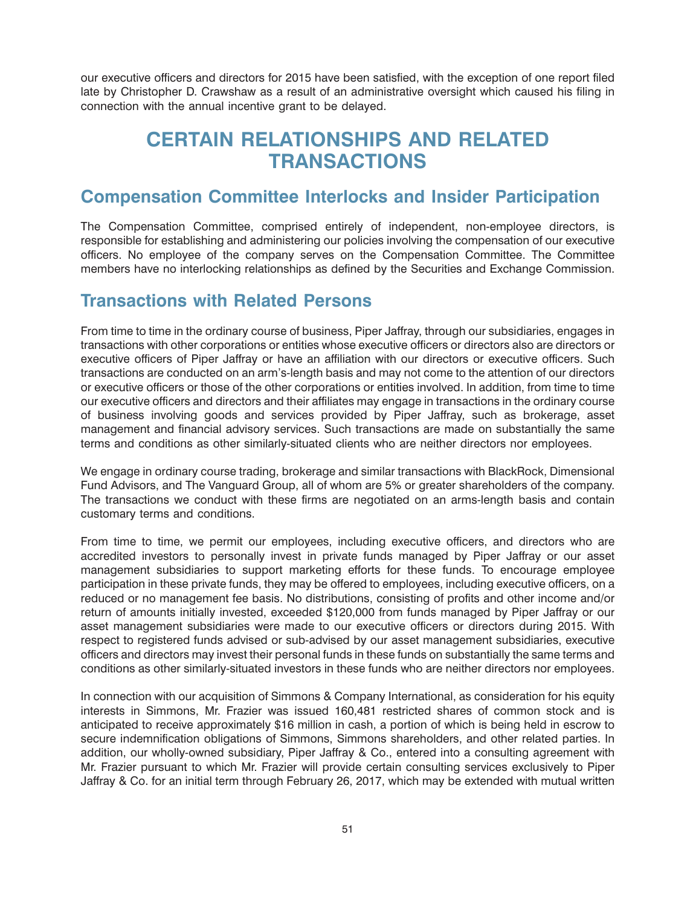our executive officers and directors for 2015 have been satisfied, with the exception of one report filed late by Christopher D. Crawshaw as a result of an administrative oversight which caused his filing in connection with the annual incentive grant to be delayed.

# CERTAIN RELATIONSHIPS AND RELATED TRANSACTIONS

## Compensation Committee Interlocks and Insider Participation

The Compensation Committee, comprised entirely of independent, non-employee directors, is responsible for establishing and administering our policies involving the compensation of our executive officers. No employee of the company serves on the Compensation Committee. The Committee members have no interlocking relationships as defined by the Securities and Exchange Commission.

## Transactions with Related Persons

From time to time in the ordinary course of business, Piper Jaffray, through our subsidiaries, engages in transactions with other corporations or entities whose executive officers or directors also are directors or executive officers of Piper Jaffray or have an affiliation with our directors or executive officers. Such transactions are conducted on an arm's-length basis and may not come to the attention of our directors or executive officers or those of the other corporations or entities involved. In addition, from time to time our executive officers and directors and their affiliates may engage in transactions in the ordinary course of business involving goods and services provided by Piper Jaffray, such as brokerage, asset management and financial advisory services. Such transactions are made on substantially the same terms and conditions as other similarly-situated clients who are neither directors nor employees.

We engage in ordinary course trading, brokerage and similar transactions with BlackRock, Dimensional Fund Advisors, and The Vanguard Group, all of whom are 5% or greater shareholders of the company. The transactions we conduct with these firms are negotiated on an arms-length basis and contain customary terms and conditions.

From time to time, we permit our employees, including executive officers, and directors who are accredited investors to personally invest in private funds managed by Piper Jaffray or our asset management subsidiaries to support marketing efforts for these funds. To encourage employee participation in these private funds, they may be offered to employees, including executive officers, on a reduced or no management fee basis. No distributions, consisting of profits and other income and/or return of amounts initially invested, exceeded $120,000 from funds managed by Piper Jaffray or our asset management subsidiaries were made to our executive officers or directors during 2015. With respect to registered funds advised or sub-advised by our asset management subsidiaries, executive officers and directors may invest their personal funds in these funds on substantially the same terms and conditions as other similarly-situated investors in these funds who are neither directors nor employees.

In connection with our acquisition of Simmons & Company International, as consideration for his equity interests in Simmons, Mr. Frazier was issued 160,481 restricted shares of common stock and is anticipated to receive approximately $16 million in cash, a portion of which is being held in escrow to secure indemnification obligations of Simmons, Simmons shareholders, and other related parties. In addition, our wholly-owned subsidiary, Piper Jaffray & Co., entered into a consulting agreement with Mr. Frazier pursuant to which Mr. Frazier will provide certain consulting services exclusively to Piper Jaffray & Co. for an initial term through February 26, 2017, which may be extended with mutual written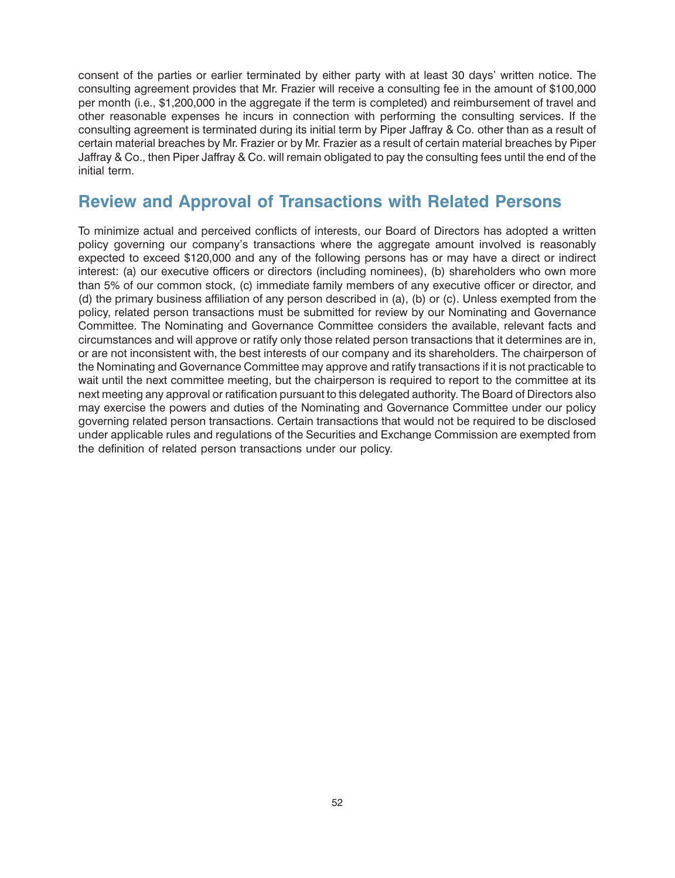consent of the parties or earlier terminated by either party with at least 30 days' written notice. The consulting agreement provides that Mr. Frazier will receive a consulting fee in the amount of $100,000 per month (i.e., $1,200,000 in the aggregate if the term is completed) and reimbursement of travel and other reasonable expenses he incurs in connection with performing the consulting services. If the consulting agreement is terminated during its initial term by Piper Jaffray & Co. other than as a result of certain material breaches by Mr. Frazier or by Mr. Frazier as a result of certain material breaches by Piper Jaffray & Co., then Piper Jaffray & Co. will remain obligated to pay the consulting fees until the end of the initial term.

## Review and Approval of Transactions with Related Persons

To minimize actual and perceived conflicts of interests, our Board of Directors has adopted a written policy governing our company's transactions where the aggregate amount involved is reasonably expected to exceed $120,000 and any of the following persons has or may have a direct or indirect interest: (a) our executive officers or directors (including nominees), (b) shareholders who own more than 5% of our common stock, (c) immediate family members of any executive officer or director, and (d) the primary business affiliation of any person described in (a), (b) or (c). Unless exempted from the policy, related person transactions must be submitted for review by our Nominating and Governance Committee. The Nominating and Governance Committee considers the available, relevant facts and circumstances and will approve or ratify only those related person transactions that it determines are in, or are not inconsistent with, the best interests of our company and its shareholders. The chairperson of the Nominating and Governance Committee may approve and ratify transactions if it is not practicable to wait until the next committee meeting, but the chairperson is required to report to the committee at its next meeting any approval or ratification pursuant to this delegated authority. The Board of Directors also may exercise the powers and duties of the Nominating and Governance Committee under our policy governing related person transactions. Certain transactions that would not be required to be disclosed under applicable rules and regulations of the Securities and Exchange Commission are exempted from the definition of related person transactions under our policy.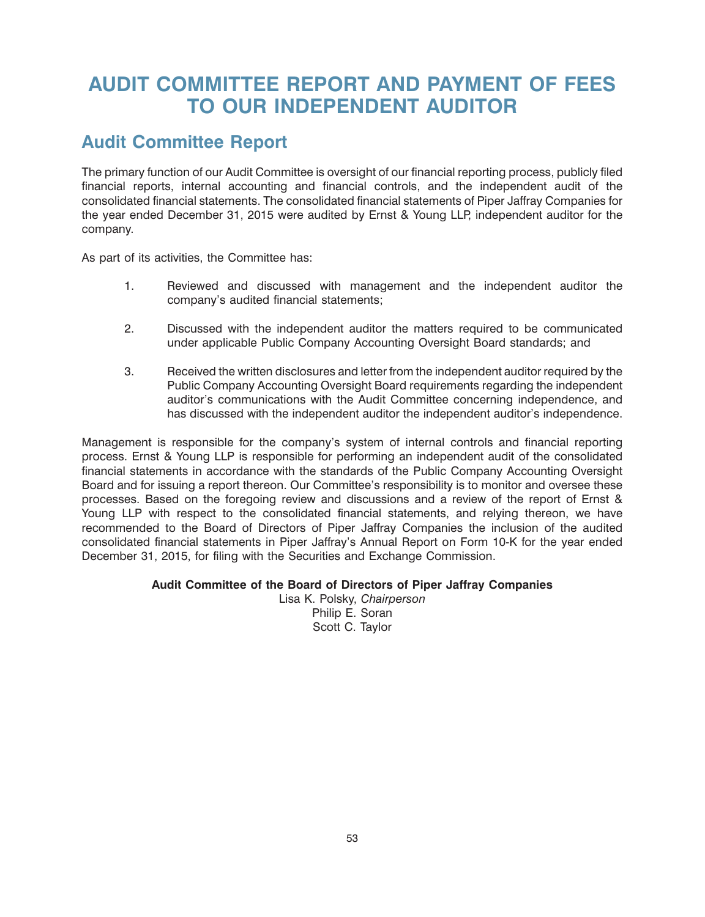# AUDIT COMMITTEE REPORT AND PAYMENT OF FEES TO OUR INDEPENDENT AUDITOR

## Audit Committee Report

The primary function of our Audit Committee is oversight of our financial reporting process, publicly filed financial reports, internal accounting and financial controls, and the independent audit of the consolidated financial statements. The consolidated financial statements of Piper Jaffray Companies for the year ended December 31, 2015 were audited by Ernst & Young LLP, independent auditor for the company.

As part of its activities, the Committee has:

1. Reviewed and discussed with management and the independent auditor the company's audited financial statements;

2. Discussed with the independent auditor the matters required to be communicated under applicable Public Company Accounting Oversight Board standards; and

3. Received the written disclosures and letter from the independent auditor required by the Public Company Accounting Oversight Board requirements regarding the independent auditor's communications with the Audit Committee concerning independence, and has discussed with the independent auditor the independent auditor's independence.

Management is responsible for the company's system of internal controls and financial reporting process. Ernst & Young LLP is responsible for performing an independent audit of the consolidated financial statements in accordance with the standards of the Public Company Accounting Oversight Board and for issuing a report thereon. Our Committee's responsibility is to monitor and oversee these processes. Based on the foregoing review and discussions and a review of the report of Ernst & Young LLP with respect to the consolidated financial statements, and relying thereon, we have recommended to the Board of Directors of Piper Jaffray Companies the inclusion of the audited consolidated financial statements in Piper Jaffray's Annual Report on Form 10-K for the year ended December 31, 2015, for filing with the Securities and Exchange Commission.

**Audit Committee of the Board of Directors of Piper Jaffray Companies**

Lisa K. Polsky, *Chairperson*
Philip E. Soran
Scott C. Taylor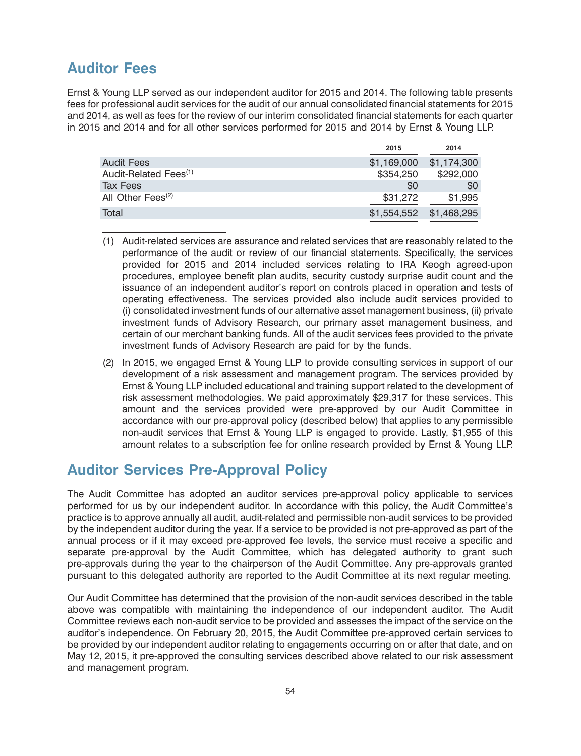## Auditor Fees

Ernst & Young LLP served as our independent auditor for 2015 and 2014. The following table presents fees for professional audit services for the audit of our annual consolidated financial statements for 2015 and 2014, as well as fees for the review of our interim consolidated financial statements for each quarter in 2015 and 2014 and for all other services performed for 2015 and 2014 by Ernst & Young LLP.

| | 2015 | 2014 |
|---|---|---|
| Audit Fees | $1,169,000 | $1,174,300 |
| Audit-Related Fees[(1)] | $354,250 | $292,000 |
| Tax Fees | $0 | $0 |
| All Other Fees[(2)] | $31,272 | $1,995 |
| Total | $1,554,552 | $1,468,295 |

(1) Audit-related services are assurance and related services that are reasonably related to the performance of the audit or review of our financial statements. Specifically, the services provided for 2015 and 2014 included services relating to IRA Keogh agreed-upon procedures, employee benefit plan audits, security custody surprise audit count and the issuance of an independent auditor's report on controls placed in operation and tests of operating effectiveness. The services provided also include audit services provided to (i) consolidated investment funds of our alternative asset management business, (ii) private investment funds of Advisory Research, our primary asset management business, and certain of our merchant banking funds. All of the audit services fees provided to the private investment funds of Advisory Research are paid for by the funds.

(2) In 2015, we engaged Ernst & Young LLP to provide consulting services in support of our development of a risk assessment and management program. The services provided by Ernst & Young LLP included educational and training support related to the development of risk assessment methodologies. We paid approximately $29,317 for these services. This amount and the services provided were pre-approved by our Audit Committee in accordance with our pre-approval policy (described below) that applies to any permissible non-audit services that Ernst & Young LLP is engaged to provide. Lastly, $1,955 of this amount relates to a subscription fee for online research provided by Ernst & Young LLP.

## Auditor Services Pre-Approval Policy

The Audit Committee has adopted an auditor services pre-approval policy applicable to services performed for us by our independent auditor. In accordance with this policy, the Audit Committee's practice is to approve annually all audit, audit-related and permissible non-audit services to be provided by the independent auditor during the year. If a service to be provided is not pre-approved as part of the annual process or if it may exceed pre-approved fee levels, the service must receive a specific and separate pre-approval by the Audit Committee, which has delegated authority to grant such pre-approvals during the year to the chairperson of the Audit Committee. Any pre-approvals granted pursuant to this delegated authority are reported to the Audit Committee at its next regular meeting.

Our Audit Committee has determined that the provision of the non-audit services described in the table above was compatible with maintaining the independence of our independent auditor. The Audit Committee reviews each non-audit service to be provided and assesses the impact of the service on the auditor's independence. On February 20, 2015, the Audit Committee pre-approved certain services to be provided by our independent auditor relating to engagements occurring on or after that date, and on May 12, 2015, it pre-approved the consulting services described above related to our risk assessment and management program.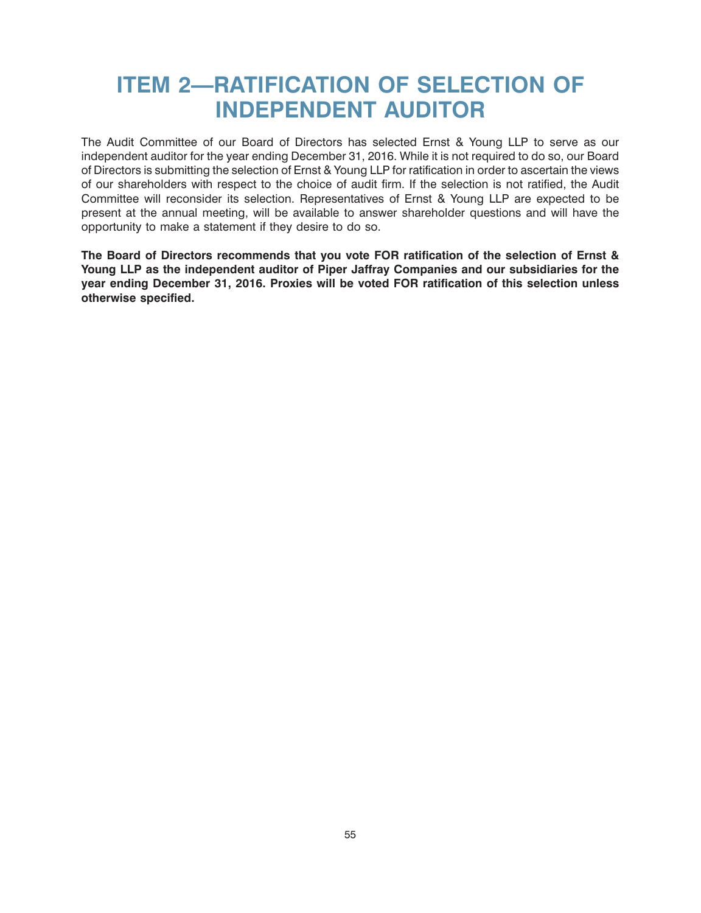# ITEM 2—RATIFICATION OF SELECTION OF INDEPENDENT AUDITOR

The Audit Committee of our Board of Directors has selected Ernst & Young LLP to serve as our independent auditor for the year ending December 31, 2016. While it is not required to do so, our Board of Directors is submitting the selection of Ernst & Young LLP for ratification in order to ascertain the views of our shareholders with respect to the choice of audit firm. If the selection is not ratified, the Audit Committee will reconsider its selection. Representatives of Ernst & Young LLP are expected to be present at the annual meeting, will be available to answer shareholder questions and will have the opportunity to make a statement if they desire to do so.

**The Board of Directors recommends that you vote FOR ratification of the selection of Ernst & Young LLP as the independent auditor of Piper Jaffray Companies and our subsidiaries for the year ending December 31, 2016. Proxies will be voted FOR ratification of this selection unless otherwise specified.**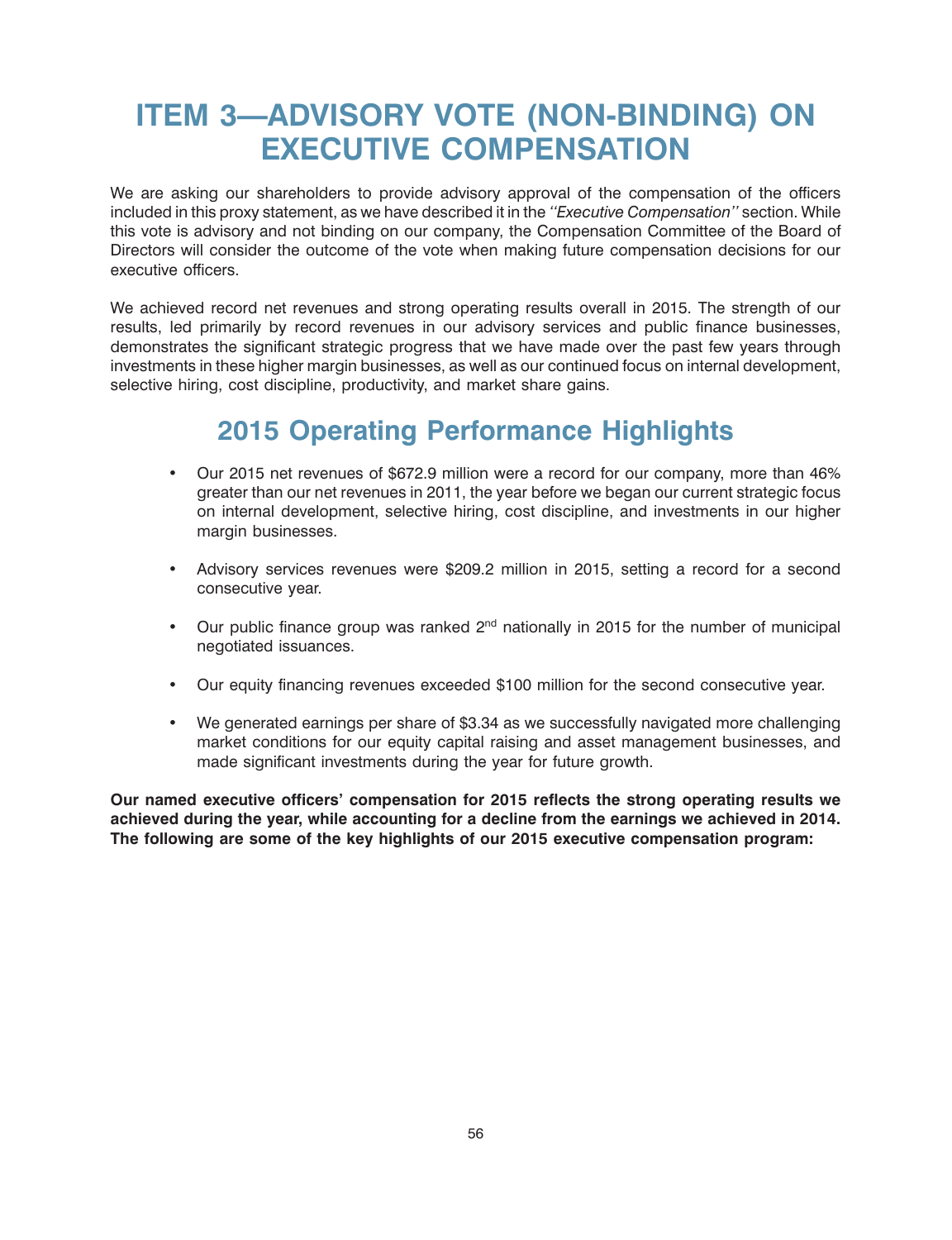# ITEM 3—ADVISORY VOTE (NON-BINDING) ON EXECUTIVE COMPENSATION

We are asking our shareholders to provide advisory approval of the compensation of the officers included in this proxy statement, as we have described it in the *''Executive Compensation''* section. While this vote is advisory and not binding on our company, the Compensation Committee of the Board of Directors will consider the outcome of the vote when making future compensation decisions for our executive officers.

We achieved record net revenues and strong operating results overall in 2015. The strength of our results, led primarily by record revenues in our advisory services and public finance businesses, demonstrates the significant strategic progress that we have made over the past few years through investments in these higher margin businesses, as well as our continued focus on internal development, selective hiring, cost discipline, productivity, and market share gains.

## 2015 Operating Performance Highlights

- Our 2015 net revenues of $672.9 million were a record for our company, more than 46% greater than our net revenues in 2011, the year before we began our current strategic focus on internal development, selective hiring, cost discipline, and investments in our higher margin businesses.
- Advisory services revenues were $209.2 million in 2015, setting a record for a second consecutive year.
- Our public finance group was ranked 2nd nationally in 2015 for the number of municipal negotiated issuances.
- Our equity financing revenues exceeded $100 million for the second consecutive year.
- We generated earnings per share of $3.34 as we successfully navigated more challenging market conditions for our equity capital raising and asset management businesses, and made significant investments during the year for future growth.

**Our named executive officers' compensation for 2015 reflects the strong operating results we achieved during the year, while accounting for a decline from the earnings we achieved in 2014. The following are some of the key highlights of our 2015 executive compensation program:**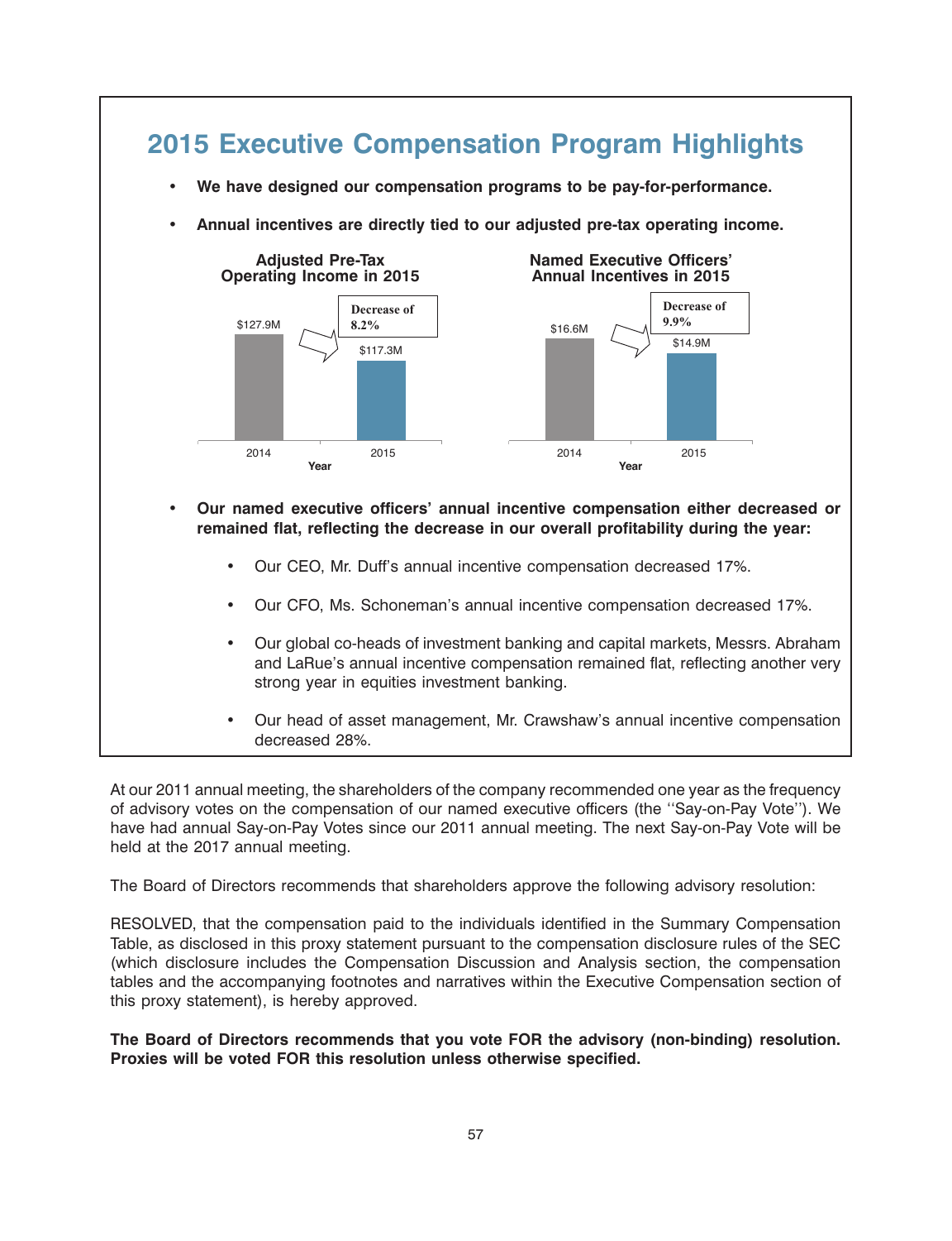## 2015 Executive Compensation Program Highlights

- **We have designed our compensation programs to be pay-for-performance.**
- **Annual incentives are directly tied to our adjusted pre-tax operating income.**

**Adjusted Pre-Tax Operating Income in 2015**

| Year | Adjusted Pre-Tax Operating Income |
|---|---|
| 2014 | $127.9M |
| 2015 | $117.3M |

Decrease of 8.2%

**Named Executive Officers' Annual Incentives in 2015**

| Year | Annual Incentives |
|---|---|
| 2014 | $16.6M |
| 2015 | $14.9M |

Decrease of 9.9%

- **Our named executive officers' annual incentive compensation either decreased or remained flat, reflecting the decrease in our overall profitability during the year:**
  - Our CEO, Mr. Duff's annual incentive compensation decreased 17%.
  - Our CFO, Ms. Schoneman's annual incentive compensation decreased 17%.
  - Our global co-heads of investment banking and capital markets, Messrs. Abraham and LaRue's annual incentive compensation remained flat, reflecting another very strong year in equities investment banking.
  - Our head of asset management, Mr. Crawshaw's annual incentive compensation decreased 28%.

At our 2011 annual meeting, the shareholders of the company recommended one year as the frequency of advisory votes on the compensation of our named executive officers (the ''Say-on-Pay Vote''). We have had annual Say-on-Pay Votes since our 2011 annual meeting. The next Say-on-Pay Vote will be held at the 2017 annual meeting.

The Board of Directors recommends that shareholders approve the following advisory resolution:

RESOLVED, that the compensation paid to the individuals identified in the Summary Compensation Table, as disclosed in this proxy statement pursuant to the compensation disclosure rules of the SEC (which disclosure includes the Compensation Discussion and Analysis section, the compensation tables and the accompanying footnotes and narratives within the Executive Compensation section of this proxy statement), is hereby approved.

**The Board of Directors recommends that you vote FOR the advisory (non-binding) resolution. Proxies will be voted FOR this resolution unless otherwise specified.**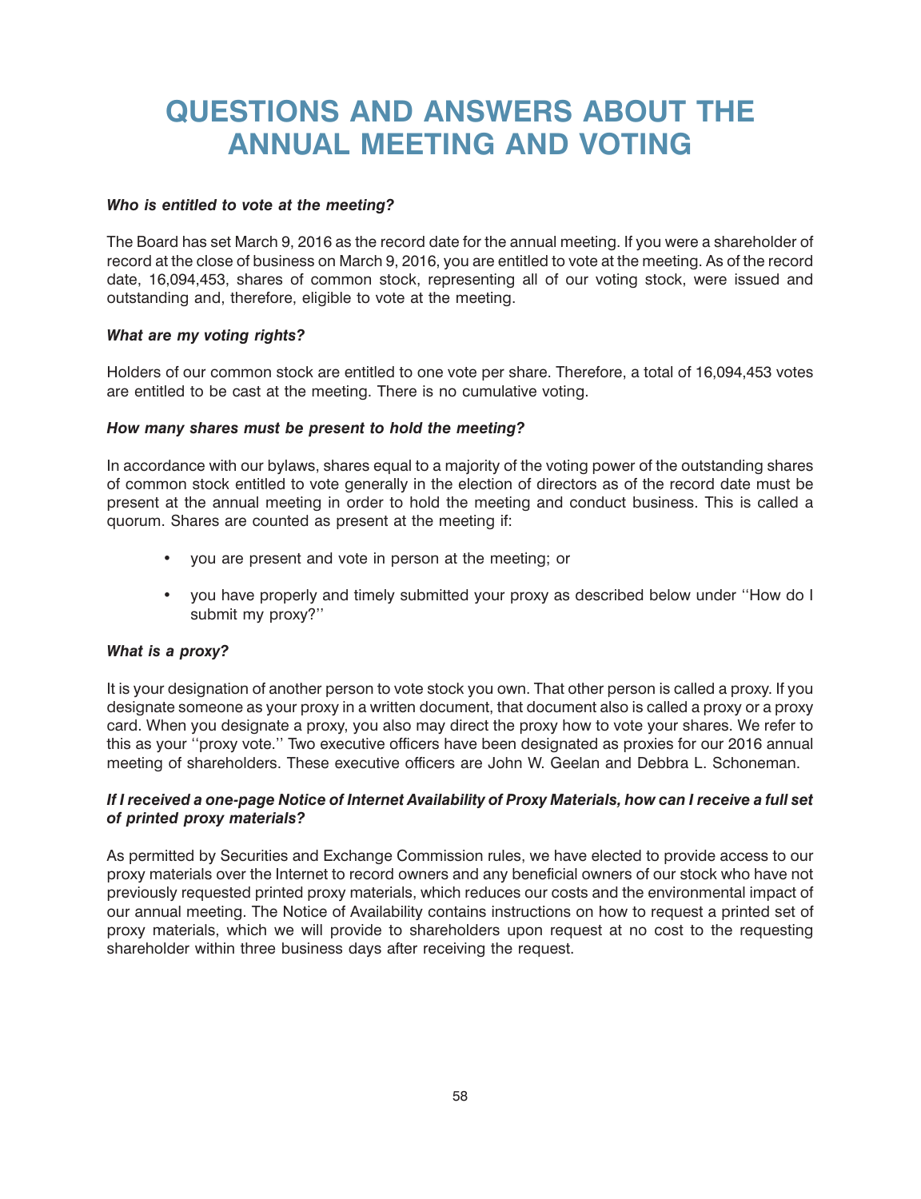# QUESTIONS AND ANSWERS ABOUT THE ANNUAL MEETING AND VOTING

***Who is entitled to vote at the meeting?***

The Board has set March 9, 2016 as the record date for the annual meeting. If you were a shareholder of record at the close of business on March 9, 2016, you are entitled to vote at the meeting. As of the record date, 16,094,453, shares of common stock, representing all of our voting stock, were issued and outstanding and, therefore, eligible to vote at the meeting.

***What are my voting rights?***

Holders of our common stock are entitled to one vote per share. Therefore, a total of 16,094,453 votes are entitled to be cast at the meeting. There is no cumulative voting.

***How many shares must be present to hold the meeting?***

In accordance with our bylaws, shares equal to a majority of the voting power of the outstanding shares of common stock entitled to vote generally in the election of directors as of the record date must be present at the annual meeting in order to hold the meeting and conduct business. This is called a quorum. Shares are counted as present at the meeting if:

- you are present and vote in person at the meeting; or
- you have properly and timely submitted your proxy as described below under ''How do I submit my proxy?''

***What is a proxy?***

It is your designation of another person to vote stock you own. That other person is called a proxy. If you designate someone as your proxy in a written document, that document also is called a proxy or a proxy card. When you designate a proxy, you also may direct the proxy how to vote your shares. We refer to this as your ''proxy vote.'' Two executive officers have been designated as proxies for our 2016 annual meeting of shareholders. These executive officers are John W. Geelan and Debbra L. Schoneman.

***If I received a one-page Notice of Internet Availability of Proxy Materials, how can I receive a full set of printed proxy materials?***

As permitted by Securities and Exchange Commission rules, we have elected to provide access to our proxy materials over the Internet to record owners and any beneficial owners of our stock who have not previously requested printed proxy materials, which reduces our costs and the environmental impact of our annual meeting. The Notice of Availability contains instructions on how to request a printed set of proxy materials, which we will provide to shareholders upon request at no cost to the requesting shareholder within three business days after receiving the request.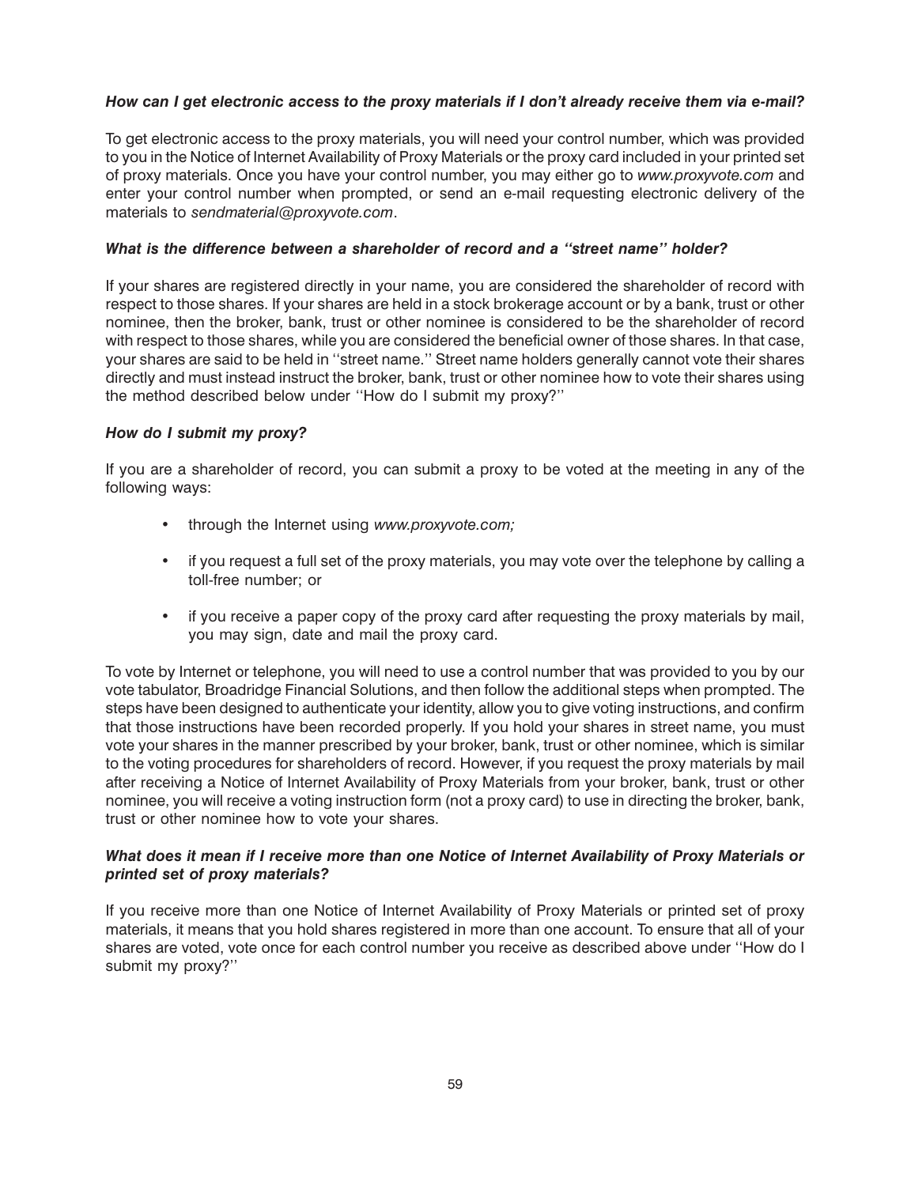***How can I get electronic access to the proxy materials if I don't already receive them via e-mail?***

To get electronic access to the proxy materials, you will need your control number, which was provided to you in the Notice of Internet Availability of Proxy Materials or the proxy card included in your printed set of proxy materials. Once you have your control number, you may either go to *www.proxyvote.com* and enter your control number when prompted, or send an e-mail requesting electronic delivery of the materials to *sendmaterial@proxyvote.com*.

***What is the difference between a shareholder of record and a ''street name'' holder?***

If your shares are registered directly in your name, you are considered the shareholder of record with respect to those shares. If your shares are held in a stock brokerage account or by a bank, trust or other nominee, then the broker, bank, trust or other nominee is considered to be the shareholder of record with respect to those shares, while you are considered the beneficial owner of those shares. In that case, your shares are said to be held in ''street name.'' Street name holders generally cannot vote their shares directly and must instead instruct the broker, bank, trust or other nominee how to vote their shares using the method described below under ''How do I submit my proxy?''

***How do I submit my proxy?***

If you are a shareholder of record, you can submit a proxy to be voted at the meeting in any of the following ways:

- through the Internet using *www.proxyvote.com;*
- if you request a full set of the proxy materials, you may vote over the telephone by calling a toll-free number; or
- if you receive a paper copy of the proxy card after requesting the proxy materials by mail, you may sign, date and mail the proxy card.

To vote by Internet or telephone, you will need to use a control number that was provided to you by our vote tabulator, Broadridge Financial Solutions, and then follow the additional steps when prompted. The steps have been designed to authenticate your identity, allow you to give voting instructions, and confirm that those instructions have been recorded properly. If you hold your shares in street name, you must vote your shares in the manner prescribed by your broker, bank, trust or other nominee, which is similar to the voting procedures for shareholders of record. However, if you request the proxy materials by mail after receiving a Notice of Internet Availability of Proxy Materials from your broker, bank, trust or other nominee, you will receive a voting instruction form (not a proxy card) to use in directing the broker, bank, trust or other nominee how to vote your shares.

***What does it mean if I receive more than one Notice of Internet Availability of Proxy Materials or printed set of proxy materials?***

If you receive more than one Notice of Internet Availability of Proxy Materials or printed set of proxy materials, it means that you hold shares registered in more than one account. To ensure that all of your shares are voted, vote once for each control number you receive as described above under ''How do I submit my proxy?''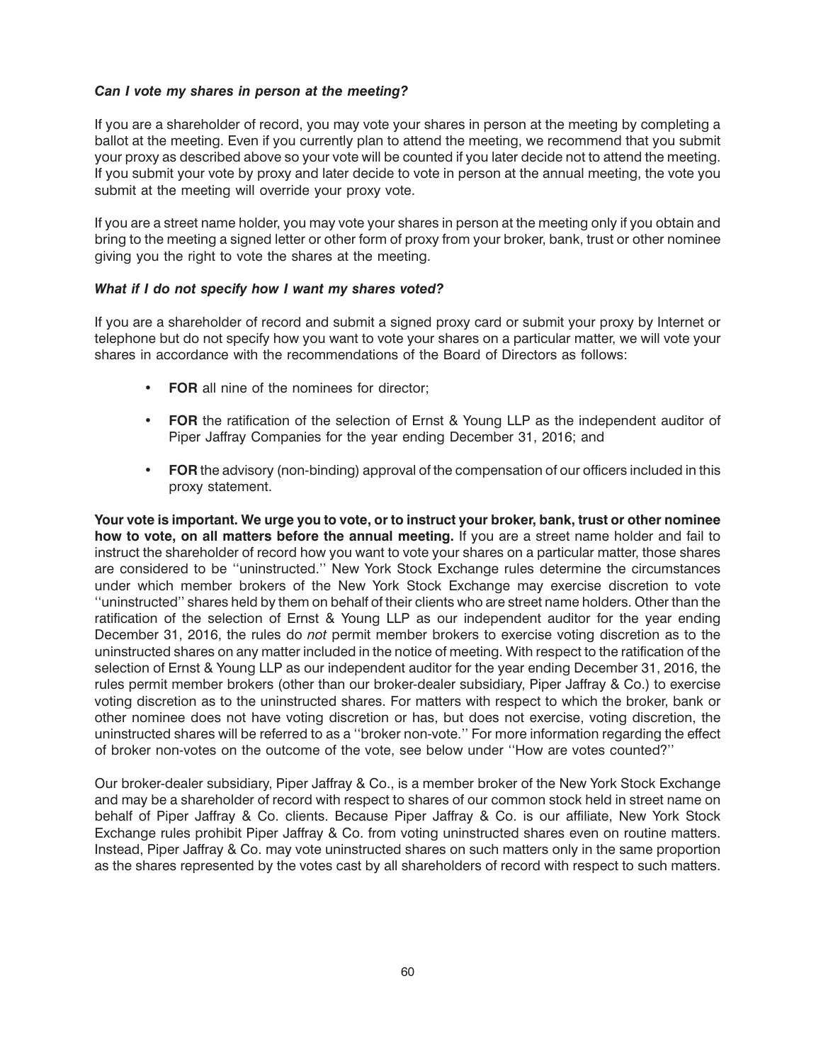### *Can I vote my shares in person at the meeting?*

If you are a shareholder of record, you may vote your shares in person at the meeting by completing a ballot at the meeting. Even if you currently plan to attend the meeting, we recommend that you submit your proxy as described above so your vote will be counted if you later decide not to attend the meeting. If you submit your vote by proxy and later decide to vote in person at the annual meeting, the vote you submit at the meeting will override your proxy vote.

If you are a street name holder, you may vote your shares in person at the meeting only if you obtain and bring to the meeting a signed letter or other form of proxy from your broker, bank, trust or other nominee giving you the right to vote the shares at the meeting.

### *What if I do not specify how I want my shares voted?*

If you are a shareholder of record and submit a signed proxy card or submit your proxy by Internet or telephone but do not specify how you want to vote your shares on a particular matter, we will vote your shares in accordance with the recommendations of the Board of Directors as follows:

- **FOR** all nine of the nominees for director;
- **FOR** the ratification of the selection of Ernst & Young LLP as the independent auditor of Piper Jaffray Companies for the year ending December 31, 2016; and
- **FOR** the advisory (non-binding) approval of the compensation of our officers included in this proxy statement.

**Your vote is important. We urge you to vote, or to instruct your broker, bank, trust or other nominee how to vote, on all matters before the annual meeting.** If you are a street name holder and fail to instruct the shareholder of record how you want to vote your shares on a particular matter, those shares are considered to be ''uninstructed.'' New York Stock Exchange rules determine the circumstances under which member brokers of the New York Stock Exchange may exercise discretion to vote ''uninstructed'' shares held by them on behalf of their clients who are street name holders. Other than the ratification of the selection of Ernst & Young LLP as our independent auditor for the year ending December 31, 2016, the rules do *not* permit member brokers to exercise voting discretion as to the uninstructed shares on any matter included in the notice of meeting. With respect to the ratification of the selection of Ernst & Young LLP as our independent auditor for the year ending December 31, 2016, the rules permit member brokers (other than our broker-dealer subsidiary, Piper Jaffray & Co.) to exercise voting discretion as to the uninstructed shares. For matters with respect to which the broker, bank or other nominee does not have voting discretion or has, but does not exercise, voting discretion, the uninstructed shares will be referred to as a ''broker non-vote.'' For more information regarding the effect of broker non-votes on the outcome of the vote, see below under ''How are votes counted?''

Our broker-dealer subsidiary, Piper Jaffray & Co., is a member broker of the New York Stock Exchange and may be a shareholder of record with respect to shares of our common stock held in street name on behalf of Piper Jaffray & Co. clients. Because Piper Jaffray & Co. is our affiliate, New York Stock Exchange rules prohibit Piper Jaffray & Co. from voting uninstructed shares even on routine matters. Instead, Piper Jaffray & Co. may vote uninstructed shares on such matters only in the same proportion as the shares represented by the votes cast by all shareholders of record with respect to such matters.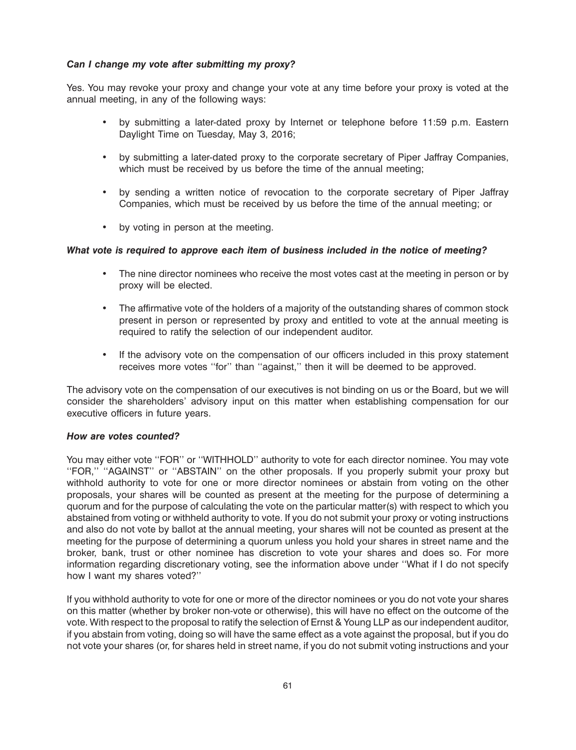***Can I change my vote after submitting my proxy?***

Yes. You may revoke your proxy and change your vote at any time before your proxy is voted at the annual meeting, in any of the following ways:

- by submitting a later-dated proxy by Internet or telephone before 11:59 p.m. Eastern Daylight Time on Tuesday, May 3, 2016;
- by submitting a later-dated proxy to the corporate secretary of Piper Jaffray Companies, which must be received by us before the time of the annual meeting;
- by sending a written notice of revocation to the corporate secretary of Piper Jaffray Companies, which must be received by us before the time of the annual meeting; or
- by voting in person at the meeting.

***What vote is required to approve each item of business included in the notice of meeting?***

- The nine director nominees who receive the most votes cast at the meeting in person or by proxy will be elected.
- The affirmative vote of the holders of a majority of the outstanding shares of common stock present in person or represented by proxy and entitled to vote at the annual meeting is required to ratify the selection of our independent auditor.
- If the advisory vote on the compensation of our officers included in this proxy statement receives more votes ''for'' than ''against,'' then it will be deemed to be approved.

The advisory vote on the compensation of our executives is not binding on us or the Board, but we will consider the shareholders' advisory input on this matter when establishing compensation for our executive officers in future years.

***How are votes counted?***

You may either vote ''FOR'' or ''WITHHOLD'' authority to vote for each director nominee. You may vote ''FOR,'' ''AGAINST'' or ''ABSTAIN'' on the other proposals. If you properly submit your proxy but withhold authority to vote for one or more director nominees or abstain from voting on the other proposals, your shares will be counted as present at the meeting for the purpose of determining a quorum and for the purpose of calculating the vote on the particular matter(s) with respect to which you abstained from voting or withheld authority to vote. If you do not submit your proxy or voting instructions and also do not vote by ballot at the annual meeting, your shares will not be counted as present at the meeting for the purpose of determining a quorum unless you hold your shares in street name and the broker, bank, trust or other nominee has discretion to vote your shares and does so. For more information regarding discretionary voting, see the information above under ''What if I do not specify how I want my shares voted?''

If you withhold authority to vote for one or more of the director nominees or you do not vote your shares on this matter (whether by broker non-vote or otherwise), this will have no effect on the outcome of the vote. With respect to the proposal to ratify the selection of Ernst & Young LLP as our independent auditor, if you abstain from voting, doing so will have the same effect as a vote against the proposal, but if you do not vote your shares (or, for shares held in street name, if you do not submit voting instructions and your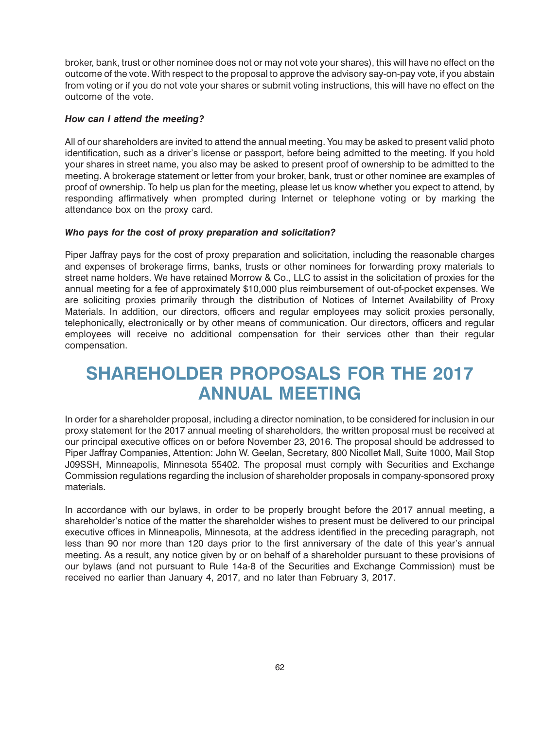broker, bank, trust or other nominee does not or may not vote your shares), this will have no effect on the outcome of the vote. With respect to the proposal to approve the advisory say-on-pay vote, if you abstain from voting or if you do not vote your shares or submit voting instructions, this will have no effect on the outcome of the vote.

***How can I attend the meeting?***

All of our shareholders are invited to attend the annual meeting. You may be asked to present valid photo identification, such as a driver's license or passport, before being admitted to the meeting. If you hold your shares in street name, you also may be asked to present proof of ownership to be admitted to the meeting. A brokerage statement or letter from your broker, bank, trust or other nominee are examples of proof of ownership. To help us plan for the meeting, please let us know whether you expect to attend, by responding affirmatively when prompted during Internet or telephone voting or by marking the attendance box on the proxy card.

***Who pays for the cost of proxy preparation and solicitation?***

Piper Jaffray pays for the cost of proxy preparation and solicitation, including the reasonable charges and expenses of brokerage firms, banks, trusts or other nominees for forwarding proxy materials to street name holders. We have retained Morrow & Co., LLC to assist in the solicitation of proxies for the annual meeting for a fee of approximately $10,000 plus reimbursement of out-of-pocket expenses. We are soliciting proxies primarily through the distribution of Notices of Internet Availability of Proxy Materials. In addition, our directors, officers and regular employees may solicit proxies personally, telephonically, electronically or by other means of communication. Our directors, officers and regular employees will receive no additional compensation for their services other than their regular compensation.

# SHAREHOLDER PROPOSALS FOR THE 2017 ANNUAL MEETING

In order for a shareholder proposal, including a director nomination, to be considered for inclusion in our proxy statement for the 2017 annual meeting of shareholders, the written proposal must be received at our principal executive offices on or before November 23, 2016. The proposal should be addressed to Piper Jaffray Companies, Attention: John W. Geelan, Secretary, 800 Nicollet Mall, Suite 1000, Mail Stop J09SSH, Minneapolis, Minnesota 55402. The proposal must comply with Securities and Exchange Commission regulations regarding the inclusion of shareholder proposals in company-sponsored proxy materials.

In accordance with our bylaws, in order to be properly brought before the 2017 annual meeting, a shareholder's notice of the matter the shareholder wishes to present must be delivered to our principal executive offices in Minneapolis, Minnesota, at the address identified in the preceding paragraph, not less than 90 nor more than 120 days prior to the first anniversary of the date of this year's annual meeting. As a result, any notice given by or on behalf of a shareholder pursuant to these provisions of our bylaws (and not pursuant to Rule 14a-8 of the Securities and Exchange Commission) must be received no earlier than January 4, 2017, and no later than February 3, 2017.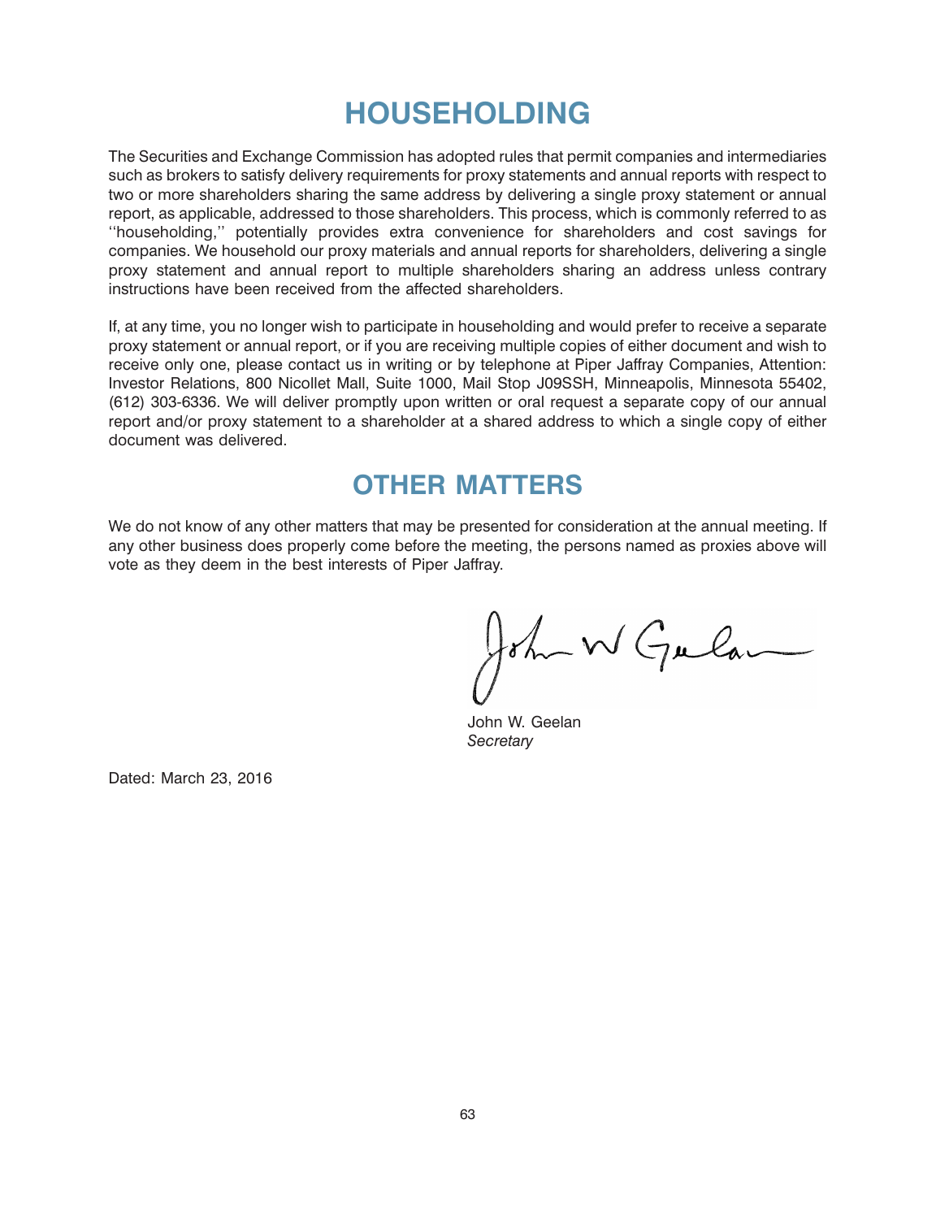# HOUSEHOLDING

The Securities and Exchange Commission has adopted rules that permit companies and intermediaries such as brokers to satisfy delivery requirements for proxy statements and annual reports with respect to two or more shareholders sharing the same address by delivering a single proxy statement or annual report, as applicable, addressed to those shareholders. This process, which is commonly referred to as ''householding,'' potentially provides extra convenience for shareholders and cost savings for companies. We household our proxy materials and annual reports for shareholders, delivering a single proxy statement and annual report to multiple shareholders sharing an address unless contrary instructions have been received from the affected shareholders.

If, at any time, you no longer wish to participate in householding and would prefer to receive a separate proxy statement or annual report, or if you are receiving multiple copies of either document and wish to receive only one, please contact us in writing or by telephone at Piper Jaffray Companies, Attention: Investor Relations, 800 Nicollet Mall, Suite 1000, Mail Stop J09SSH, Minneapolis, Minnesota 55402, (612) 303-6336. We will deliver promptly upon written or oral request a separate copy of our annual report and/or proxy statement to a shareholder at a shared address to which a single copy of either document was delivered.

# OTHER MATTERS

We do not know of any other matters that may be presented for consideration at the annual meeting. If any other business does properly come before the meeting, the persons named as proxies above will vote as they deem in the best interests of Piper Jaffray.

John W. Geelan
*Secretary*

Dated: March 23, 2016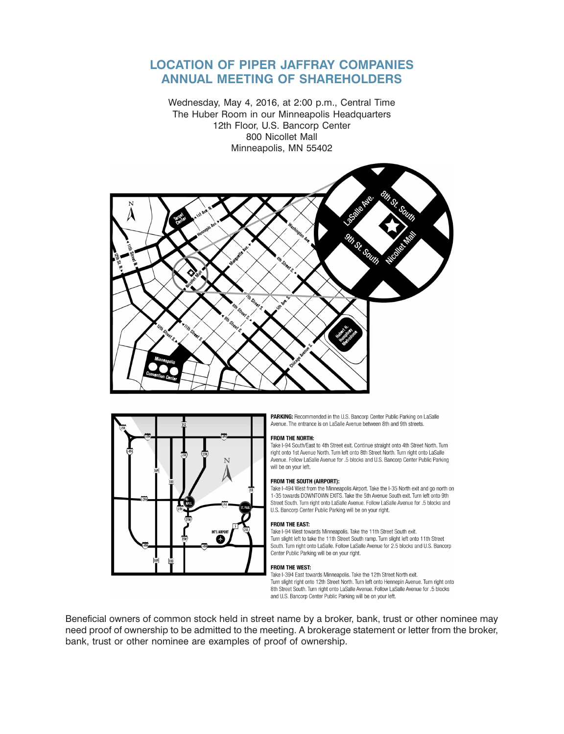# LOCATION OF PIPER JAFFRAY COMPANIES ANNUAL MEETING OF SHAREHOLDERS

Wednesday, May 4, 2016, at 2:00 p.m., Central Time
The Huber Room in our Minneapolis Headquarters
12th Floor, U.S. Bancorp Center
800 Nicollet Mall
Minneapolis, MN 55402

**PARKING:** Recommended in the U.S. Bancorp Center Public Parking on LaSalle Avenue. The entrance is on LaSalle Avenue between 8th and 9th streets.

**FROM THE NORTH:**
Take I-94 South/East to 4th Street exit. Continue straight onto 4th Street North. Turn right onto 1st Avenue North. Turn left onto 8th Street North. Turn right onto LaSalle Avenue. Follow LaSalle Avenue for .5 blocks and U.S. Bancorp Center Public Parking will be on your left.

**FROM THE SOUTH (AIRPORT):**
Take I-494 West from the Minneapolis Airport. Take the I-35 North exit and go north on 1-35 towards DOWNTOWN EXITS. Take the 5th Avenue South exit. Turn left onto 9th Street South. Turn right onto LaSalle Avenue. Follow LaSalle Avenue for .5 blocks and U.S. Bancorp Center Public Parking will be on your right.

**FROM THE EAST:**
Take I-94 West towards Minneapolis. Take the 11th Street South exit. Turn slight left to take the 11th Street South ramp. Turn slight left onto 11th Street South. Turn right onto LaSalle. Follow LaSalle Avenue for 2.5 blocks and U.S. Bancorp Center Public Parking will be on your right.

**FROM THE WEST:**
Take I-394 East towards Minneapolis. Take the 12th Street North exit. Turn slight right onto 12th Street North. Turn left onto Hennepin Avenue. Turn right onto 8th Street South. Turn right onto LaSalle Avenue. Follow LaSalle Avenue for .5 blocks and U.S. Bancorp Center Public Parking will be on your left.

Beneficial owners of common stock held in street name by a broker, bank, trust or other nominee may need proof of ownership to be admitted to the meeting. A brokerage statement or letter from the broker, bank, trust or other nominee are examples of proof of ownership.